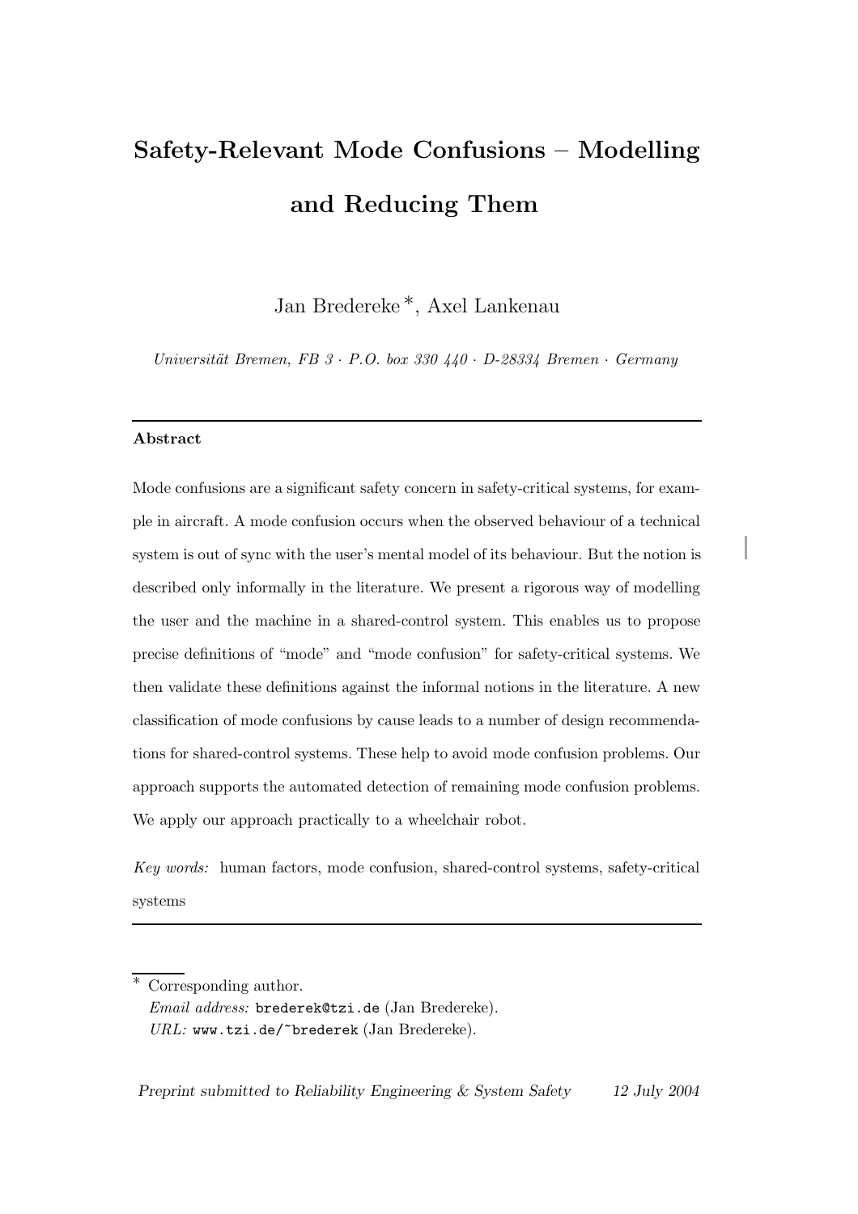# Safety-Relevant Mode Confusions – Modelling and Reducing Them

Jan Bredereke [*], Axel Lankenau

*Universität Bremen, FB 3 · P.O. box 330 440 · D-28334 Bremen · Germany*

---

**Abstract**

Mode confusions are a significant safety concern in safety-critical systems, for example in aircraft. A mode confusion occurs when the observed behaviour of a technical system is out of sync with the user's mental model of its behaviour. But the notion is described only informally in the literature. We present a rigorous way of modelling the user and the machine in a shared-control system. This enables us to propose precise definitions of "mode" and "mode confusion" for safety-critical systems. We then validate these definitions against the informal notions in the literature. A new classification of mode confusions by cause leads to a number of design recommendations for shared-control systems. These help to avoid mode confusion problems. Our approach supports the automated detection of remaining mode confusion problems. We apply our approach practically to a wheelchair robot.

*Key words:* human factors, mode confusion, shared-control systems, safety-critical systems

---

[*] Corresponding author.
*Email address:* `brederek@tzi.de` (Jan Bredereke).
*URL:* `www.tzi.de/~brederek` (Jan Bredereke).

*Preprint submitted to Reliability Engineering & System Safety* *12 July 2004*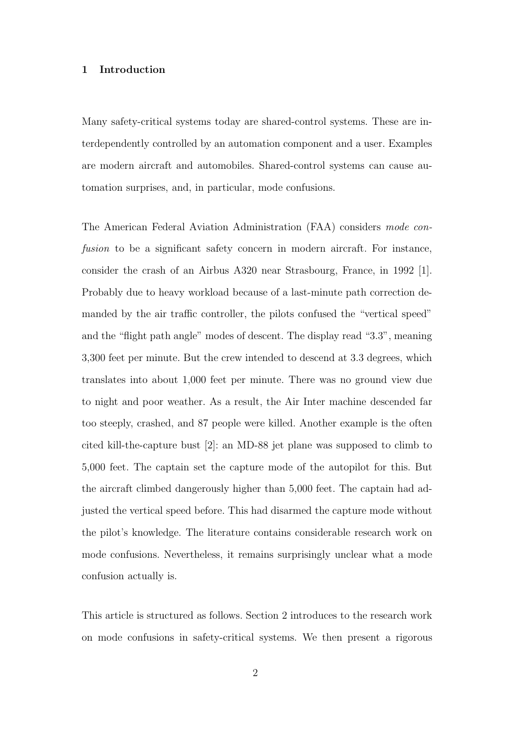## 1 Introduction

Many safety-critical systems today are shared-control systems. These are interdependently controlled by an automation component and a user. Examples are modern aircraft and automobiles. Shared-control systems can cause automation surprises, and, in particular, mode confusions.

The American Federal Aviation Administration (FAA) considers *mode confusion* to be a significant safety concern in modern aircraft. For instance, consider the crash of an Airbus A320 near Strasbourg, France, in 1992 [1]. Probably due to heavy workload because of a last-minute path correction demanded by the air traffic controller, the pilots confused the "vertical speed" and the "flight path angle" modes of descent. The display read "3.3", meaning 3,300 feet per minute. But the crew intended to descend at 3.3 degrees, which translates into about 1,000 feet per minute. There was no ground view due to night and poor weather. As a result, the Air Inter machine descended far too steeply, crashed, and 87 people were killed. Another example is the often cited kill-the-capture bust [2]: an MD-88 jet plane was supposed to climb to 5,000 feet. The captain set the capture mode of the autopilot for this. But the aircraft climbed dangerously higher than 5,000 feet. The captain had adjusted the vertical speed before. This had disarmed the capture mode without the pilot's knowledge. The literature contains considerable research work on mode confusions. Nevertheless, it remains surprisingly unclear what a mode confusion actually is.

This article is structured as follows. Section 2 introduces to the research work on mode confusions in safety-critical systems. We then present a rigorous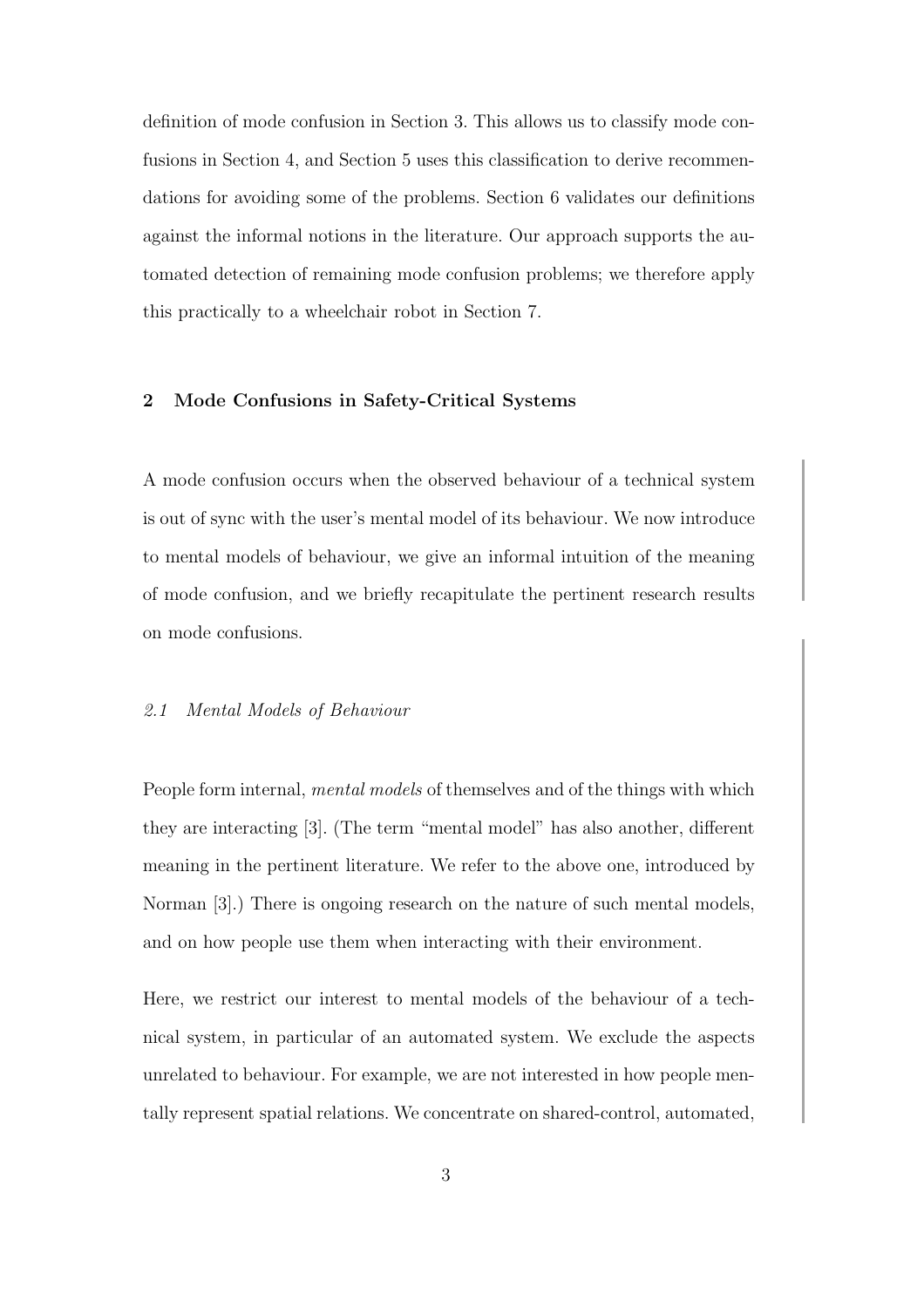definition of mode confusion in Section 3. This allows us to classify mode confusions in Section 4, and Section 5 uses this classification to derive recommendations for avoiding some of the problems. Section 6 validates our definitions against the informal notions in the literature. Our approach supports the automated detection of remaining mode confusion problems; we therefore apply this practically to a wheelchair robot in Section 7.

## 2 Mode Confusions in Safety-Critical Systems

A mode confusion occurs when the observed behaviour of a technical system is out of sync with the user's mental model of its behaviour. We now introduce to mental models of behaviour, we give an informal intuition of the meaning of mode confusion, and we briefly recapitulate the pertinent research results on mode confusions.

### *2.1 Mental Models of Behaviour*

People form internal, *mental models* of themselves and of the things with which they are interacting [3]. (The term "mental model" has also another, different meaning in the pertinent literature. We refer to the above one, introduced by Norman [3].) There is ongoing research on the nature of such mental models, and on how people use them when interacting with their environment.

Here, we restrict our interest to mental models of the behaviour of a technical system, in particular of an automated system. We exclude the aspects unrelated to behaviour. For example, we are not interested in how people mentally represent spatial relations. We concentrate on shared-control, automated,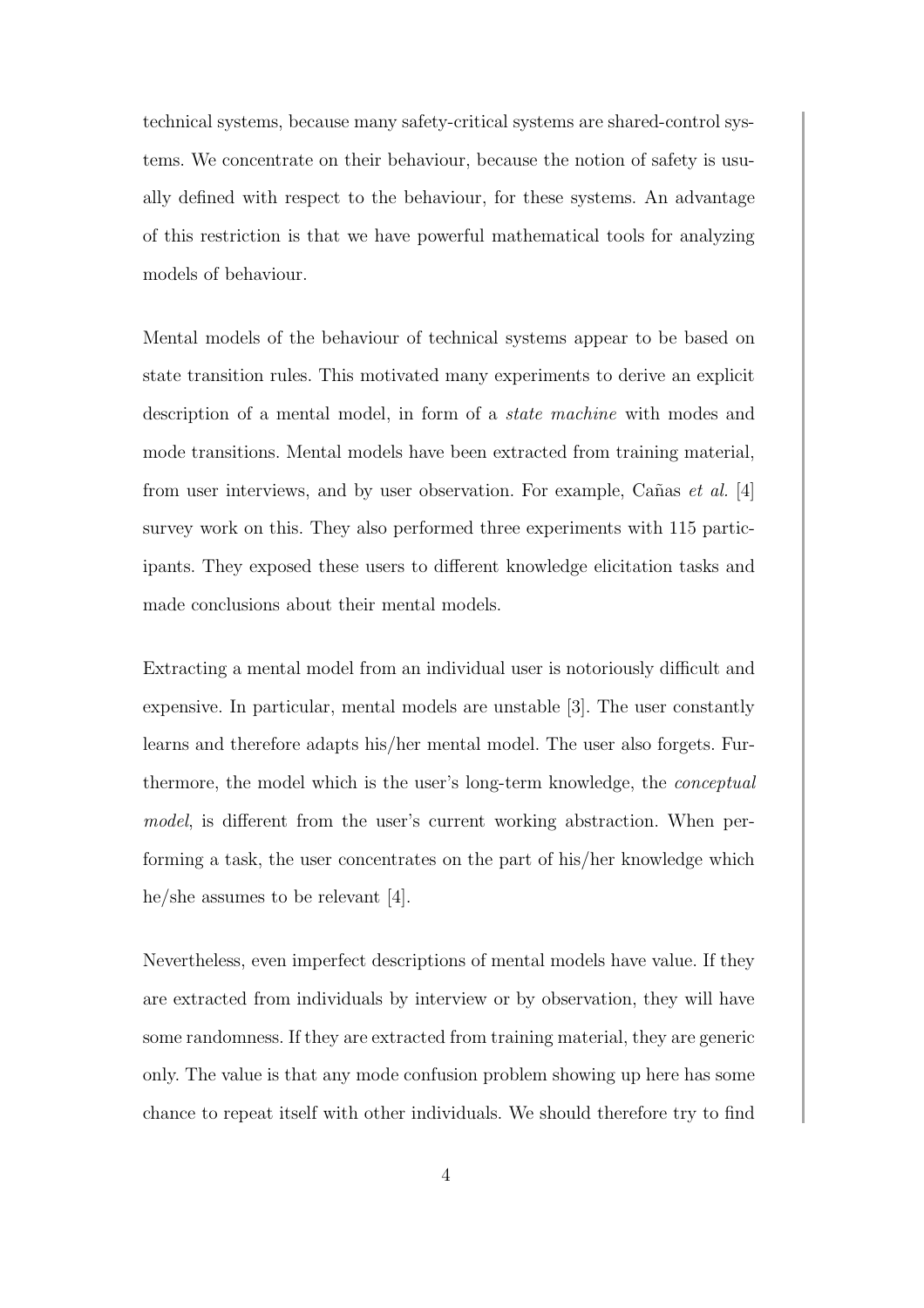technical systems, because many safety-critical systems are shared-control systems. We concentrate on their behaviour, because the notion of safety is usually defined with respect to the behaviour, for these systems. An advantage of this restriction is that we have powerful mathematical tools for analyzing models of behaviour.

Mental models of the behaviour of technical systems appear to be based on state transition rules. This motivated many experiments to derive an explicit description of a mental model, in form of a *state machine* with modes and mode transitions. Mental models have been extracted from training material, from user interviews, and by user observation. For example, Cañas *et al.* [4] survey work on this. They also performed three experiments with 115 participants. They exposed these users to different knowledge elicitation tasks and made conclusions about their mental models.

Extracting a mental model from an individual user is notoriously difficult and expensive. In particular, mental models are unstable [3]. The user constantly learns and therefore adapts his/her mental model. The user also forgets. Furthermore, the model which is the user's long-term knowledge, the *conceptual model*, is different from the user's current working abstraction. When performing a task, the user concentrates on the part of his/her knowledge which he/she assumes to be relevant [4].

Nevertheless, even imperfect descriptions of mental models have value. If they are extracted from individuals by interview or by observation, they will have some randomness. If they are extracted from training material, they are generic only. The value is that any mode confusion problem showing up here has some chance to repeat itself with other individuals. We should therefore try to find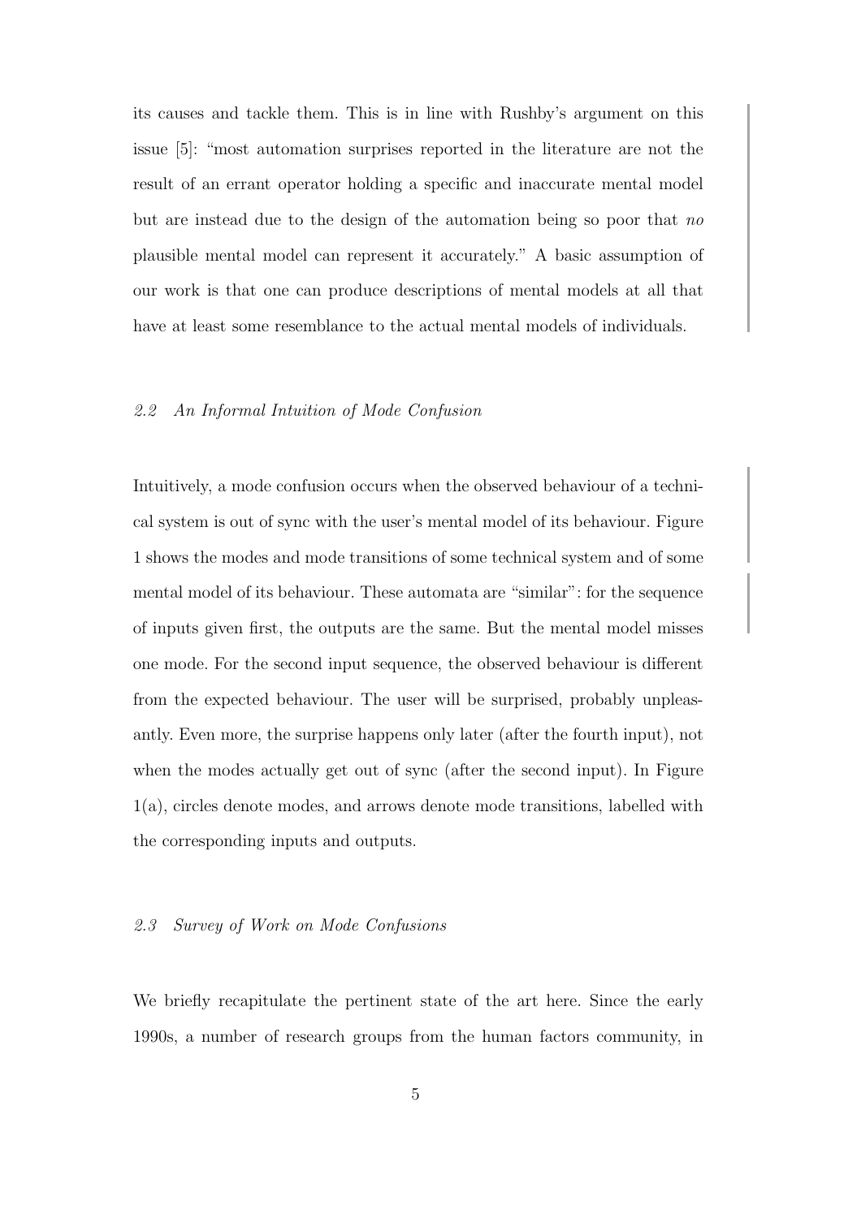its causes and tackle them. This is in line with Rushby's argument on this issue [5]: "most automation surprises reported in the literature are not the result of an errant operator holding a specific and inaccurate mental model but are instead due to the design of the automation being so poor that *no* plausible mental model can represent it accurately." A basic assumption of our work is that one can produce descriptions of mental models at all that have at least some resemblance to the actual mental models of individuals.

### *2.2 An Informal Intuition of Mode Confusion*

Intuitively, a mode confusion occurs when the observed behaviour of a technical system is out of sync with the user's mental model of its behaviour. Figure 1 shows the modes and mode transitions of some technical system and of some mental model of its behaviour. These automata are "similar": for the sequence of inputs given first, the outputs are the same. But the mental model misses one mode. For the second input sequence, the observed behaviour is different from the expected behaviour. The user will be surprised, probably unpleasantly. Even more, the surprise happens only later (after the fourth input), not when the modes actually get out of sync (after the second input). In Figure 1(a), circles denote modes, and arrows denote mode transitions, labelled with the corresponding inputs and outputs.

### *2.3 Survey of Work on Mode Confusions*

We briefly recapitulate the pertinent state of the art here. Since the early 1990s, a number of research groups from the human factors community, in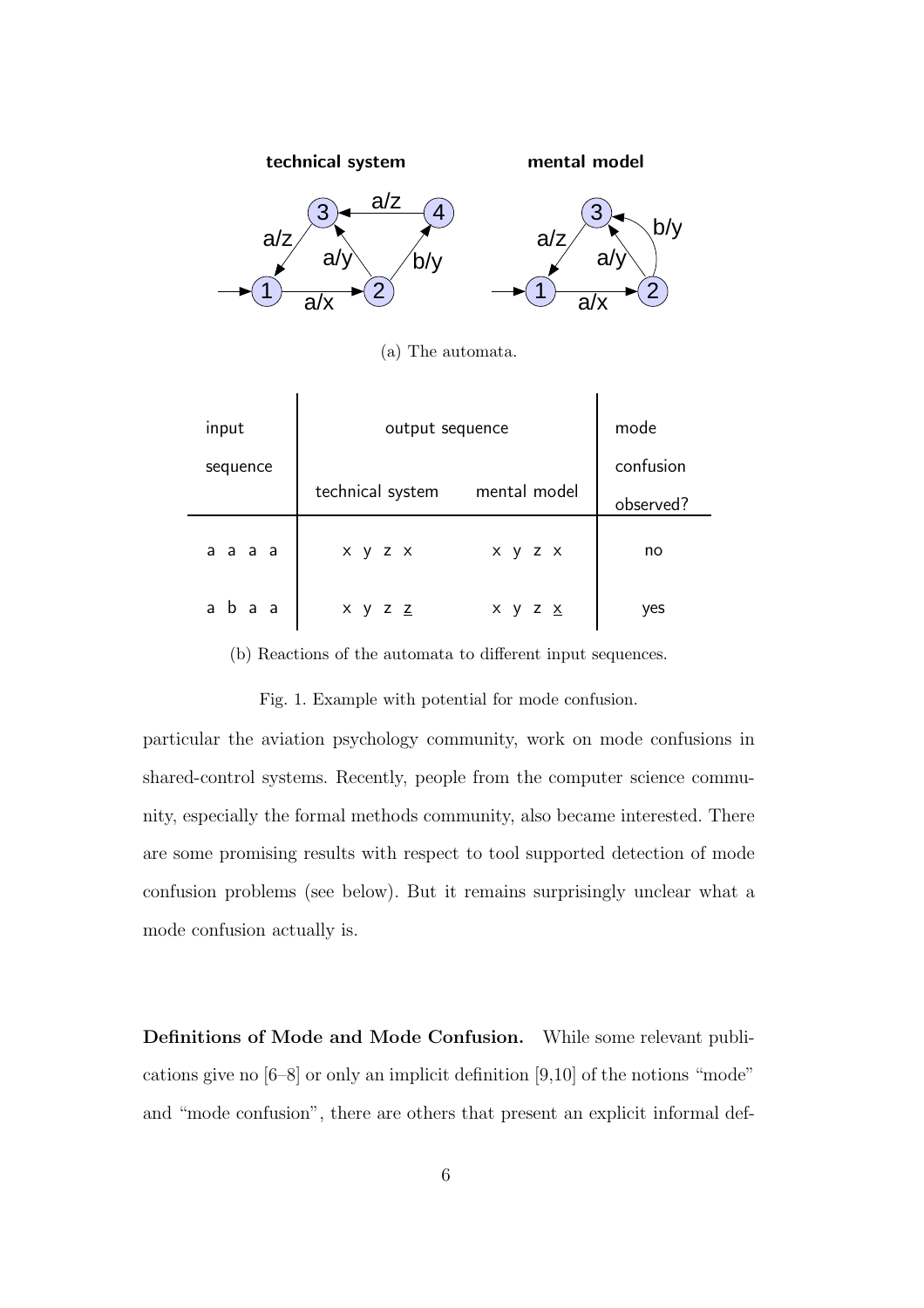technical system

mental model

(a) The automata.

| input sequence | output sequence | | mode confusion observed? |
|---|---|---|---|
| | technical system | mental model | |
| a a a a | x y z x | x y z x | no |
| a b a a | x y z z | x y z x | yes |

(b) Reactions of the automata to different input sequences.

Fig. 1. Example with potential for mode confusion.

particular the aviation psychology community, work on mode confusions in shared-control systems. Recently, people from the computer science community, especially the formal methods community, also became interested. There are some promising results with respect to tool supported detection of mode confusion problems (see below). But it remains surprisingly unclear what a mode confusion actually is.

**Definitions of Mode and Mode Confusion.** While some relevant publications give no [6–8] or only an implicit definition [9,10] of the notions "mode" and "mode confusion", there are others that present an explicit informal def-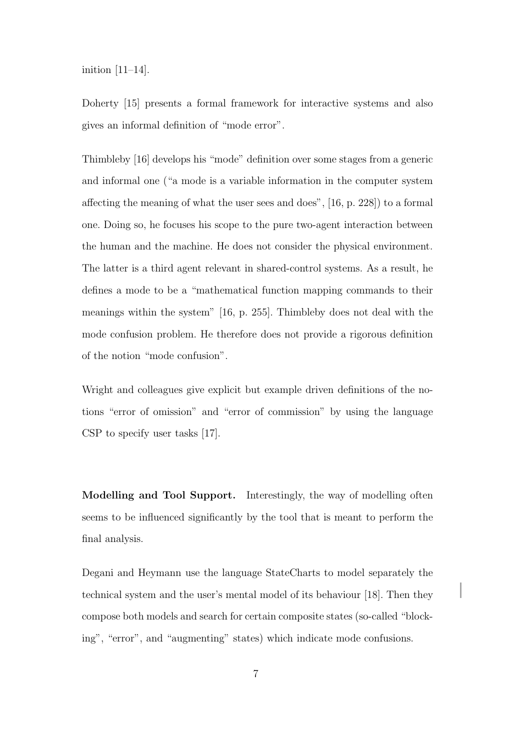inition [11–14].

Doherty [15] presents a formal framework for interactive systems and also gives an informal definition of “mode error”.

Thimbleby [16] develops his “mode” definition over some stages from a generic and informal one (“a mode is a variable information in the computer system affecting the meaning of what the user sees and does”, [16, p. 228]) to a formal one. Doing so, he focuses his scope to the pure two-agent interaction between the human and the machine. He does not consider the physical environment. The latter is a third agent relevant in shared-control systems. As a result, he defines a mode to be a “mathematical function mapping commands to their meanings within the system” [16, p. 255]. Thimbleby does not deal with the mode confusion problem. He therefore does not provide a rigorous definition of the notion “mode confusion”.

Wright and colleagues give explicit but example driven definitions of the notions “error of omission” and “error of commission” by using the language CSP to specify user tasks [17].

**Modelling and Tool Support.** Interestingly, the way of modelling often seems to be influenced significantly by the tool that is meant to perform the final analysis.

Degani and Heymann use the language StateCharts to model separately the technical system and the user’s mental model of its behaviour [18]. Then they compose both models and search for certain composite states (so-called “blocking”, “error”, and “augmenting” states) which indicate mode confusions.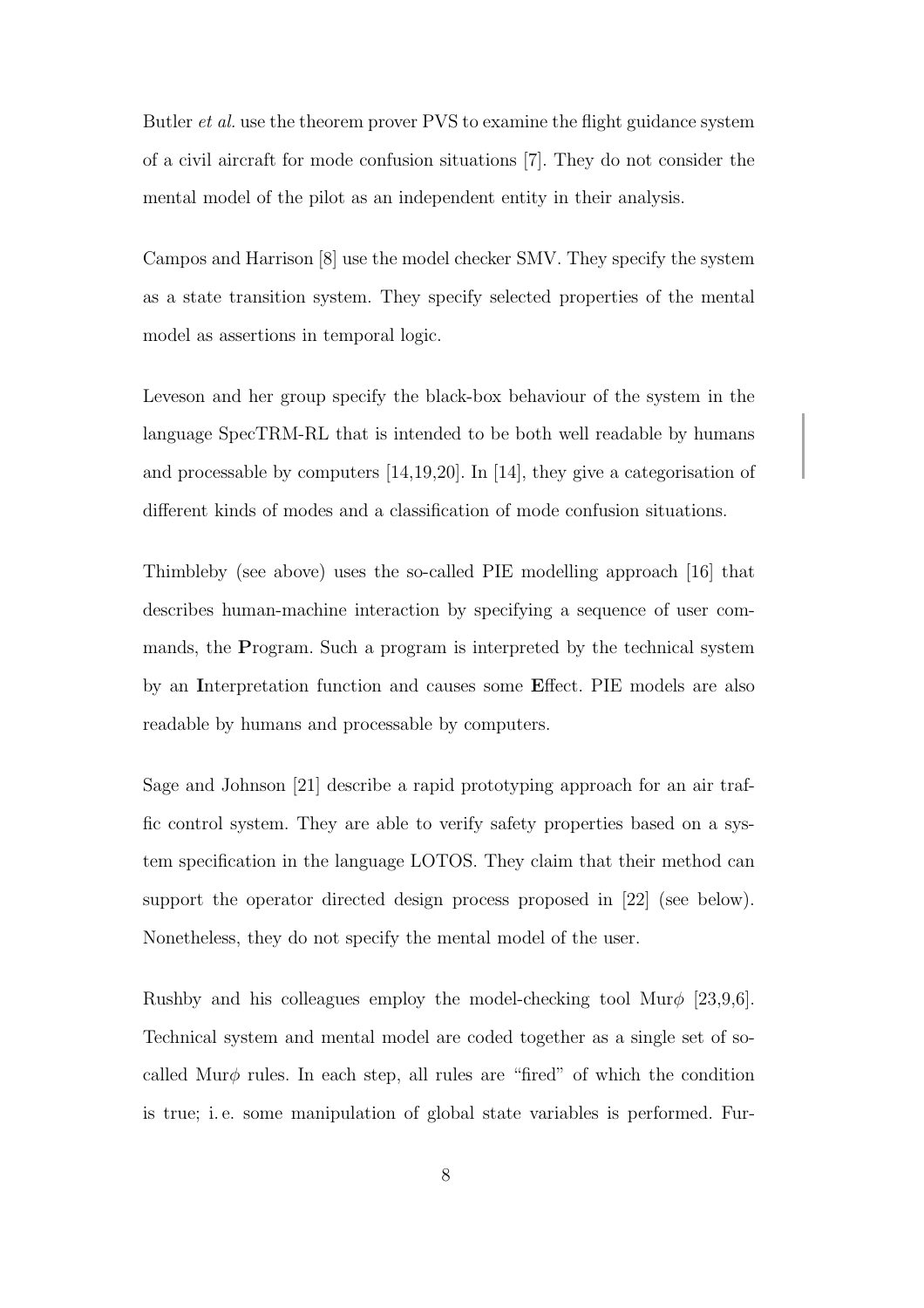Butler *et al.* use the theorem prover PVS to examine the flight guidance system of a civil aircraft for mode confusion situations [7]. They do not consider the mental model of the pilot as an independent entity in their analysis.

Campos and Harrison [8] use the model checker SMV. They specify the system as a state transition system. They specify selected properties of the mental model as assertions in temporal logic.

Leveson and her group specify the black-box behaviour of the system in the language SpecTRM-RL that is intended to be both well readable by humans and processable by computers [14,19,20]. In [14], they give a categorisation of different kinds of modes and a classification of mode confusion situations.

Thimbleby (see above) uses the so-called PIE modelling approach [16] that describes human-machine interaction by specifying a sequence of user commands, the **P**rogram. Such a program is interpreted by the technical system by an **I**nterpretation function and causes some **E**ffect. PIE models are also readable by humans and processable by computers.

Sage and Johnson [21] describe a rapid prototyping approach for an air traffic control system. They are able to verify safety properties based on a system specification in the language LOTOS. They claim that their method can support the operator directed design process proposed in [22] (see below). Nonetheless, they do not specify the mental model of the user.

Rushby and his colleagues employ the model-checking tool Mur$\phi$ [23,9,6]. Technical system and mental model are coded together as a single set of so-called Mur$\phi$ rules. In each step, all rules are "fired" of which the condition is true; i. e. some manipulation of global state variables is performed. Fur-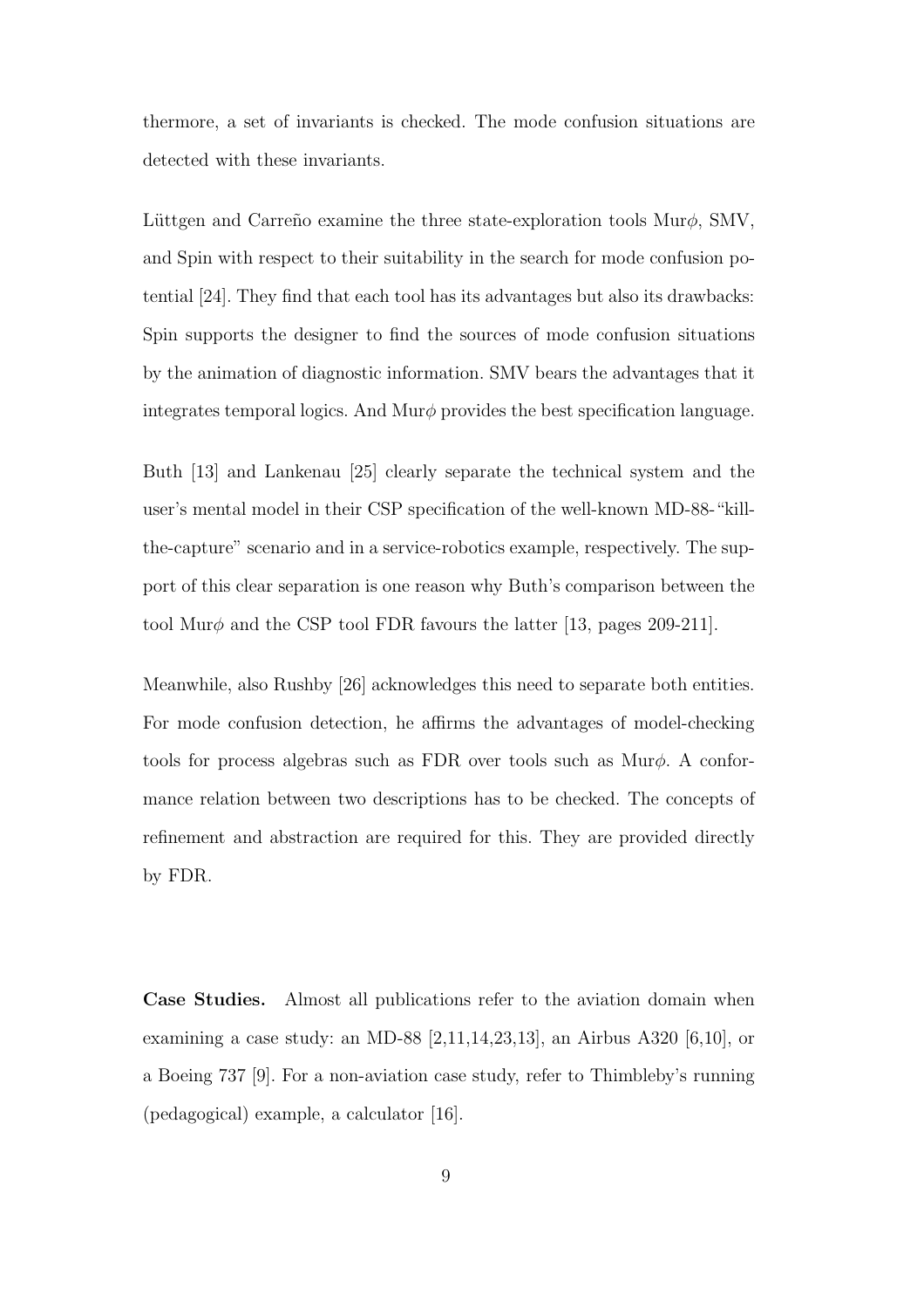thermore, a set of invariants is checked. The mode confusion situations are detected with these invariants.

Lüttgen and Carreño examine the three state-exploration tools Mur$\phi$, SMV, and Spin with respect to their suitability in the search for mode confusion potential [24]. They find that each tool has its advantages but also its drawbacks: Spin supports the designer to find the sources of mode confusion situations by the animation of diagnostic information. SMV bears the advantages that it integrates temporal logics. And Mur$\phi$ provides the best specification language.

Buth [13] and Lankenau [25] clearly separate the technical system and the user's mental model in their CSP specification of the well-known MD-88-"kill-the-capture" scenario and in a service-robotics example, respectively. The support of this clear separation is one reason why Buth's comparison between the tool Mur$\phi$ and the CSP tool FDR favours the latter [13, pages 209-211].

Meanwhile, also Rushby [26] acknowledges this need to separate both entities. For mode confusion detection, he affirms the advantages of model-checking tools for process algebras such as FDR over tools such as Mur$\phi$. A conformance relation between two descriptions has to be checked. The concepts of refinement and abstraction are required for this. They are provided directly by FDR.

**Case Studies.** Almost all publications refer to the aviation domain when examining a case study: an MD-88 [2,11,14,23,13], an Airbus A320 [6,10], or a Boeing 737 [9]. For a non-aviation case study, refer to Thimbleby's running (pedagogical) example, a calculator [16].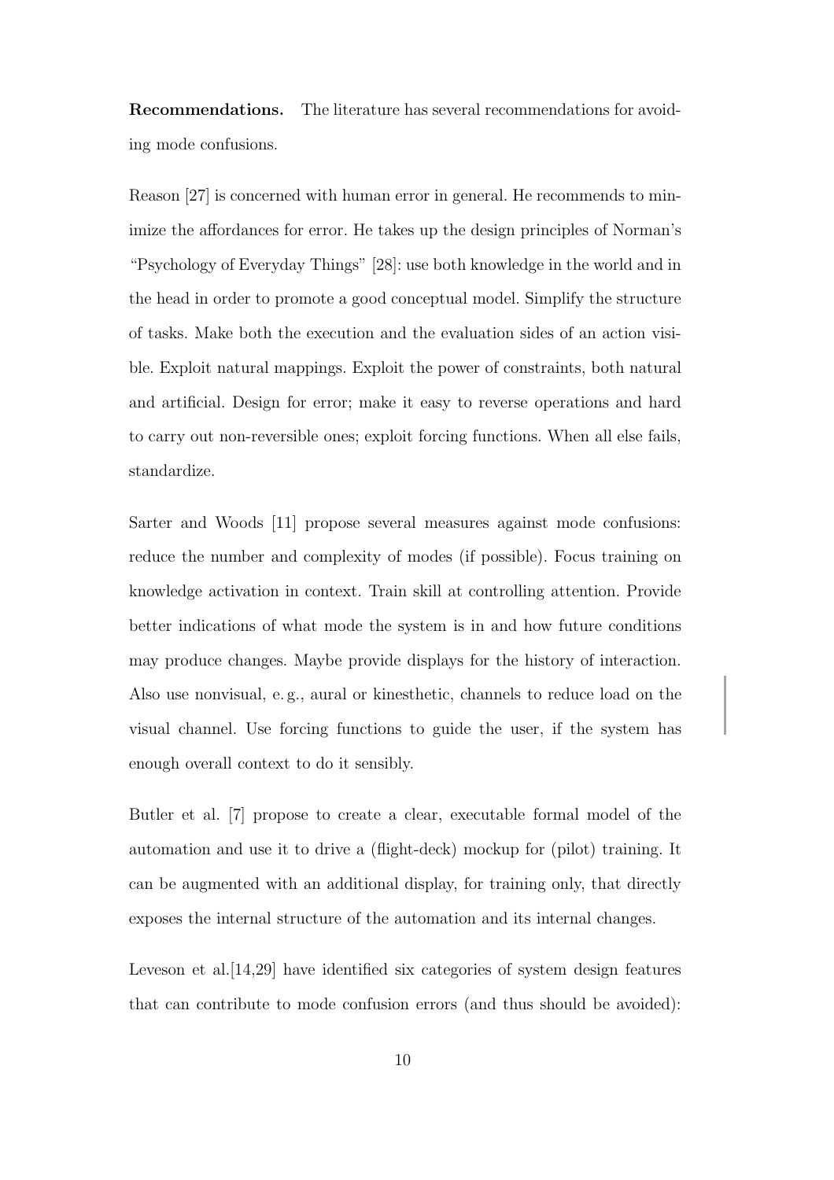**Recommendations.** The literature has several recommendations for avoiding mode confusions.

Reason [27] is concerned with human error in general. He recommends to minimize the affordances for error. He takes up the design principles of Norman's "Psychology of Everyday Things" [28]: use both knowledge in the world and in the head in order to promote a good conceptual model. Simplify the structure of tasks. Make both the execution and the evaluation sides of an action visible. Exploit natural mappings. Exploit the power of constraints, both natural and artificial. Design for error; make it easy to reverse operations and hard to carry out non-reversible ones; exploit forcing functions. When all else fails, standardize.

Sarter and Woods [11] propose several measures against mode confusions: reduce the number and complexity of modes (if possible). Focus training on knowledge activation in context. Train skill at controlling attention. Provide better indications of what mode the system is in and how future conditions may produce changes. Maybe provide displays for the history of interaction. Also use nonvisual, e. g., aural or kinesthetic, channels to reduce load on the visual channel. Use forcing functions to guide the user, if the system has enough overall context to do it sensibly.

Butler et al. [7] propose to create a clear, executable formal model of the automation and use it to drive a (flight-deck) mockup for (pilot) training. It can be augmented with an additional display, for training only, that directly exposes the internal structure of the automation and its internal changes.

Leveson et al.[14,29] have identified six categories of system design features that can contribute to mode confusion errors (and thus should be avoided):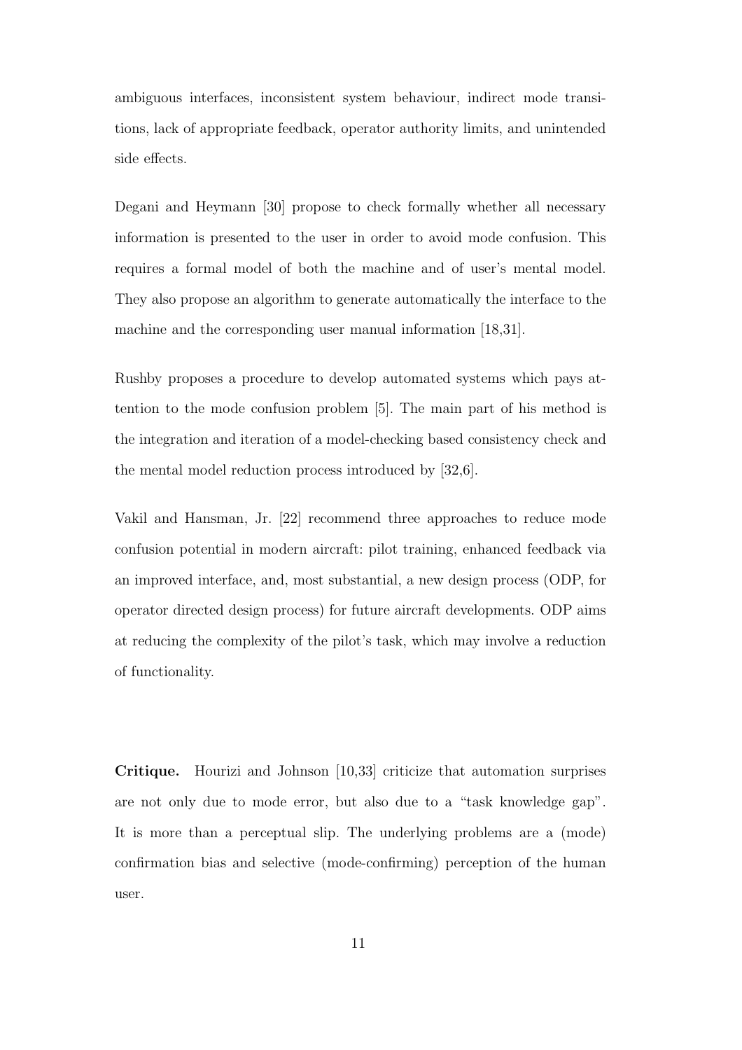ambiguous interfaces, inconsistent system behaviour, indirect mode transitions, lack of appropriate feedback, operator authority limits, and unintended side effects.

Degani and Heymann [30] propose to check formally whether all necessary information is presented to the user in order to avoid mode confusion. This requires a formal model of both the machine and of user's mental model. They also propose an algorithm to generate automatically the interface to the machine and the corresponding user manual information [18,31].

Rushby proposes a procedure to develop automated systems which pays attention to the mode confusion problem [5]. The main part of his method is the integration and iteration of a model-checking based consistency check and the mental model reduction process introduced by [32,6].

Vakil and Hansman, Jr. [22] recommend three approaches to reduce mode confusion potential in modern aircraft: pilot training, enhanced feedback via an improved interface, and, most substantial, a new design process (ODP, for operator directed design process) for future aircraft developments. ODP aims at reducing the complexity of the pilot's task, which may involve a reduction of functionality.

**Critique.** Hourizi and Johnson [10,33] criticize that automation surprises are not only due to mode error, but also due to a "task knowledge gap". It is more than a perceptual slip. The underlying problems are a (mode) confirmation bias and selective (mode-confirming) perception of the human user.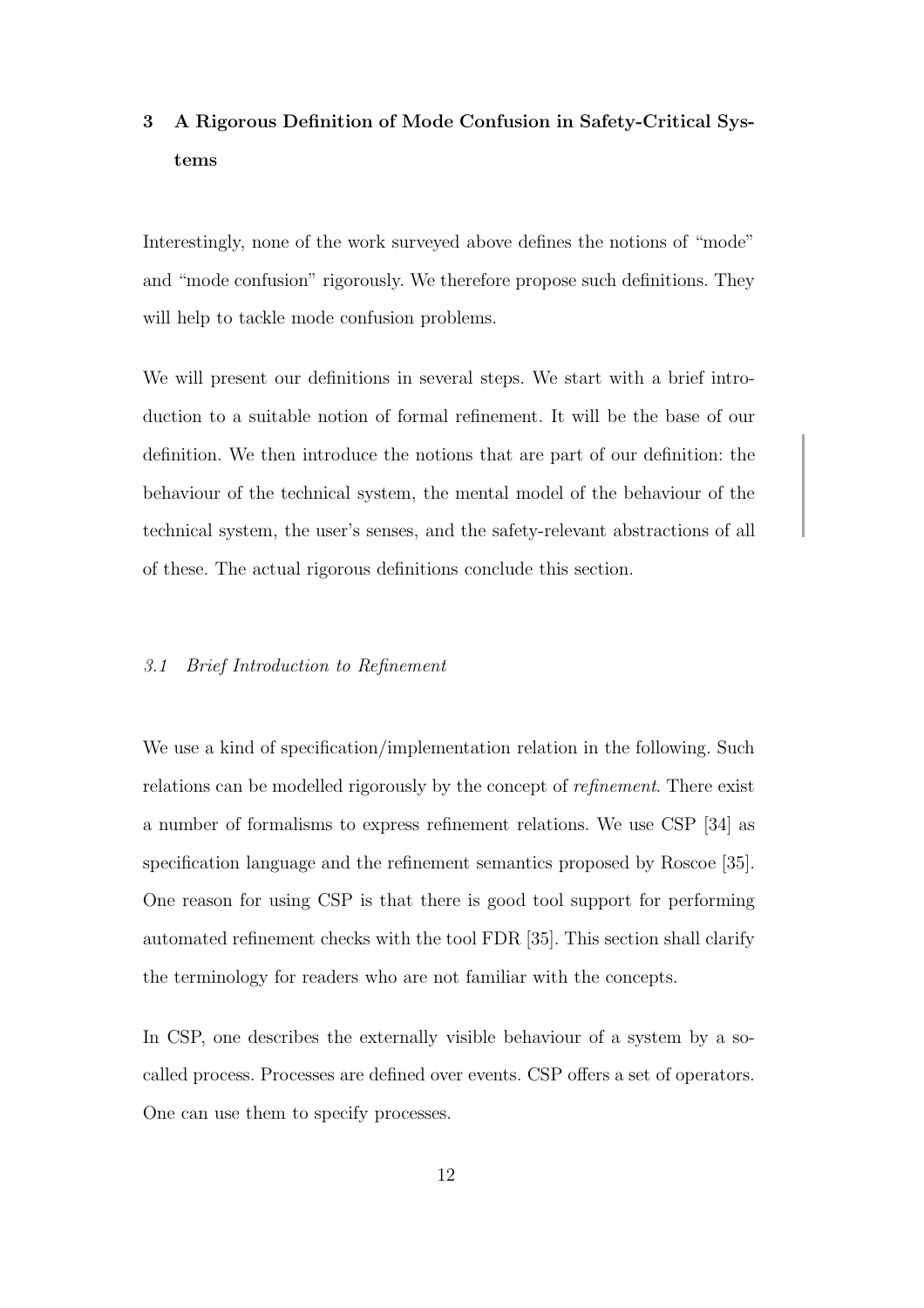## 3 A Rigorous Definition of Mode Confusion in Safety-Critical Systems

Interestingly, none of the work surveyed above defines the notions of "mode" and "mode confusion" rigorously. We therefore propose such definitions. They will help to tackle mode confusion problems.

We will present our definitions in several steps. We start with a brief introduction to a suitable notion of formal refinement. It will be the base of our definition. We then introduce the notions that are part of our definition: the behaviour of the technical system, the mental model of the behaviour of the technical system, the user's senses, and the safety-relevant abstractions of all of these. The actual rigorous definitions conclude this section.

### *3.1 Brief Introduction to Refinement*

We use a kind of specification/implementation relation in the following. Such relations can be modelled rigorously by the concept of *refinement*. There exist a number of formalisms to express refinement relations. We use CSP [34] as specification language and the refinement semantics proposed by Roscoe [35]. One reason for using CSP is that there is good tool support for performing automated refinement checks with the tool FDR [35]. This section shall clarify the terminology for readers who are not familiar with the concepts.

In CSP, one describes the externally visible behaviour of a system by a so-called process. Processes are defined over events. CSP offers a set of operators. One can use them to specify processes.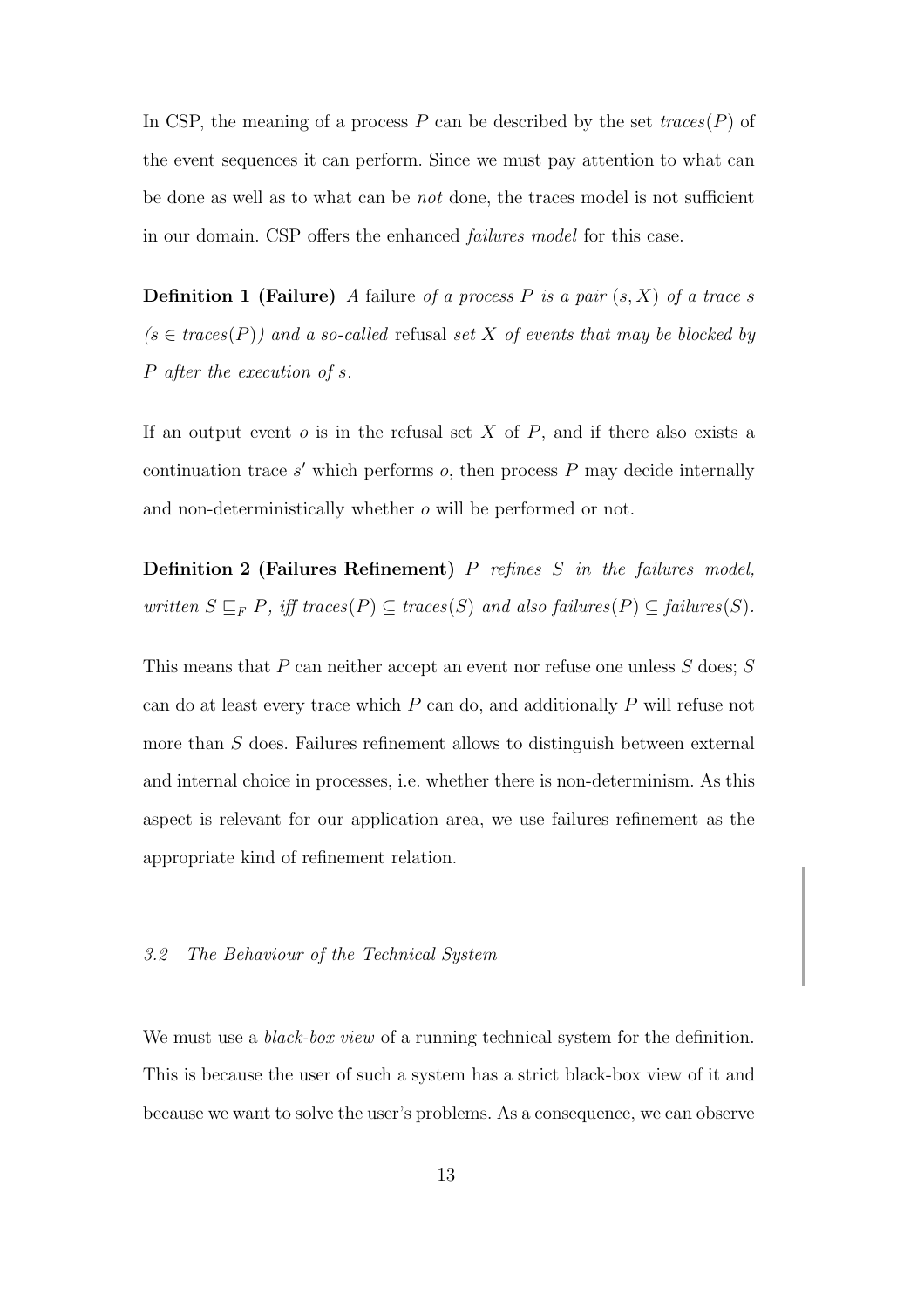In CSP, the meaning of a process $P$ can be described by the set *traces*$(P)$ of the event sequences it can perform. Since we must pay attention to what can be done as well as to what can be *not* done, the traces model is not sufficient in our domain. CSP offers the enhanced *failures model* for this case.

**Definition 1 (Failure)** *A* failure *of a process $P$ is a pair $(s, X)$ of a trace $s$ ($s \in traces(P)$) and a so-called* refusal *set $X$ of events that may be blocked by $P$ after the execution of $s$.*

If an output event $o$ is in the refusal set $X$ of $P$, and if there also exists a continuation trace $s'$ which performs $o$, then process $P$ may decide internally and non-deterministically whether $o$ will be performed or not.

**Definition 2 (Failures Refinement)** *$P$ refines $S$ in the failures model, written $S \sqsubseteq_F P$, iff $traces(P) \subseteq traces(S)$ and also $failures(P) \subseteq failures(S)$.*

This means that $P$ can neither accept an event nor refuse one unless $S$ does; $S$ can do at least every trace which $P$ can do, and additionally $P$ will refuse not more than $S$ does. Failures refinement allows to distinguish between external and internal choice in processes, i.e. whether there is non-determinism. As this aspect is relevant for our application area, we use failures refinement as the appropriate kind of refinement relation.

### *3.2 The Behaviour of the Technical System*

We must use a *black-box view* of a running technical system for the definition. This is because the user of such a system has a strict black-box view of it and because we want to solve the user's problems. As a consequence, we can observe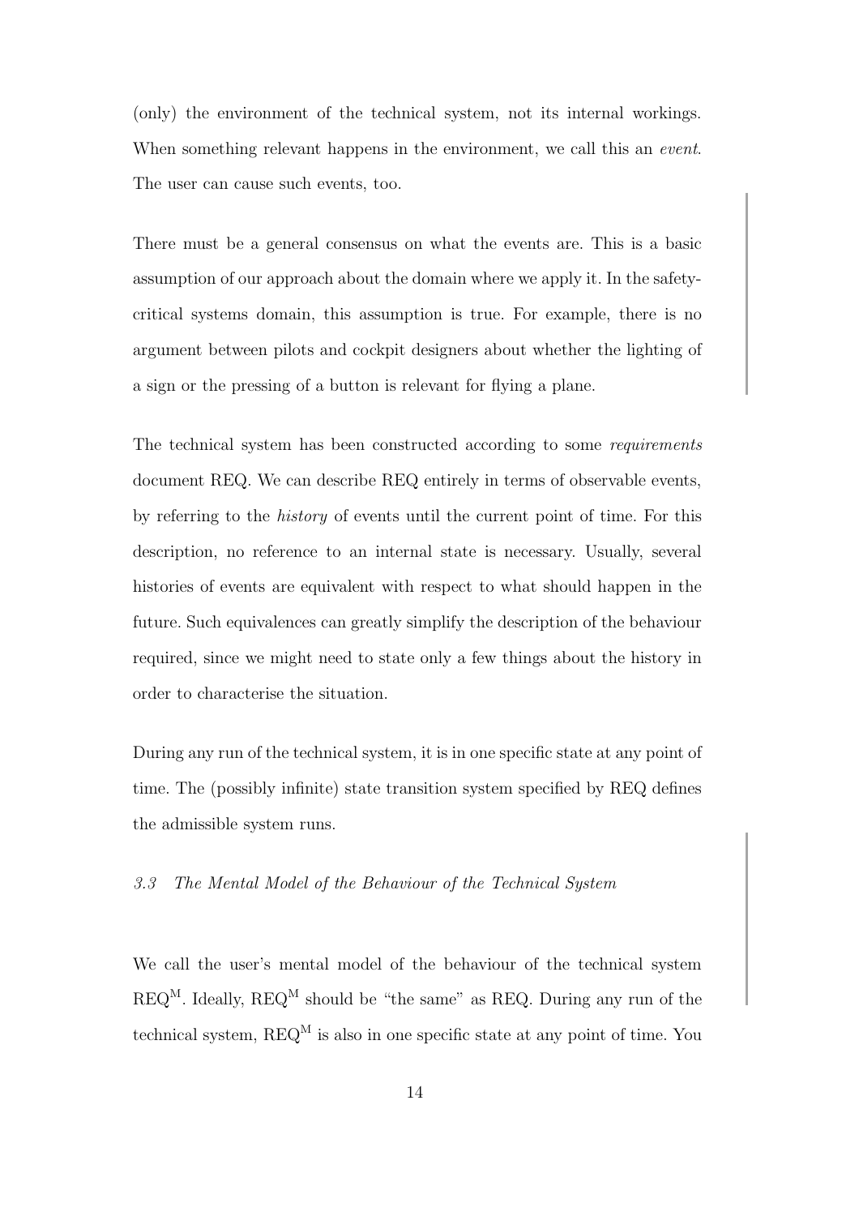(only) the environment of the technical system, not its internal workings. When something relevant happens in the environment, we call this an *event*. The user can cause such events, too.

There must be a general consensus on what the events are. This is a basic assumption of our approach about the domain where we apply it. In the safety-critical systems domain, this assumption is true. For example, there is no argument between pilots and cockpit designers about whether the lighting of a sign or the pressing of a button is relevant for flying a plane.

The technical system has been constructed according to some *requirements* document REQ. We can describe REQ entirely in terms of observable events, by referring to the *history* of events until the current point of time. For this description, no reference to an internal state is necessary. Usually, several histories of events are equivalent with respect to what should happen in the future. Such equivalences can greatly simplify the description of the behaviour required, since we might need to state only a few things about the history in order to characterise the situation.

During any run of the technical system, it is in one specific state at any point of time. The (possibly infinite) state transition system specified by REQ defines the admissible system runs.

### *3.3 The Mental Model of the Behaviour of the Technical System*

We call the user's mental model of the behaviour of the technical system $\mathrm{REQ}^{\mathrm{M}}$. Ideally, $\mathrm{REQ}^{\mathrm{M}}$ should be "the same" as REQ. During any run of the technical system, $\mathrm{REQ}^{\mathrm{M}}$ is also in one specific state at any point of time. You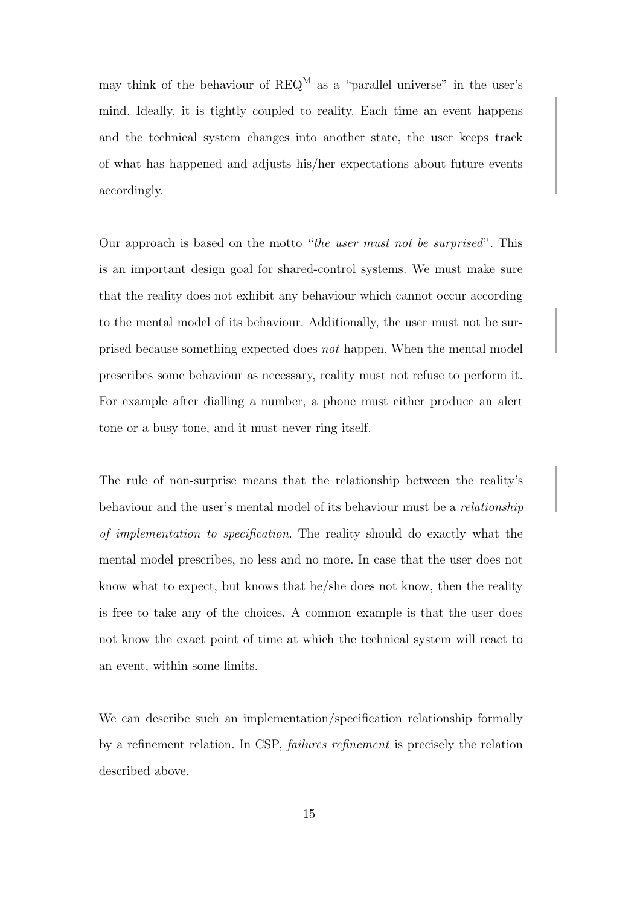may think of the behaviour of $\mathrm{REQ}^{\mathrm{M}}$ as a "parallel universe" in the user's mind. Ideally, it is tightly coupled to reality. Each time an event happens and the technical system changes into another state, the user keeps track of what has happened and adjusts his/her expectations about future events accordingly.

Our approach is based on the motto "*the user must not be surprised*". This is an important design goal for shared-control systems. We must make sure that the reality does not exhibit any behaviour which cannot occur according to the mental model of its behaviour. Additionally, the user must not be surprised because something expected does *not* happen. When the mental model prescribes some behaviour as necessary, reality must not refuse to perform it. For example after dialling a number, a phone must either produce an alert tone or a busy tone, and it must never ring itself.

The rule of non-surprise means that the relationship between the reality's behaviour and the user's mental model of its behaviour must be a *relationship of implementation to specification*. The reality should do exactly what the mental model prescribes, no less and no more. In case that the user does not know what to expect, but knows that he/she does not know, then the reality is free to take any of the choices. A common example is that the user does not know the exact point of time at which the technical system will react to an event, within some limits.

We can describe such an implementation/specification relationship formally by a refinement relation. In CSP, *failures refinement* is precisely the relation described above.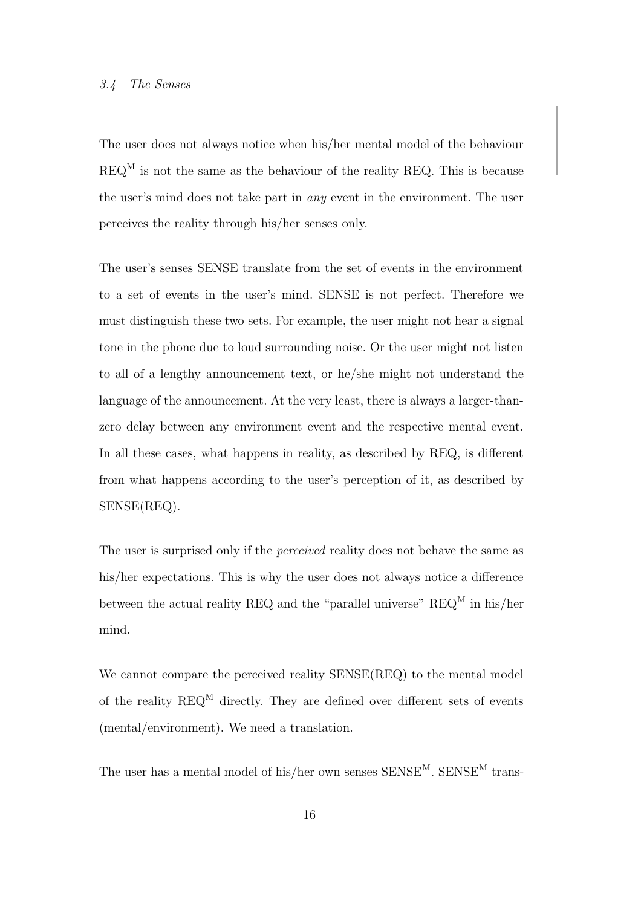### *3.4 The Senses*

The user does not always notice when his/her mental model of the behaviour $\mathrm{REQ}^{\mathrm{M}}$ is not the same as the behaviour of the reality REQ. This is because the user's mind does not take part in *any* event in the environment. The user perceives the reality through his/her senses only.

The user's senses SENSE translate from the set of events in the environment to a set of events in the user's mind. SENSE is not perfect. Therefore we must distinguish these two sets. For example, the user might not hear a signal tone in the phone due to loud surrounding noise. Or the user might not listen to all of a lengthy announcement text, or he/she might not understand the language of the announcement. At the very least, there is always a larger-than-zero delay between any environment event and the respective mental event. In all these cases, what happens in reality, as described by REQ, is different from what happens according to the user's perception of it, as described by SENSE(REQ).

The user is surprised only if the *perceived* reality does not behave the same as his/her expectations. This is why the user does not always notice a difference between the actual reality REQ and the "parallel universe" $\mathrm{REQ}^{\mathrm{M}}$ in his/her mind.

We cannot compare the perceived reality SENSE(REQ) to the mental model of the reality $\mathrm{REQ}^{\mathrm{M}}$ directly. They are defined over different sets of events (mental/environment). We need a translation.

The user has a mental model of his/her own senses $\mathrm{SENSE}^{\mathrm{M}}$. $\mathrm{SENSE}^{\mathrm{M}}$ trans-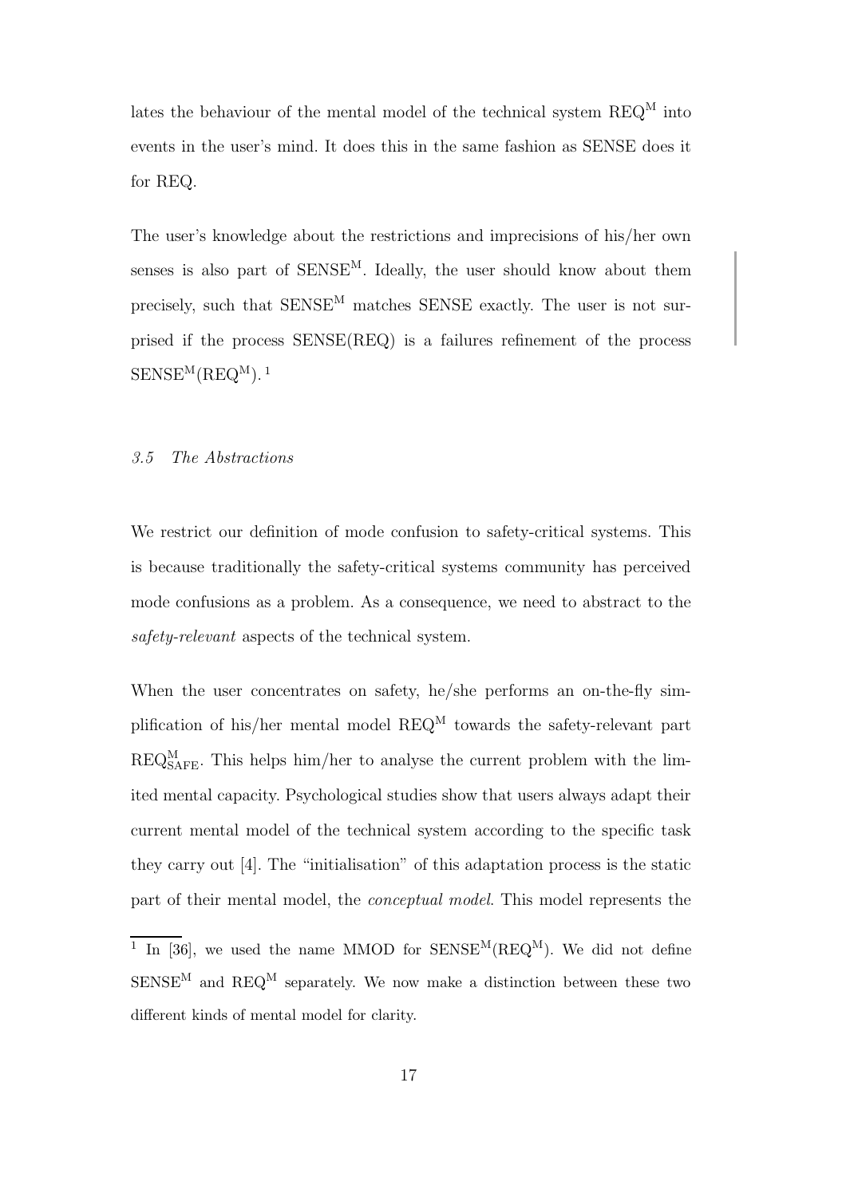lates the behaviour of the mental model of the technical system $\mathrm{REQ}^{\mathrm{M}}$ into events in the user's mind. It does this in the same fashion as SENSE does it for REQ.

The user's knowledge about the restrictions and imprecisions of his/her own senses is also part of $\mathrm{SENSE}^{\mathrm{M}}$. Ideally, the user should know about them precisely, such that $\mathrm{SENSE}^{\mathrm{M}}$ matches SENSE exactly. The user is not surprised if the process SENSE(REQ) is a failures refinement of the process $\mathrm{SENSE}^{\mathrm{M}}(\mathrm{REQ}^{\mathrm{M}})$. [1]

### *3.5 The Abstractions*

We restrict our definition of mode confusion to safety-critical systems. This is because traditionally the safety-critical systems community has perceived mode confusions as a problem. As a consequence, we need to abstract to the *safety-relevant* aspects of the technical system.

When the user concentrates on safety, he/she performs an on-the-fly simplification of his/her mental model $\mathrm{REQ}^{\mathrm{M}}$ towards the safety-relevant part $\mathrm{REQ}^{\mathrm{M}}_{\mathrm{SAFE}}$. This helps him/her to analyse the current problem with the limited mental capacity. Psychological studies show that users always adapt their current mental model of the technical system according to the specific task they carry out [4]. The "initialisation" of this adaptation process is the static part of their mental model, the *conceptual model*. This model represents the

[1] In [36], we used the name MMOD for $\mathrm{SENSE}^{\mathrm{M}}(\mathrm{REQ}^{\mathrm{M}})$. We did not define $\mathrm{SENSE}^{\mathrm{M}}$ and $\mathrm{REQ}^{\mathrm{M}}$ separately. We now make a distinction between these two different kinds of mental model for clarity.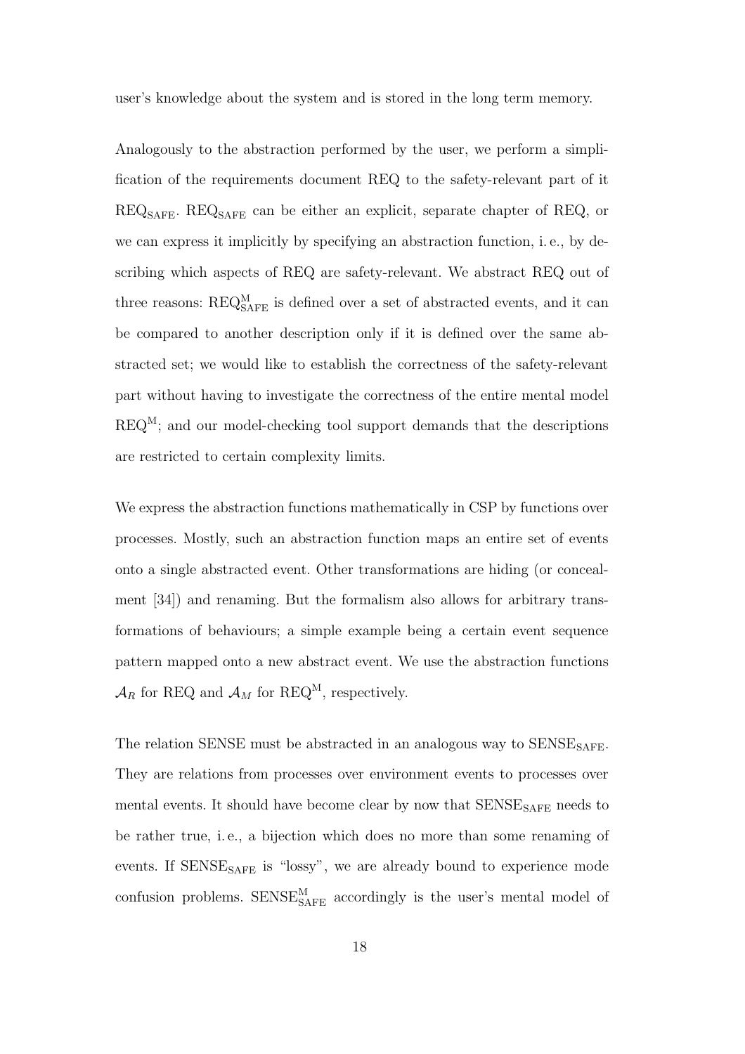user's knowledge about the system and is stored in the long term memory.

Analogously to the abstraction performed by the user, we perform a simplification of the requirements document REQ to the safety-relevant part of it $\mathrm{REQ}_{\mathrm{SAFE}}$. $\mathrm{REQ}_{\mathrm{SAFE}}$ can be either an explicit, separate chapter of REQ, or we can express it implicitly by specifying an abstraction function, i. e., by describing which aspects of REQ are safety-relevant. We abstract REQ out of three reasons: $\mathrm{REQ}^{\mathrm{M}}_{\mathrm{SAFE}}$ is defined over a set of abstracted events, and it can be compared to another description only if it is defined over the same abstracted set; we would like to establish the correctness of the safety-relevant part without having to investigate the correctness of the entire mental model $\mathrm{REQ}^{\mathrm{M}}$; and our model-checking tool support demands that the descriptions are restricted to certain complexity limits.

We express the abstraction functions mathematically in CSP by functions over processes. Mostly, such an abstraction function maps an entire set of events onto a single abstracted event. Other transformations are hiding (or concealment [34]) and renaming. But the formalism also allows for arbitrary transformations of behaviours; a simple example being a certain event sequence pattern mapped onto a new abstract event. We use the abstraction functions $\mathcal{A}_R$ for REQ and $\mathcal{A}_M$ for $\mathrm{REQ}^{\mathrm{M}}$, respectively.

The relation SENSE must be abstracted in an analogous way to $\mathrm{SENSE}_{\mathrm{SAFE}}$. They are relations from processes over environment events to processes over mental events. It should have become clear by now that $\mathrm{SENSE}_{\mathrm{SAFE}}$ needs to be rather true, i. e., a bijection which does no more than some renaming of events. If $\mathrm{SENSE}_{\mathrm{SAFE}}$ is "lossy", we are already bound to experience mode confusion problems. $\mathrm{SENSE}^{\mathrm{M}}_{\mathrm{SAFE}}$ accordingly is the user's mental model of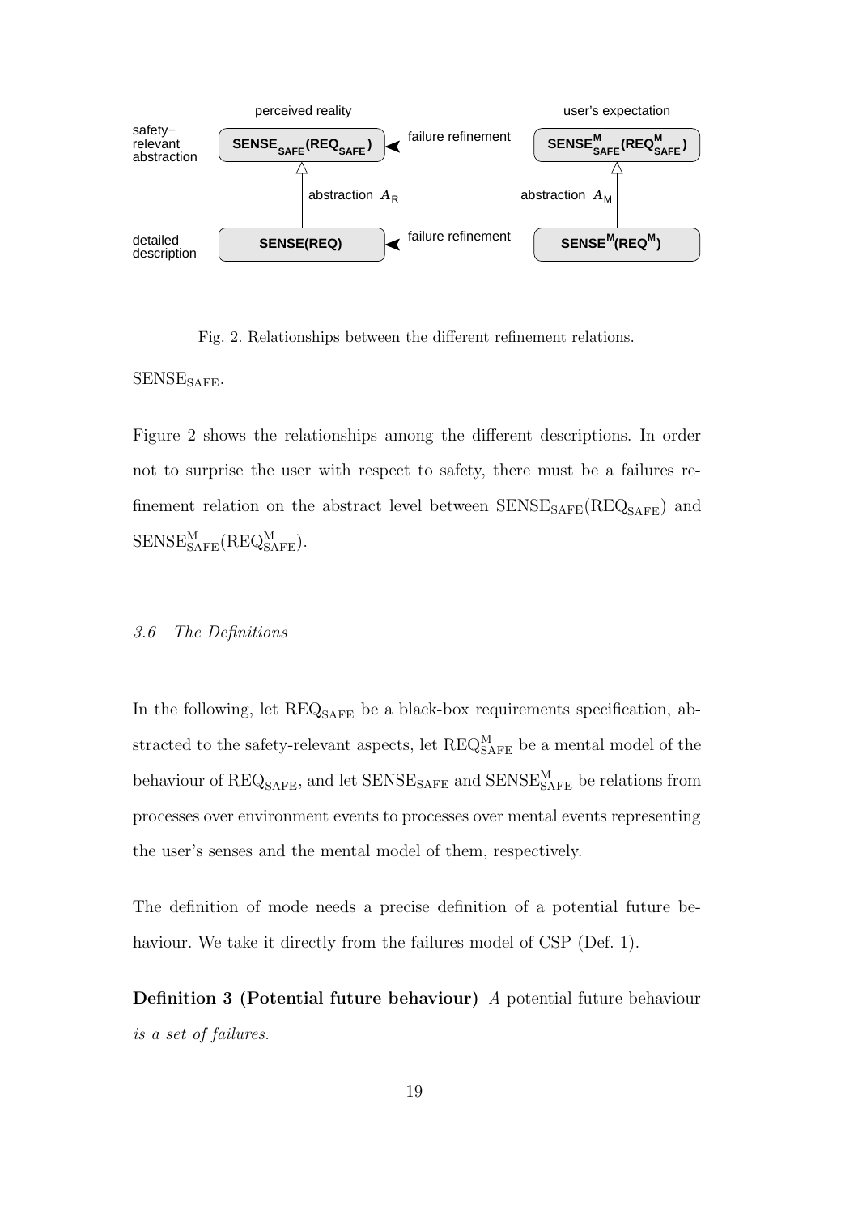perceived reality

user's expectation

safety–relevant abstraction

$\text{SENSE}_{\text{SAFE}}(\text{REQ}_{\text{SAFE}})$

failure refinement

$\text{SENSE}^{\text{M}}_{\text{SAFE}}(\text{REQ}^{\text{M}}_{\text{SAFE}})$

abstraction $A_{\text{R}}$

abstraction $A_{\text{M}}$

detailed description

SENSE(REQ)

failure refinement

$\text{SENSE}^{\text{M}}(\text{REQ}^{\text{M}})$

Fig. 2. Relationships between the different refinement relations.

$\text{SENSE}_{\text{SAFE}}$.

Figure 2 shows the relationships among the different descriptions. In order not to surprise the user with respect to safety, there must be a failures refinement relation on the abstract level between $\text{SENSE}_{\text{SAFE}}(\text{REQ}_{\text{SAFE}})$ and $\text{SENSE}^{\text{M}}_{\text{SAFE}}(\text{REQ}^{\text{M}}_{\text{SAFE}})$.

### *3.6 The Definitions*

In the following, let $\text{REQ}_{\text{SAFE}}$ be a black-box requirements specification, abstracted to the safety-relevant aspects, let $\text{REQ}^{\text{M}}_{\text{SAFE}}$ be a mental model of the behaviour of $\text{REQ}_{\text{SAFE}}$, and let $\text{SENSE}_{\text{SAFE}}$ and $\text{SENSE}^{\text{M}}_{\text{SAFE}}$ be relations from processes over environment events to processes over mental events representing the user's senses and the mental model of them, respectively.

The definition of mode needs a precise definition of a potential future behaviour. We take it directly from the failures model of CSP (Def. 1).

**Definition 3 (Potential future behaviour)** *A potential future behaviour is a set of failures.*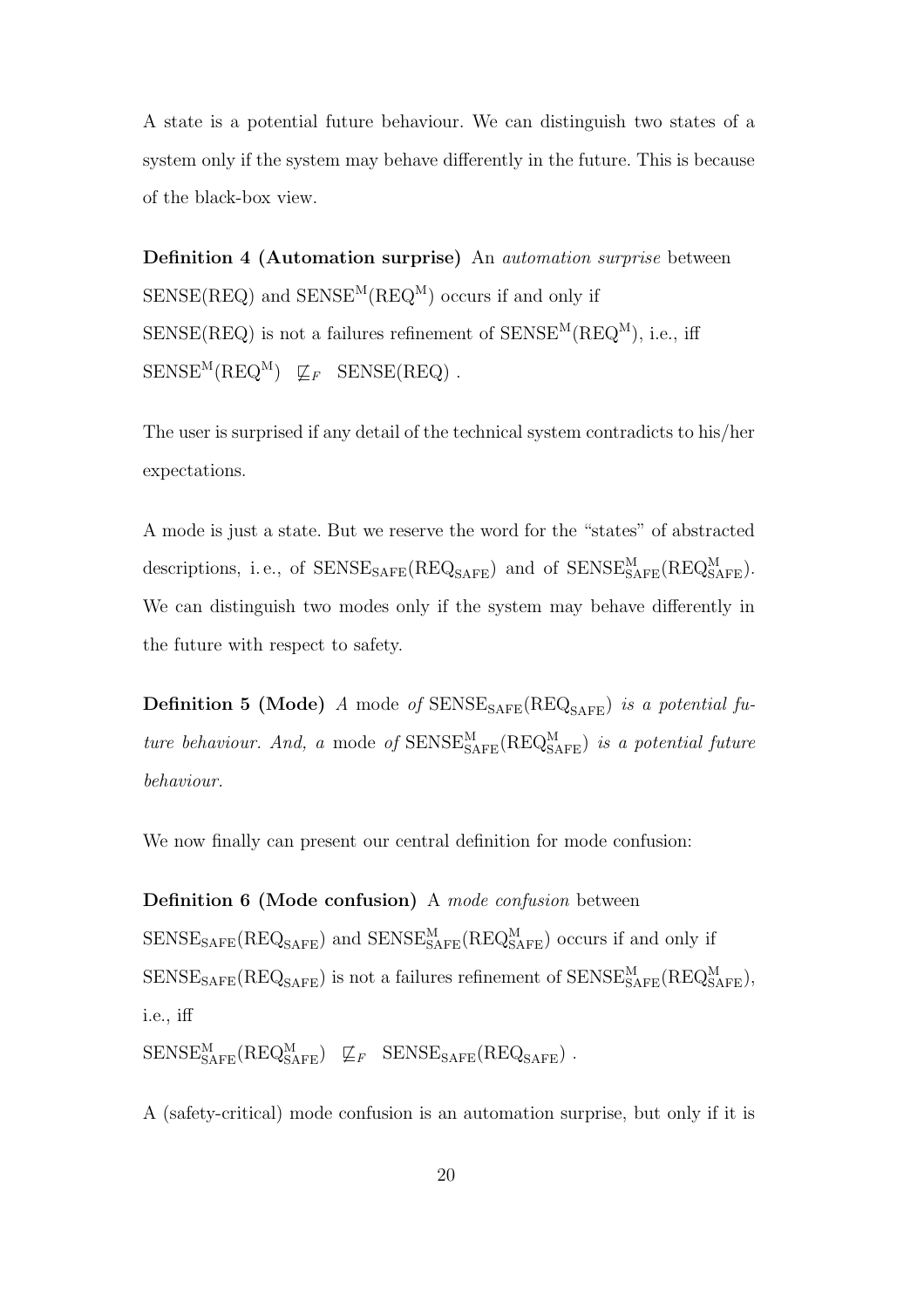A state is a potential future behaviour. We can distinguish two states of a system only if the system may behave differently in the future. This is because of the black-box view.

**Definition 4 (Automation surprise)** An *automation surprise* between $\mathrm{SENSE}(\mathrm{REQ})$ and $\mathrm{SENSE}^{\mathrm{M}}(\mathrm{REQ}^{\mathrm{M}})$ occurs if and only if $\mathrm{SENSE}(\mathrm{REQ})$ is not a failures refinement of $\mathrm{SENSE}^{\mathrm{M}}(\mathrm{REQ}^{\mathrm{M}})$, i.e., iff

$\mathrm{SENSE}^{\mathrm{M}}(\mathrm{REQ}^{\mathrm{M}}) \quad \not\sqsubseteq_F \quad \mathrm{SENSE}(\mathrm{REQ})$ .

The user is surprised if any detail of the technical system contradicts to his/her expectations.

A mode is just a state. But we reserve the word for the "states" of abstracted descriptions, i. e., of $\mathrm{SENSE}_{\mathrm{SAFE}}(\mathrm{REQ}_{\mathrm{SAFE}})$ and of $\mathrm{SENSE}^{\mathrm{M}}_{\mathrm{SAFE}}(\mathrm{REQ}^{\mathrm{M}}_{\mathrm{SAFE}})$. We can distinguish two modes only if the system may behave differently in the future with respect to safety.

**Definition 5 (Mode)** *A* mode *of* $\mathrm{SENSE}_{\mathrm{SAFE}}(\mathrm{REQ}_{\mathrm{SAFE}})$ *is a potential future behaviour. And, a* mode *of* $\mathrm{SENSE}^{\mathrm{M}}_{\mathrm{SAFE}}(\mathrm{REQ}^{\mathrm{M}}_{\mathrm{SAFE}})$ *is a potential future behaviour.*

We now finally can present our central definition for mode confusion:

**Definition 6 (Mode confusion)** A *mode confusion* between $\mathrm{SENSE}_{\mathrm{SAFE}}(\mathrm{REQ}_{\mathrm{SAFE}})$ and $\mathrm{SENSE}^{\mathrm{M}}_{\mathrm{SAFE}}(\mathrm{REQ}^{\mathrm{M}}_{\mathrm{SAFE}})$ occurs if and only if $\mathrm{SENSE}_{\mathrm{SAFE}}(\mathrm{REQ}_{\mathrm{SAFE}})$ is not a failures refinement of $\mathrm{SENSE}^{\mathrm{M}}_{\mathrm{SAFE}}(\mathrm{REQ}^{\mathrm{M}}_{\mathrm{SAFE}})$, i.e., iff

$\mathrm{SENSE}^{\mathrm{M}}_{\mathrm{SAFE}}(\mathrm{REQ}^{\mathrm{M}}_{\mathrm{SAFE}}) \quad \not\sqsubseteq_F \quad \mathrm{SENSE}_{\mathrm{SAFE}}(\mathrm{REQ}_{\mathrm{SAFE}})$ .

A (safety-critical) mode confusion is an automation surprise, but only if it is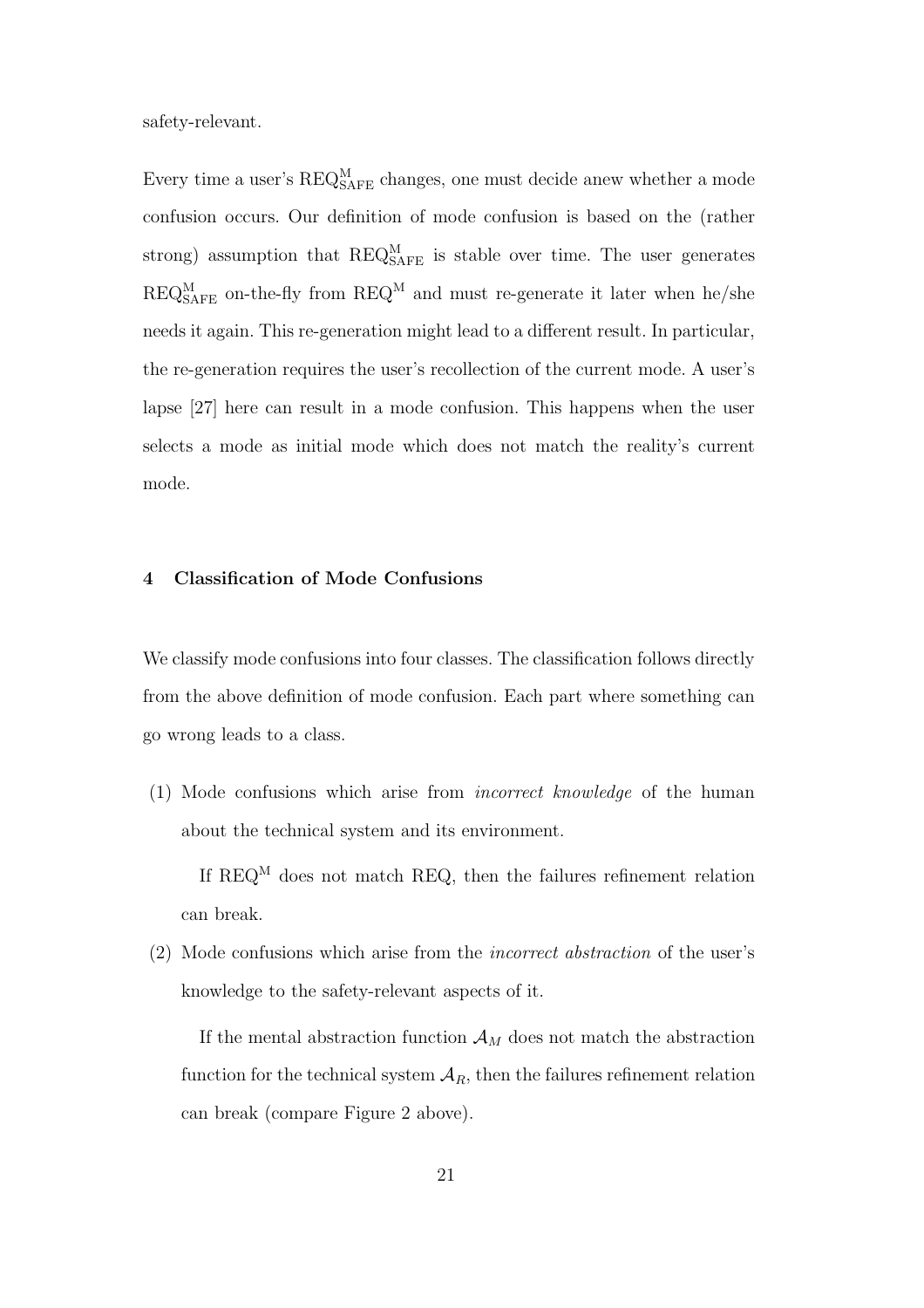safety-relevant.

Every time a user's $\mathrm{REQ}^{\mathrm{M}}_{\mathrm{SAFE}}$ changes, one must decide anew whether a mode confusion occurs. Our definition of mode confusion is based on the (rather strong) assumption that $\mathrm{REQ}^{\mathrm{M}}_{\mathrm{SAFE}}$ is stable over time. The user generates $\mathrm{REQ}^{\mathrm{M}}_{\mathrm{SAFE}}$ on-the-fly from $\mathrm{REQ}^{\mathrm{M}}$ and must re-generate it later when he/she needs it again. This re-generation might lead to a different result. In particular, the re-generation requires the user's recollection of the current mode. A user's lapse [27] here can result in a mode confusion. This happens when the user selects a mode as initial mode which does not match the reality's current mode.

## 4 Classification of Mode Confusions

We classify mode confusions into four classes. The classification follows directly from the above definition of mode confusion. Each part where something can go wrong leads to a class.

(1) Mode confusions which arise from *incorrect knowledge* of the human about the technical system and its environment.

   If $\mathrm{REQ}^{\mathrm{M}}$ does not match REQ, then the failures refinement relation can break.

(2) Mode confusions which arise from the *incorrect abstraction* of the user's knowledge to the safety-relevant aspects of it.

   If the mental abstraction function $\mathcal{A}_M$ does not match the abstraction function for the technical system $\mathcal{A}_R$, then the failures refinement relation can break (compare Figure 2 above).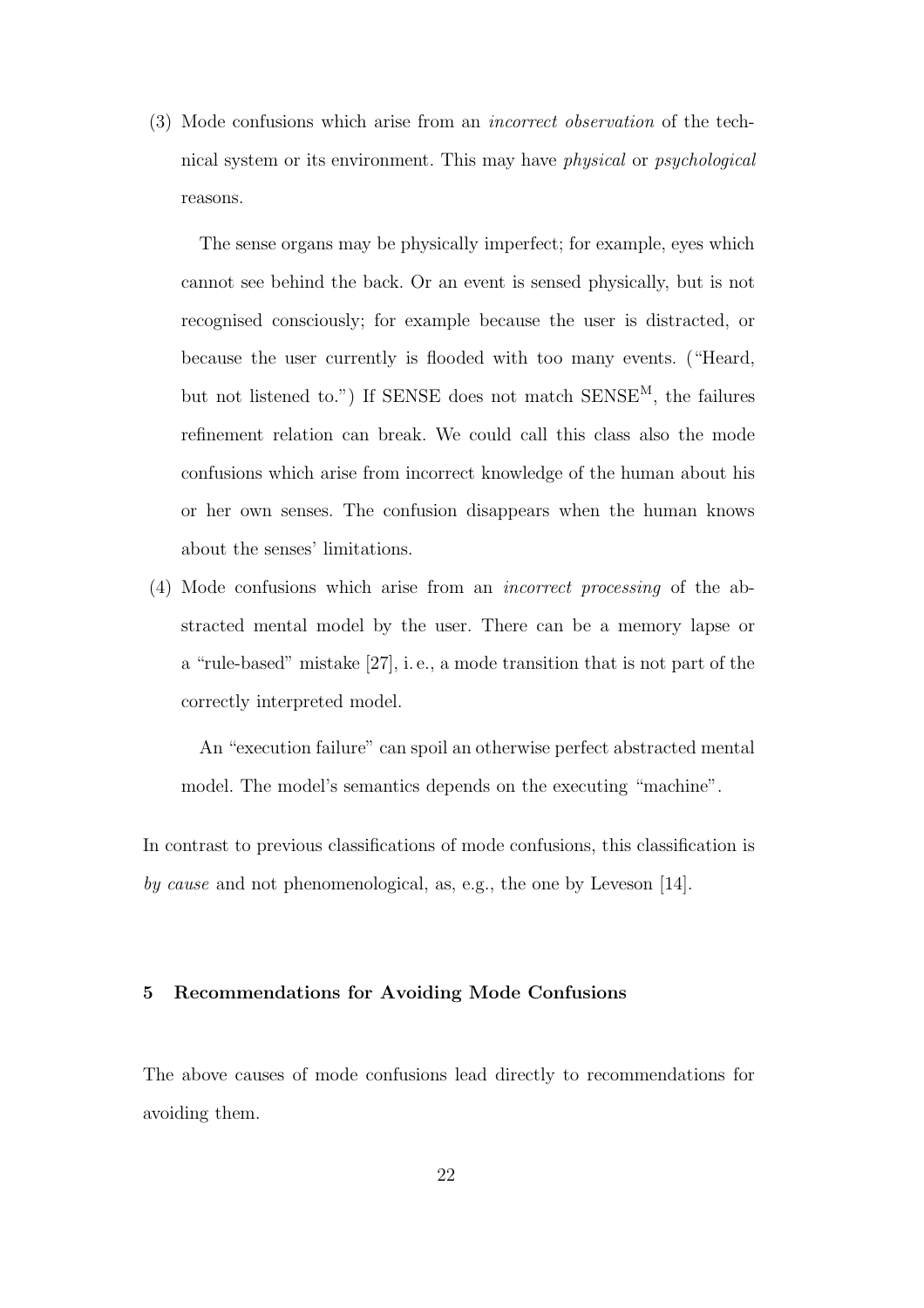(3) Mode confusions which arise from an *incorrect observation* of the technical system or its environment. This may have *physical* or *psychological* reasons.

   The sense organs may be physically imperfect; for example, eyes which cannot see behind the back. Or an event is sensed physically, but is not recognised consciously; for example because the user is distracted, or because the user currently is flooded with too many events. ("Heard, but not listened to.") If SENSE does not match $\text{SENSE}^{\text{M}}$, the failures refinement relation can break. We could call this class also the mode confusions which arise from incorrect knowledge of the human about his or her own senses. The confusion disappears when the human knows about the senses' limitations.

(4) Mode confusions which arise from an *incorrect processing* of the abstracted mental model by the user. There can be a memory lapse or a "rule-based" mistake [27], i. e., a mode transition that is not part of the correctly interpreted model.

   An "execution failure" can spoil an otherwise perfect abstracted mental model. The model's semantics depends on the executing "machine".

In contrast to previous classifications of mode confusions, this classification is *by cause* and not phenomenological, as, e.g., the one by Leveson [14].

## 5 Recommendations for Avoiding Mode Confusions

The above causes of mode confusions lead directly to recommendations for avoiding them.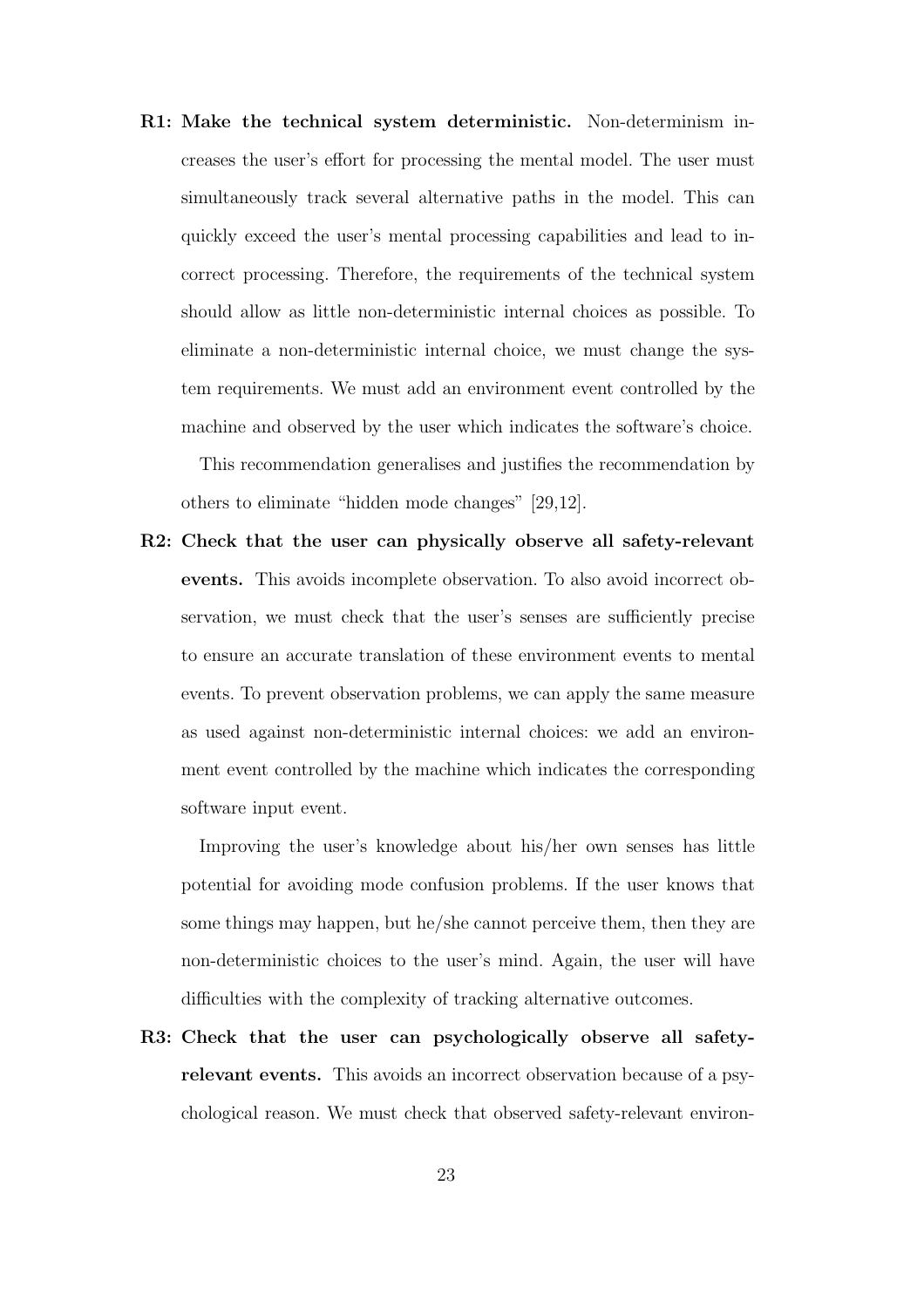**R1: Make the technical system deterministic.** Non-determinism increases the user's effort for processing the mental model. The user must simultaneously track several alternative paths in the model. This can quickly exceed the user's mental processing capabilities and lead to incorrect processing. Therefore, the requirements of the technical system should allow as little non-deterministic internal choices as possible. To eliminate a non-deterministic internal choice, we must change the system requirements. We must add an environment event controlled by the machine and observed by the user which indicates the software's choice.

This recommendation generalises and justifies the recommendation by others to eliminate "hidden mode changes" [29,12].

**R2: Check that the user can physically observe all safety-relevant events.** This avoids incomplete observation. To also avoid incorrect observation, we must check that the user's senses are sufficiently precise to ensure an accurate translation of these environment events to mental events. To prevent observation problems, we can apply the same measure as used against non-deterministic internal choices: we add an environment event controlled by the machine which indicates the corresponding software input event.

Improving the user's knowledge about his/her own senses has little potential for avoiding mode confusion problems. If the user knows that some things may happen, but he/she cannot perceive them, then they are non-deterministic choices to the user's mind. Again, the user will have difficulties with the complexity of tracking alternative outcomes.

**R3: Check that the user can psychologically observe all safety-relevant events.** This avoids an incorrect observation because of a psychological reason. We must check that observed safety-relevant environ-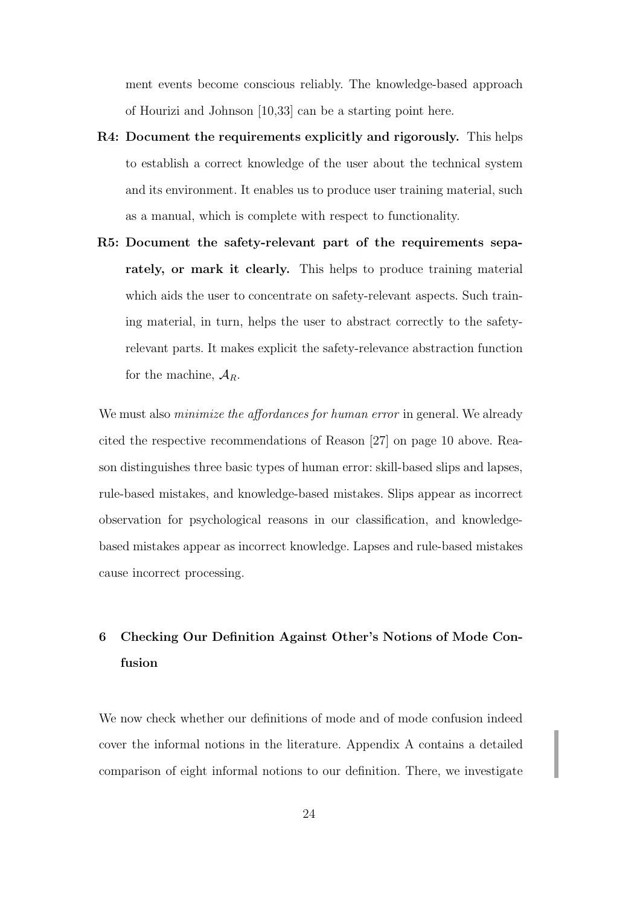ment events become conscious reliably. The knowledge-based approach of Hourizi and Johnson [10,33] can be a starting point here.

**R4: Document the requirements explicitly and rigorously.** This helps to establish a correct knowledge of the user about the technical system and its environment. It enables us to produce user training material, such as a manual, which is complete with respect to functionality.

**R5: Document the safety-relevant part of the requirements separately, or mark it clearly.** This helps to produce training material which aids the user to concentrate on safety-relevant aspects. Such training material, in turn, helps the user to abstract correctly to the safety-relevant parts. It makes explicit the safety-relevance abstraction function for the machine, $\mathcal{A}_R$.

We must also *minimize the affordances for human error* in general. We already cited the respective recommendations of Reason [27] on page 10 above. Reason distinguishes three basic types of human error: skill-based slips and lapses, rule-based mistakes, and knowledge-based mistakes. Slips appear as incorrect observation for psychological reasons in our classification, and knowledge-based mistakes appear as incorrect knowledge. Lapses and rule-based mistakes cause incorrect processing.

## 6 Checking Our Definition Against Other's Notions of Mode Confusion

We now check whether our definitions of mode and of mode confusion indeed cover the informal notions in the literature. Appendix A contains a detailed comparison of eight informal notions to our definition. There, we investigate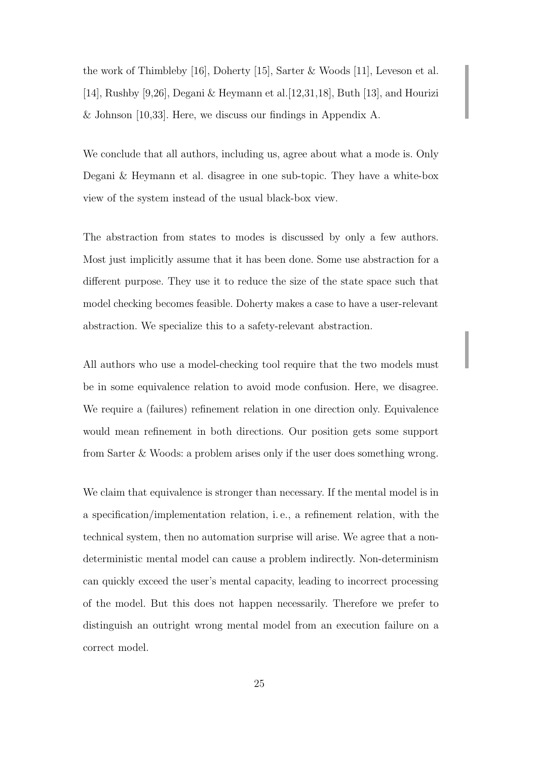the work of Thimbleby [16], Doherty [15], Sarter & Woods [11], Leveson et al. [14], Rushby [9,26], Degani & Heymann et al.[12,31,18], Buth [13], and Hourizi & Johnson [10,33]. Here, we discuss our findings in Appendix A.

We conclude that all authors, including us, agree about what a mode is. Only Degani & Heymann et al. disagree in one sub-topic. They have a white-box view of the system instead of the usual black-box view.

The abstraction from states to modes is discussed by only a few authors. Most just implicitly assume that it has been done. Some use abstraction for a different purpose. They use it to reduce the size of the state space such that model checking becomes feasible. Doherty makes a case to have a user-relevant abstraction. We specialize this to a safety-relevant abstraction.

All authors who use a model-checking tool require that the two models must be in some equivalence relation to avoid mode confusion. Here, we disagree. We require a (failures) refinement relation in one direction only. Equivalence would mean refinement in both directions. Our position gets some support from Sarter & Woods: a problem arises only if the user does something wrong.

We claim that equivalence is stronger than necessary. If the mental model is in a specification/implementation relation, i. e., a refinement relation, with the technical system, then no automation surprise will arise. We agree that a non-deterministic mental model can cause a problem indirectly. Non-determinism can quickly exceed the user's mental capacity, leading to incorrect processing of the model. But this does not happen necessarily. Therefore we prefer to distinguish an outright wrong mental model from an execution failure on a correct model.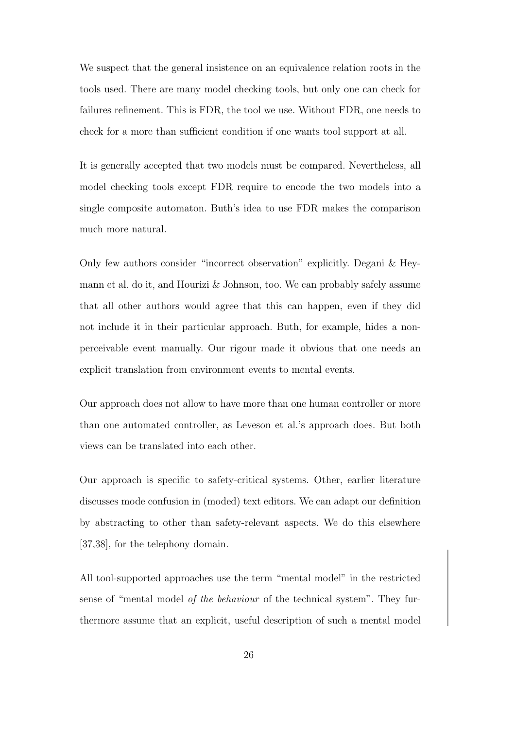We suspect that the general insistence on an equivalence relation roots in the tools used. There are many model checking tools, but only one can check for failures refinement. This is FDR, the tool we use. Without FDR, one needs to check for a more than sufficient condition if one wants tool support at all.

It is generally accepted that two models must be compared. Nevertheless, all model checking tools except FDR require to encode the two models into a single composite automaton. Buth's idea to use FDR makes the comparison much more natural.

Only few authors consider "incorrect observation" explicitly. Degani & Heymann et al. do it, and Hourizi & Johnson, too. We can probably safely assume that all other authors would agree that this can happen, even if they did not include it in their particular approach. Buth, for example, hides a non-perceivable event manually. Our rigour made it obvious that one needs an explicit translation from environment events to mental events.

Our approach does not allow to have more than one human controller or more than one automated controller, as Leveson et al.'s approach does. But both views can be translated into each other.

Our approach is specific to safety-critical systems. Other, earlier literature discusses mode confusion in (moded) text editors. We can adapt our definition by abstracting to other than safety-relevant aspects. We do this elsewhere [37,38], for the telephony domain.

All tool-supported approaches use the term "mental model" in the restricted sense of "mental model *of the behaviour* of the technical system". They furthermore assume that an explicit, useful description of such a mental model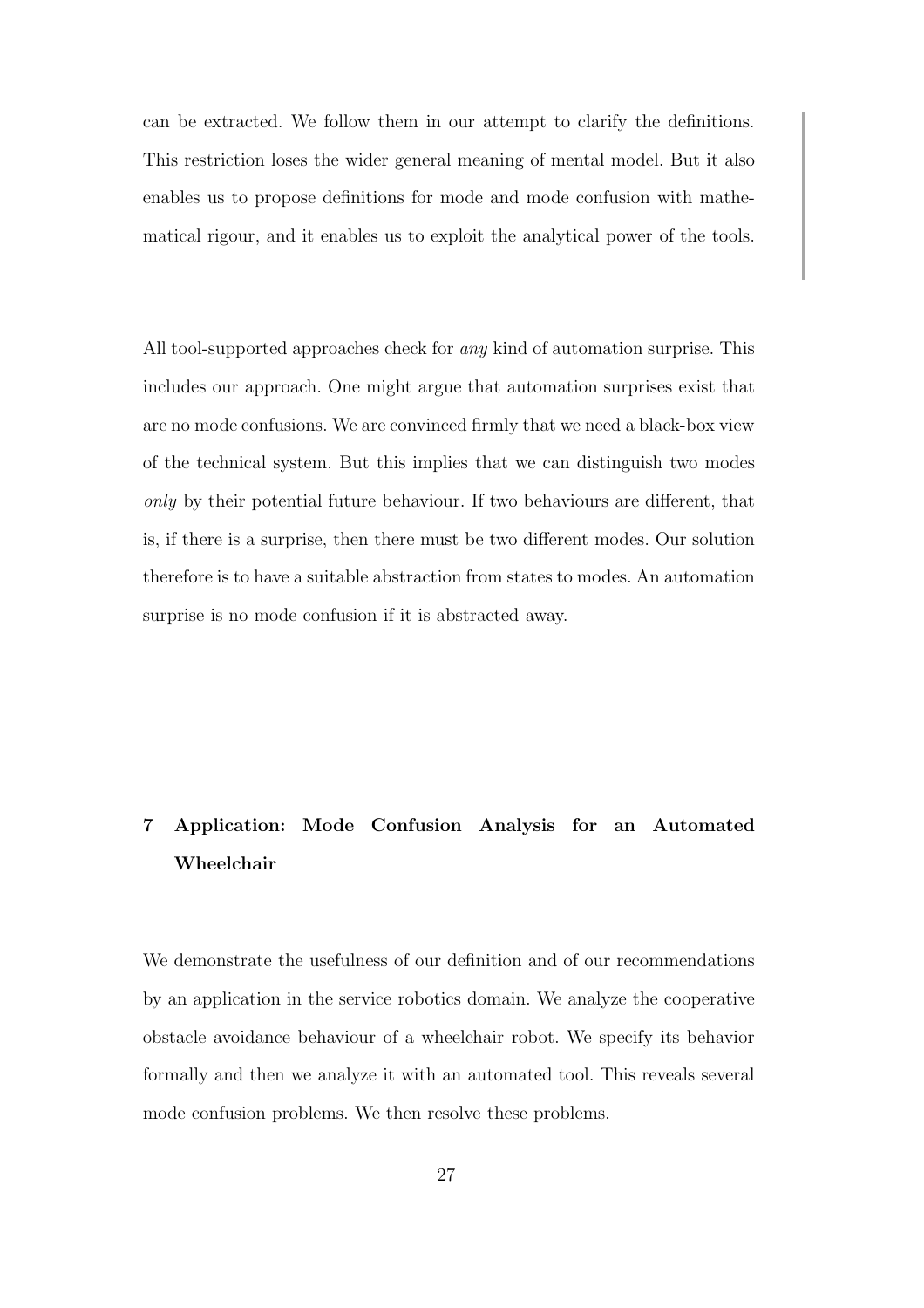can be extracted. We follow them in our attempt to clarify the definitions. This restriction loses the wider general meaning of mental model. But it also enables us to propose definitions for mode and mode confusion with mathematical rigour, and it enables us to exploit the analytical power of the tools.

All tool-supported approaches check for *any* kind of automation surprise. This includes our approach. One might argue that automation surprises exist that are no mode confusions. We are convinced firmly that we need a black-box view of the technical system. But this implies that we can distinguish two modes *only* by their potential future behaviour. If two behaviours are different, that is, if there is a surprise, then there must be two different modes. Our solution therefore is to have a suitable abstraction from states to modes. An automation surprise is no mode confusion if it is abstracted away.

## 7 Application: Mode Confusion Analysis for an Automated Wheelchair

We demonstrate the usefulness of our definition and of our recommendations by an application in the service robotics domain. We analyze the cooperative obstacle avoidance behaviour of a wheelchair robot. We specify its behavior formally and then we analyze it with an automated tool. This reveals several mode confusion problems. We then resolve these problems.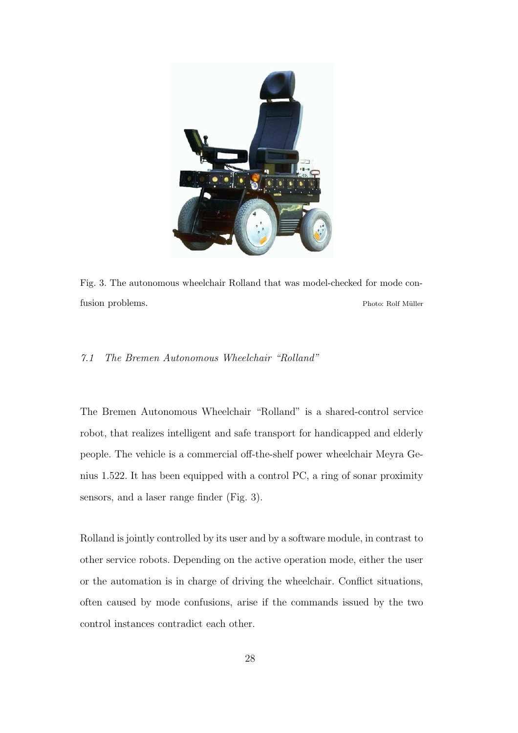Fig. 3. The autonomous wheelchair Rolland that was model-checked for mode confusion problems. Photo: Rolf Müller

### *7.1 The Bremen Autonomous Wheelchair "Rolland"*

The Bremen Autonomous Wheelchair "Rolland" is a shared-control service robot, that realizes intelligent and safe transport for handicapped and elderly people. The vehicle is a commercial off-the-shelf power wheelchair Meyra Genius 1.522. It has been equipped with a control PC, a ring of sonar proximity sensors, and a laser range finder (Fig. 3).

Rolland is jointly controlled by its user and by a software module, in contrast to other service robots. Depending on the active operation mode, either the user or the automation is in charge of driving the wheelchair. Conflict situations, often caused by mode confusions, arise if the commands issued by the two control instances contradict each other.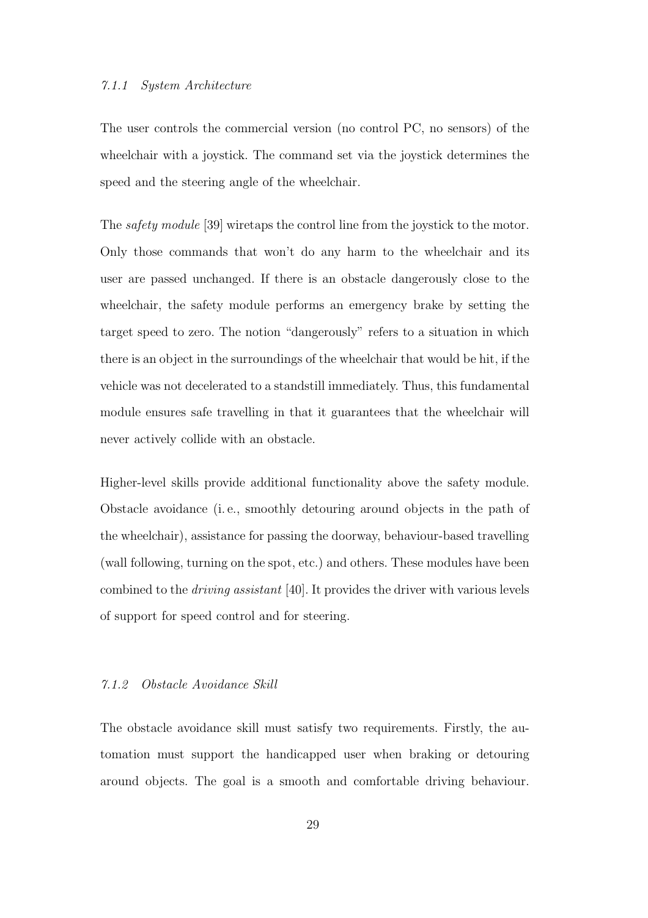#### *7.1.1 System Architecture*

The user controls the commercial version (no control PC, no sensors) of the wheelchair with a joystick. The command set via the joystick determines the speed and the steering angle of the wheelchair.

The *safety module* [39] wiretaps the control line from the joystick to the motor. Only those commands that won't do any harm to the wheelchair and its user are passed unchanged. If there is an obstacle dangerously close to the wheelchair, the safety module performs an emergency brake by setting the target speed to zero. The notion "dangerously" refers to a situation in which there is an object in the surroundings of the wheelchair that would be hit, if the vehicle was not decelerated to a standstill immediately. Thus, this fundamental module ensures safe travelling in that it guarantees that the wheelchair will never actively collide with an obstacle.

Higher-level skills provide additional functionality above the safety module. Obstacle avoidance (i. e., smoothly detouring around objects in the path of the wheelchair), assistance for passing the doorway, behaviour-based travelling (wall following, turning on the spot, etc.) and others. These modules have been combined to the *driving assistant* [40]. It provides the driver with various levels of support for speed control and for steering.

#### *7.1.2 Obstacle Avoidance Skill*

The obstacle avoidance skill must satisfy two requirements. Firstly, the automation must support the handicapped user when braking or detouring around objects. The goal is a smooth and comfortable driving behaviour.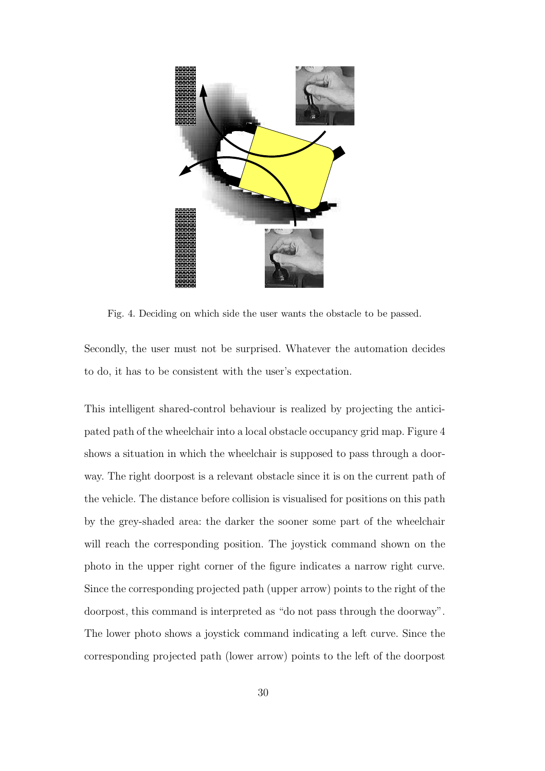Fig. 4. Deciding on which side the user wants the obstacle to be passed.

Secondly, the user must not be surprised. Whatever the automation decides to do, it has to be consistent with the user's expectation.

This intelligent shared-control behaviour is realized by projecting the anticipated path of the wheelchair into a local obstacle occupancy grid map. Figure 4 shows a situation in which the wheelchair is supposed to pass through a doorway. The right doorpost is a relevant obstacle since it is on the current path of the vehicle. The distance before collision is visualised for positions on this path by the grey-shaded area: the darker the sooner some part of the wheelchair will reach the corresponding position. The joystick command shown on the photo in the upper right corner of the figure indicates a narrow right curve. Since the corresponding projected path (upper arrow) points to the right of the doorpost, this command is interpreted as "do not pass through the doorway". The lower photo shows a joystick command indicating a left curve. Since the corresponding projected path (lower arrow) points to the left of the doorpost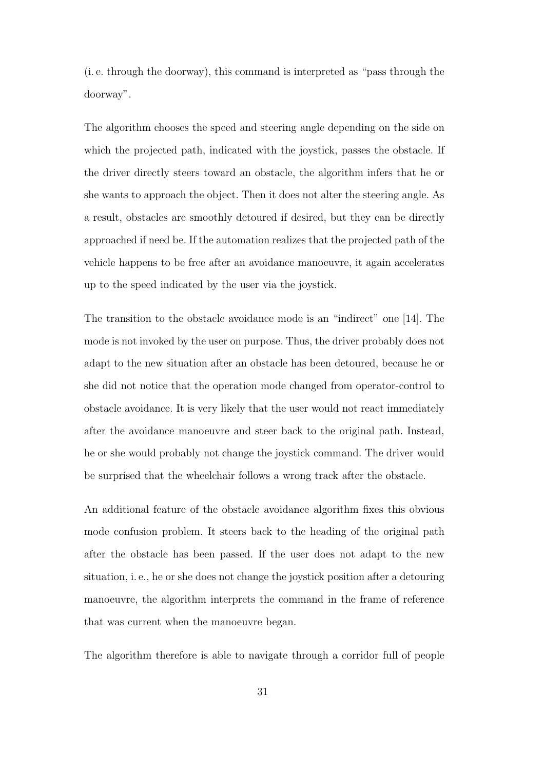(i. e. through the doorway), this command is interpreted as "pass through the doorway".

The algorithm chooses the speed and steering angle depending on the side on which the projected path, indicated with the joystick, passes the obstacle. If the driver directly steers toward an obstacle, the algorithm infers that he or she wants to approach the object. Then it does not alter the steering angle. As a result, obstacles are smoothly detoured if desired, but they can be directly approached if need be. If the automation realizes that the projected path of the vehicle happens to be free after an avoidance manoeuvre, it again accelerates up to the speed indicated by the user via the joystick.

The transition to the obstacle avoidance mode is an "indirect" one [14]. The mode is not invoked by the user on purpose. Thus, the driver probably does not adapt to the new situation after an obstacle has been detoured, because he or she did not notice that the operation mode changed from operator-control to obstacle avoidance. It is very likely that the user would not react immediately after the avoidance manoeuvre and steer back to the original path. Instead, he or she would probably not change the joystick command. The driver would be surprised that the wheelchair follows a wrong track after the obstacle.

An additional feature of the obstacle avoidance algorithm fixes this obvious mode confusion problem. It steers back to the heading of the original path after the obstacle has been passed. If the user does not adapt to the new situation, i. e., he or she does not change the joystick position after a detouring manoeuvre, the algorithm interprets the command in the frame of reference that was current when the manoeuvre began.

The algorithm therefore is able to navigate through a corridor full of people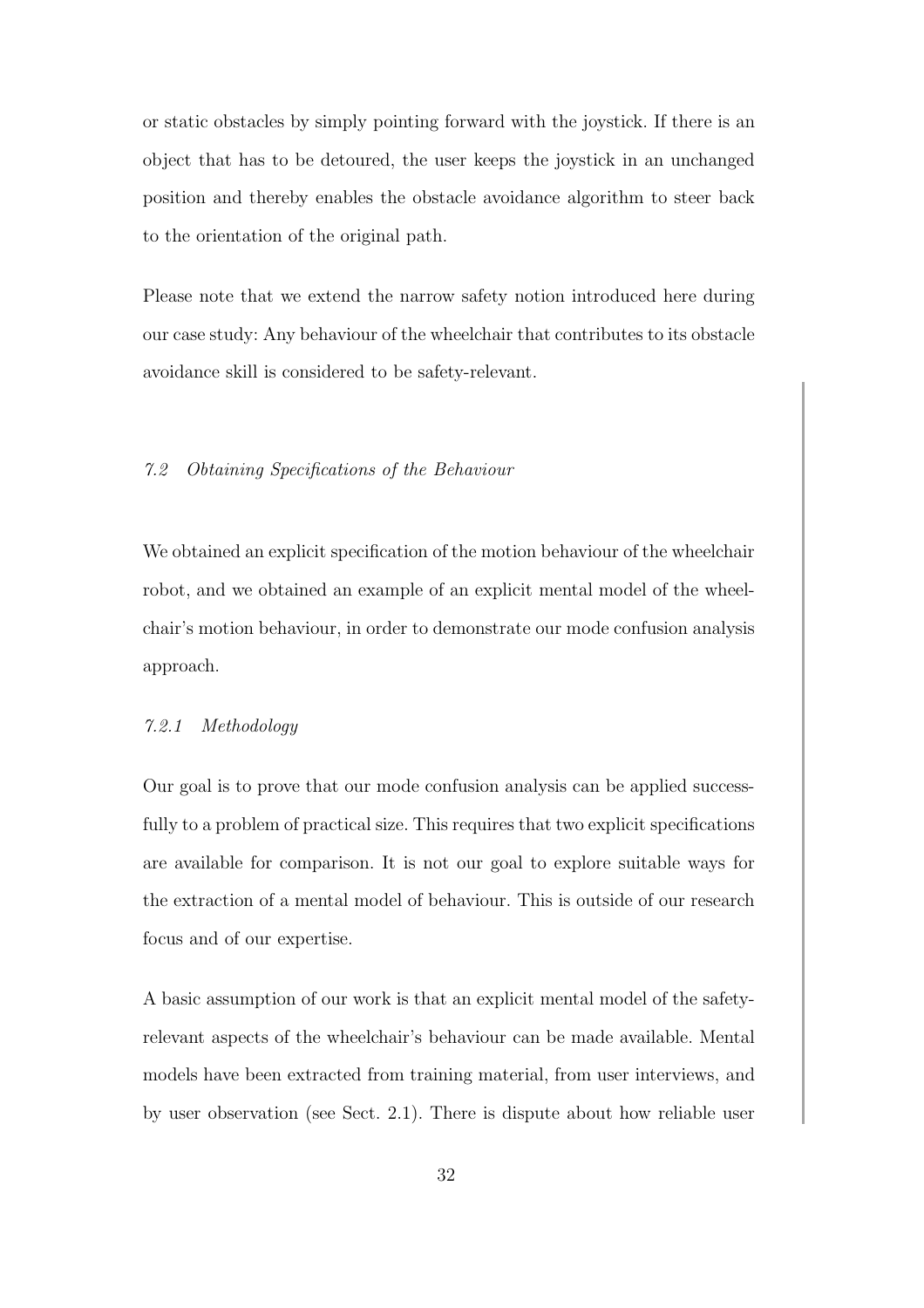or static obstacles by simply pointing forward with the joystick. If there is an object that has to be detoured, the user keeps the joystick in an unchanged position and thereby enables the obstacle avoidance algorithm to steer back to the orientation of the original path.

Please note that we extend the narrow safety notion introduced here during our case study: Any behaviour of the wheelchair that contributes to its obstacle avoidance skill is considered to be safety-relevant.

## *7.2 Obtaining Specifications of the Behaviour*

We obtained an explicit specification of the motion behaviour of the wheelchair robot, and we obtained an example of an explicit mental model of the wheelchair's motion behaviour, in order to demonstrate our mode confusion analysis approach.

### *7.2.1 Methodology*

Our goal is to prove that our mode confusion analysis can be applied successfully to a problem of practical size. This requires that two explicit specifications are available for comparison. It is not our goal to explore suitable ways for the extraction of a mental model of behaviour. This is outside of our research focus and of our expertise.

A basic assumption of our work is that an explicit mental model of the safety-relevant aspects of the wheelchair's behaviour can be made available. Mental models have been extracted from training material, from user interviews, and by user observation (see Sect. 2.1). There is dispute about how reliable user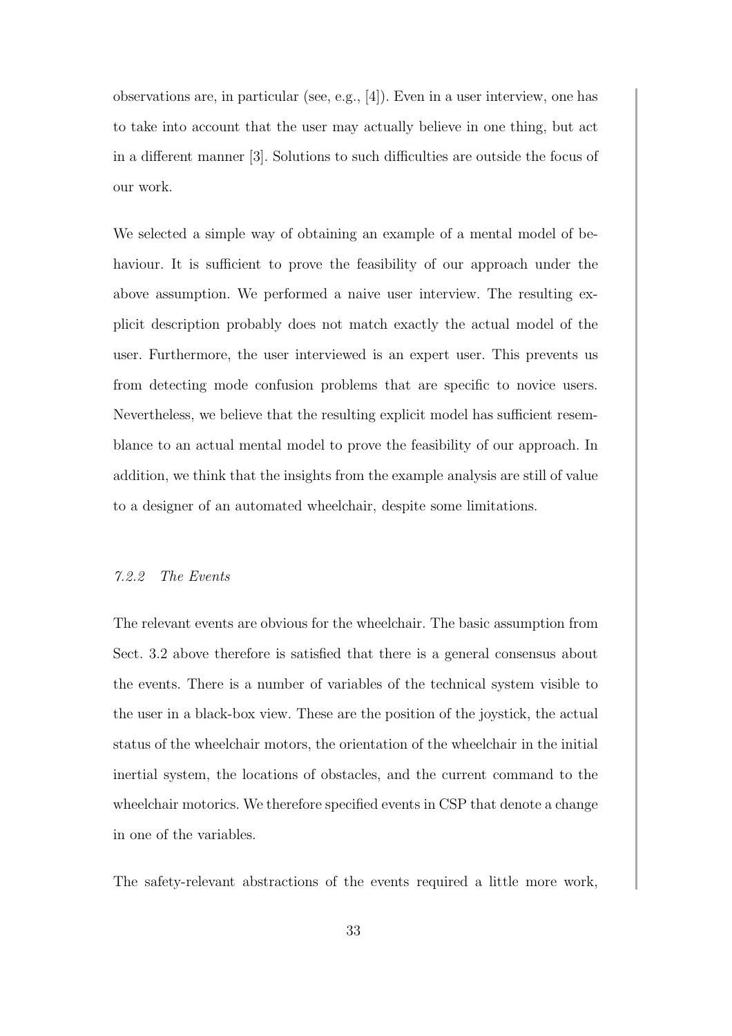observations are, in particular (see, e.g., [4]). Even in a user interview, one has to take into account that the user may actually believe in one thing, but act in a different manner [3]. Solutions to such difficulties are outside the focus of our work.

We selected a simple way of obtaining an example of a mental model of behaviour. It is sufficient to prove the feasibility of our approach under the above assumption. We performed a naive user interview. The resulting explicit description probably does not match exactly the actual model of the user. Furthermore, the user interviewed is an expert user. This prevents us from detecting mode confusion problems that are specific to novice users. Nevertheless, we believe that the resulting explicit model has sufficient resemblance to an actual mental model to prove the feasibility of our approach. In addition, we think that the insights from the example analysis are still of value to a designer of an automated wheelchair, despite some limitations.

#### *7.2.2 The Events*

The relevant events are obvious for the wheelchair. The basic assumption from Sect. 3.2 above therefore is satisfied that there is a general consensus about the events. There is a number of variables of the technical system visible to the user in a black-box view. These are the position of the joystick, the actual status of the wheelchair motors, the orientation of the wheelchair in the initial inertial system, the locations of obstacles, and the current command to the wheelchair motorics. We therefore specified events in CSP that denote a change in one of the variables.

The safety-relevant abstractions of the events required a little more work,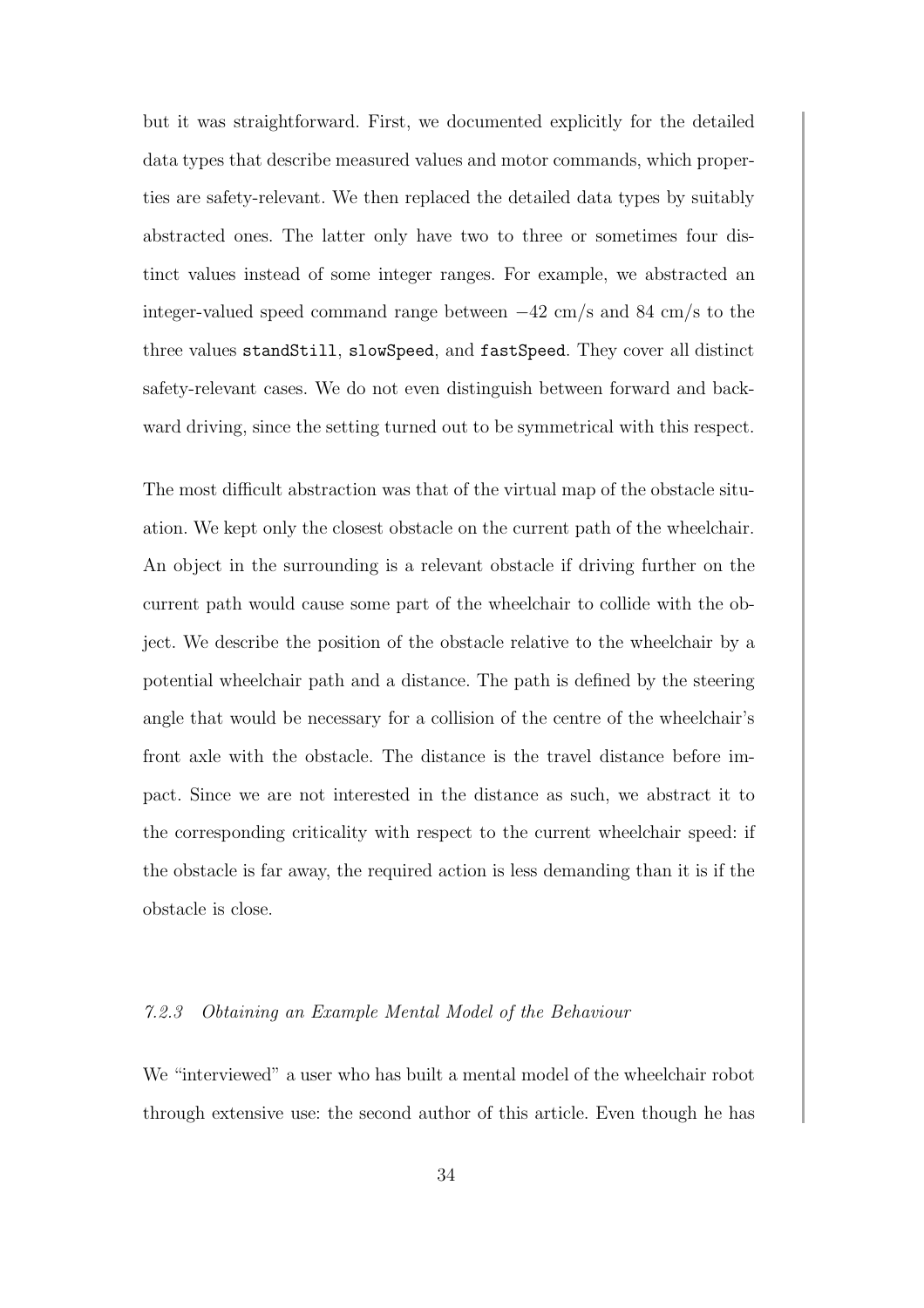but it was straightforward. First, we documented explicitly for the detailed data types that describe measured values and motor commands, which properties are safety-relevant. We then replaced the detailed data types by suitably abstracted ones. The latter only have two to three or sometimes four distinct values instead of some integer ranges. For example, we abstracted an integer-valued speed command range between $-42$ cm/s and 84 cm/s to the three values `standStill`, `slowSpeed`, and `fastSpeed`. They cover all distinct safety-relevant cases. We do not even distinguish between forward and backward driving, since the setting turned out to be symmetrical with this respect.

The most difficult abstraction was that of the virtual map of the obstacle situation. We kept only the closest obstacle on the current path of the wheelchair. An object in the surrounding is a relevant obstacle if driving further on the current path would cause some part of the wheelchair to collide with the object. We describe the position of the obstacle relative to the wheelchair by a potential wheelchair path and a distance. The path is defined by the steering angle that would be necessary for a collision of the centre of the wheelchair's front axle with the obstacle. The distance is the travel distance before impact. Since we are not interested in the distance as such, we abstract it to the corresponding criticality with respect to the current wheelchair speed: if the obstacle is far away, the required action is less demanding than it is if the obstacle is close.

### *7.2.3 Obtaining an Example Mental Model of the Behaviour*

We "interviewed" a user who has built a mental model of the wheelchair robot through extensive use: the second author of this article. Even though he has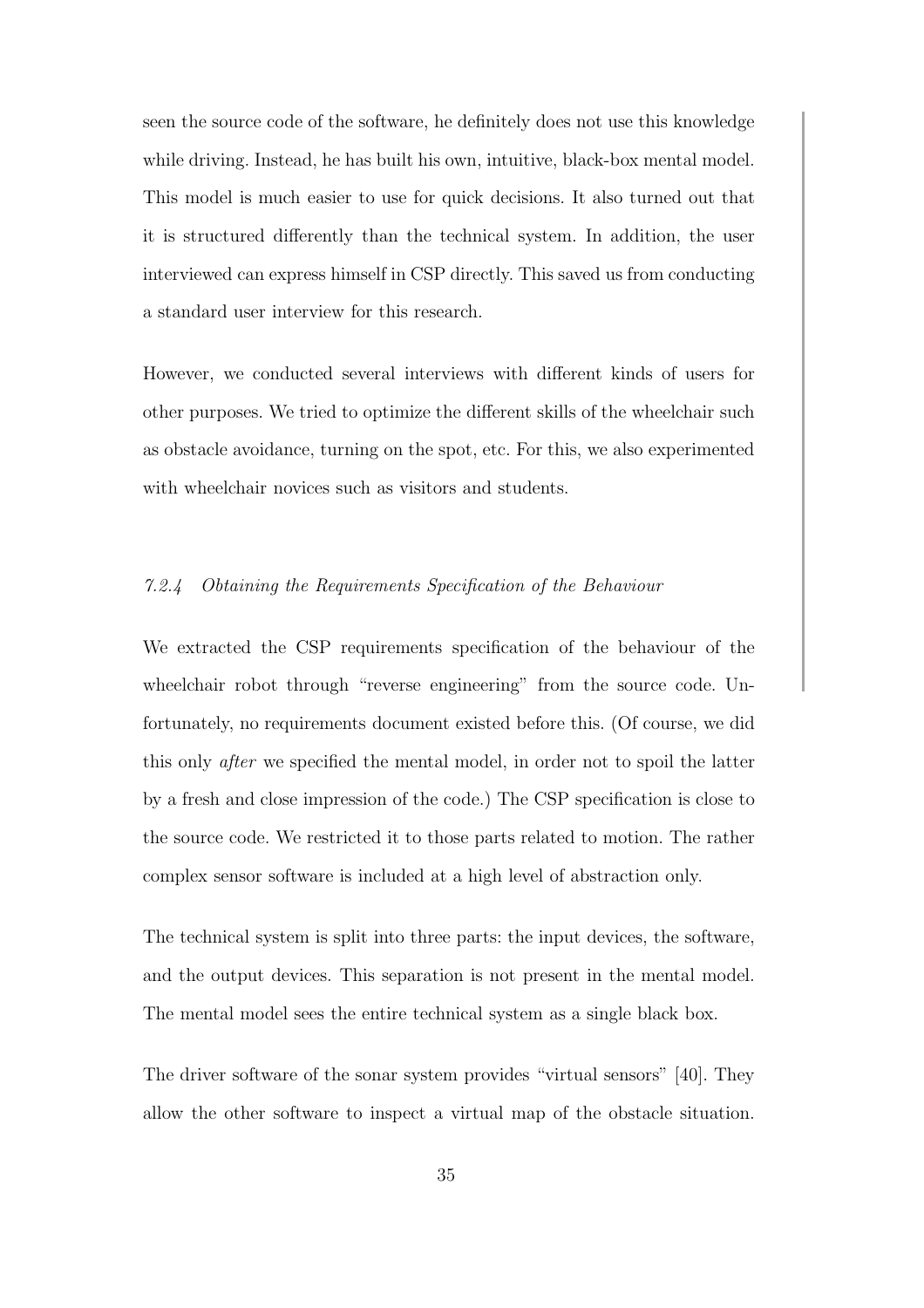seen the source code of the software, he definitely does not use this knowledge while driving. Instead, he has built his own, intuitive, black-box mental model. This model is much easier to use for quick decisions. It also turned out that it is structured differently than the technical system. In addition, the user interviewed can express himself in CSP directly. This saved us from conducting a standard user interview for this research.

However, we conducted several interviews with different kinds of users for other purposes. We tried to optimize the different skills of the wheelchair such as obstacle avoidance, turning on the spot, etc. For this, we also experimented with wheelchair novices such as visitors and students.

### *7.2.4 Obtaining the Requirements Specification of the Behaviour*

We extracted the CSP requirements specification of the behaviour of the wheelchair robot through "reverse engineering" from the source code. Unfortunately, no requirements document existed before this. (Of course, we did this only *after* we specified the mental model, in order not to spoil the latter by a fresh and close impression of the code.) The CSP specification is close to the source code. We restricted it to those parts related to motion. The rather complex sensor software is included at a high level of abstraction only.

The technical system is split into three parts: the input devices, the software, and the output devices. This separation is not present in the mental model. The mental model sees the entire technical system as a single black box.

The driver software of the sonar system provides "virtual sensors" [40]. They allow the other software to inspect a virtual map of the obstacle situation.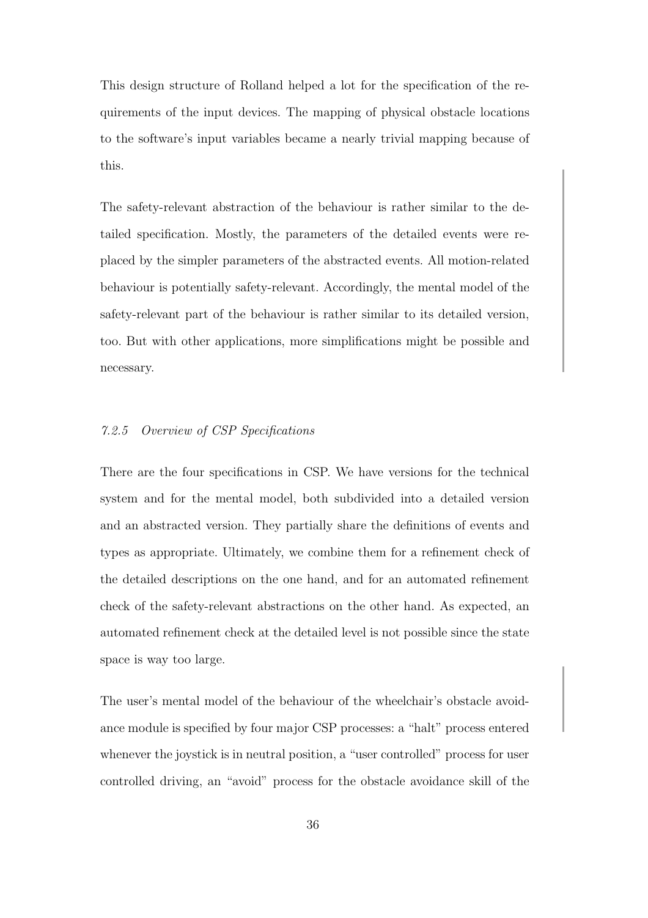This design structure of Rolland helped a lot for the specification of the requirements of the input devices. The mapping of physical obstacle locations to the software's input variables became a nearly trivial mapping because of this.

The safety-relevant abstraction of the behaviour is rather similar to the detailed specification. Mostly, the parameters of the detailed events were replaced by the simpler parameters of the abstracted events. All motion-related behaviour is potentially safety-relevant. Accordingly, the mental model of the safety-relevant part of the behaviour is rather similar to its detailed version, too. But with other applications, more simplifications might be possible and necessary.

### *7.2.5 Overview of CSP Specifications*

There are the four specifications in CSP. We have versions for the technical system and for the mental model, both subdivided into a detailed version and an abstracted version. They partially share the definitions of events and types as appropriate. Ultimately, we combine them for a refinement check of the detailed descriptions on the one hand, and for an automated refinement check of the safety-relevant abstractions on the other hand. As expected, an automated refinement check at the detailed level is not possible since the state space is way too large.

The user's mental model of the behaviour of the wheelchair's obstacle avoidance module is specified by four major CSP processes: a "halt" process entered whenever the joystick is in neutral position, a "user controlled" process for user controlled driving, an "avoid" process for the obstacle avoidance skill of the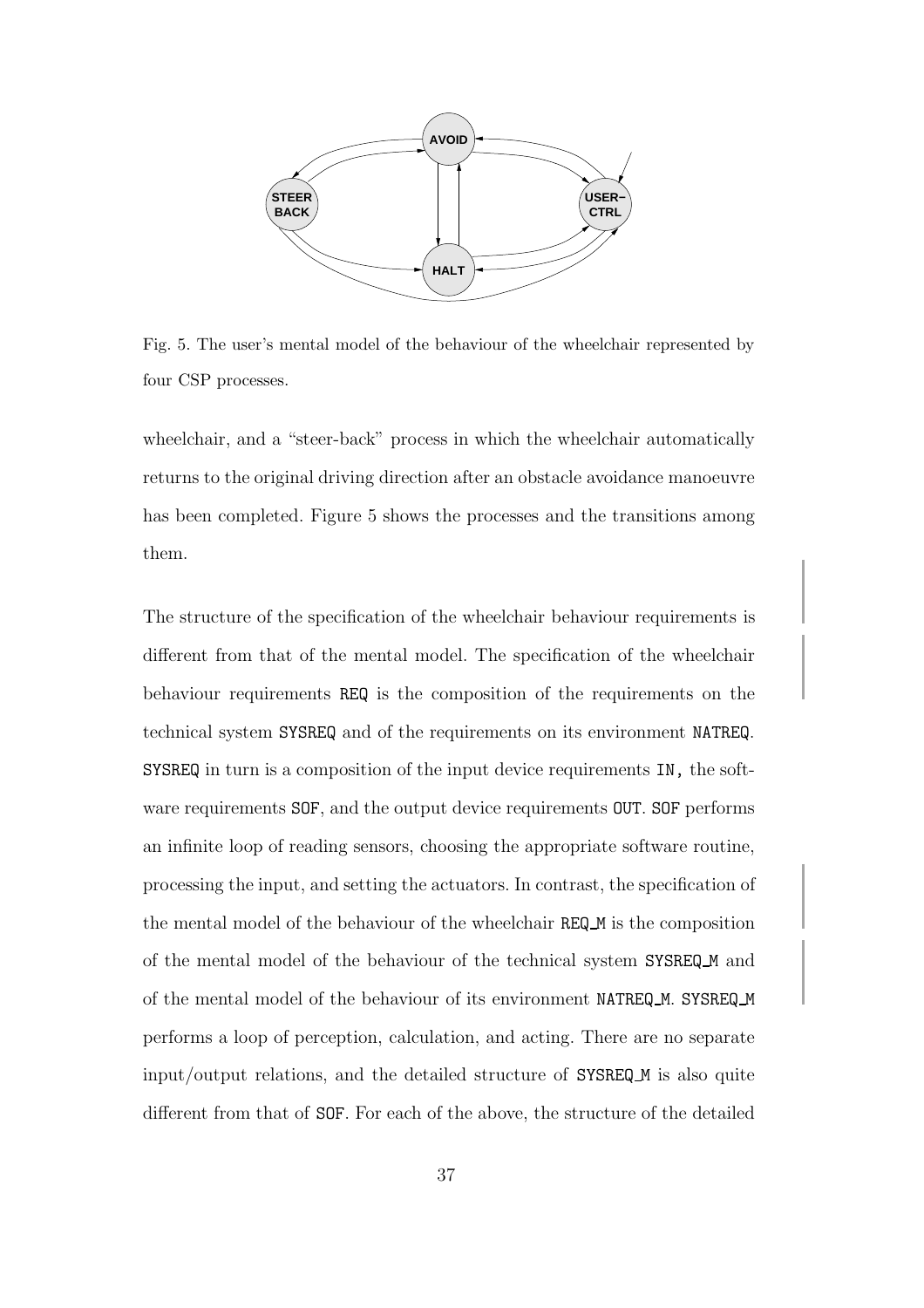AVOID

STEER BACK

USER–CTRL

HALT

Fig. 5. The user's mental model of the behaviour of the wheelchair represented by four CSP processes.

wheelchair, and a "steer-back" process in which the wheelchair automatically returns to the original driving direction after an obstacle avoidance manoeuvre has been completed. Figure 5 shows the processes and the transitions among them.

The structure of the specification of the wheelchair behaviour requirements is different from that of the mental model. The specification of the wheelchair behaviour requirements REQ is the composition of the requirements on the technical system SYSREQ and of the requirements on its environment NATREQ. SYSREQ in turn is a composition of the input device requirements IN, the software requirements SOF, and the output device requirements OUT. SOF performs an infinite loop of reading sensors, choosing the appropriate software routine, processing the input, and setting the actuators. In contrast, the specification of the mental model of the behaviour of the wheelchair REQ_M is the composition of the mental model of the behaviour of the technical system SYSREQ_M and of the mental model of the behaviour of its environment NATREQ_M. SYSREQ_M performs a loop of perception, calculation, and acting. There are no separate input/output relations, and the detailed structure of SYSREQ_M is also quite different from that of SOF. For each of the above, the structure of the detailed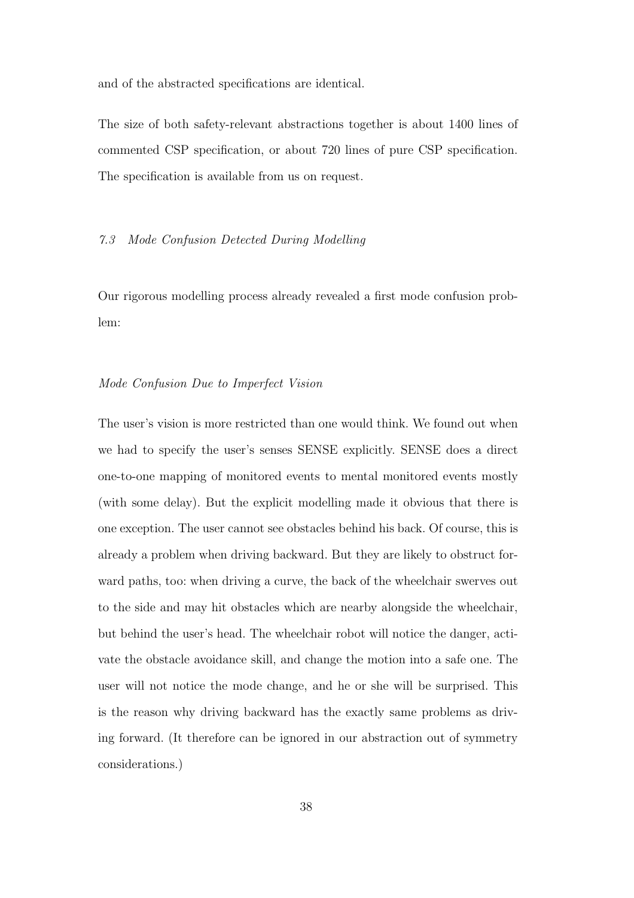and of the abstracted specifications are identical.

The size of both safety-relevant abstractions together is about 1400 lines of commented CSP specification, or about 720 lines of pure CSP specification. The specification is available from us on request.

### *7.3 Mode Confusion Detected During Modelling*

Our rigorous modelling process already revealed a first mode confusion problem:

#### *Mode Confusion Due to Imperfect Vision*

The user's vision is more restricted than one would think. We found out when we had to specify the user's senses SENSE explicitly. SENSE does a direct one-to-one mapping of monitored events to mental monitored events mostly (with some delay). But the explicit modelling made it obvious that there is one exception. The user cannot see obstacles behind his back. Of course, this is already a problem when driving backward. But they are likely to obstruct forward paths, too: when driving a curve, the back of the wheelchair swerves out to the side and may hit obstacles which are nearby alongside the wheelchair, but behind the user's head. The wheelchair robot will notice the danger, activate the obstacle avoidance skill, and change the motion into a safe one. The user will not notice the mode change, and he or she will be surprised. This is the reason why driving backward has the exactly same problems as driving forward. (It therefore can be ignored in our abstraction out of symmetry considerations.)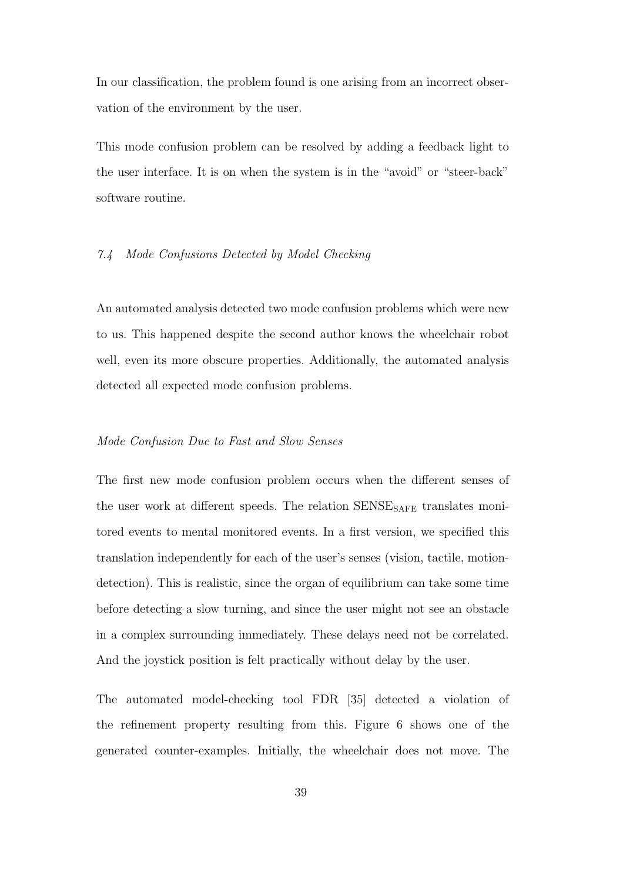In our classification, the problem found is one arising from an incorrect observation of the environment by the user.

This mode confusion problem can be resolved by adding a feedback light to the user interface. It is on when the system is in the "avoid" or "steer-back" software routine.

### *7.4 Mode Confusions Detected by Model Checking*

An automated analysis detected two mode confusion problems which were new to us. This happened despite the second author knows the wheelchair robot well, even its more obscure properties. Additionally, the automated analysis detected all expected mode confusion problems.

#### *Mode Confusion Due to Fast and Slow Senses*

The first new mode confusion problem occurs when the different senses of the user work at different speeds. The relation $\text{SENSE}_{\text{SAFE}}$ translates monitored events to mental monitored events. In a first version, we specified this translation independently for each of the user's senses (vision, tactile, motion-detection). This is realistic, since the organ of equilibrium can take some time before detecting a slow turning, and since the user might not see an obstacle in a complex surrounding immediately. These delays need not be correlated. And the joystick position is felt practically without delay by the user.

The automated model-checking tool FDR [35] detected a violation of the refinement property resulting from this. Figure 6 shows one of the generated counter-examples. Initially, the wheelchair does not move. The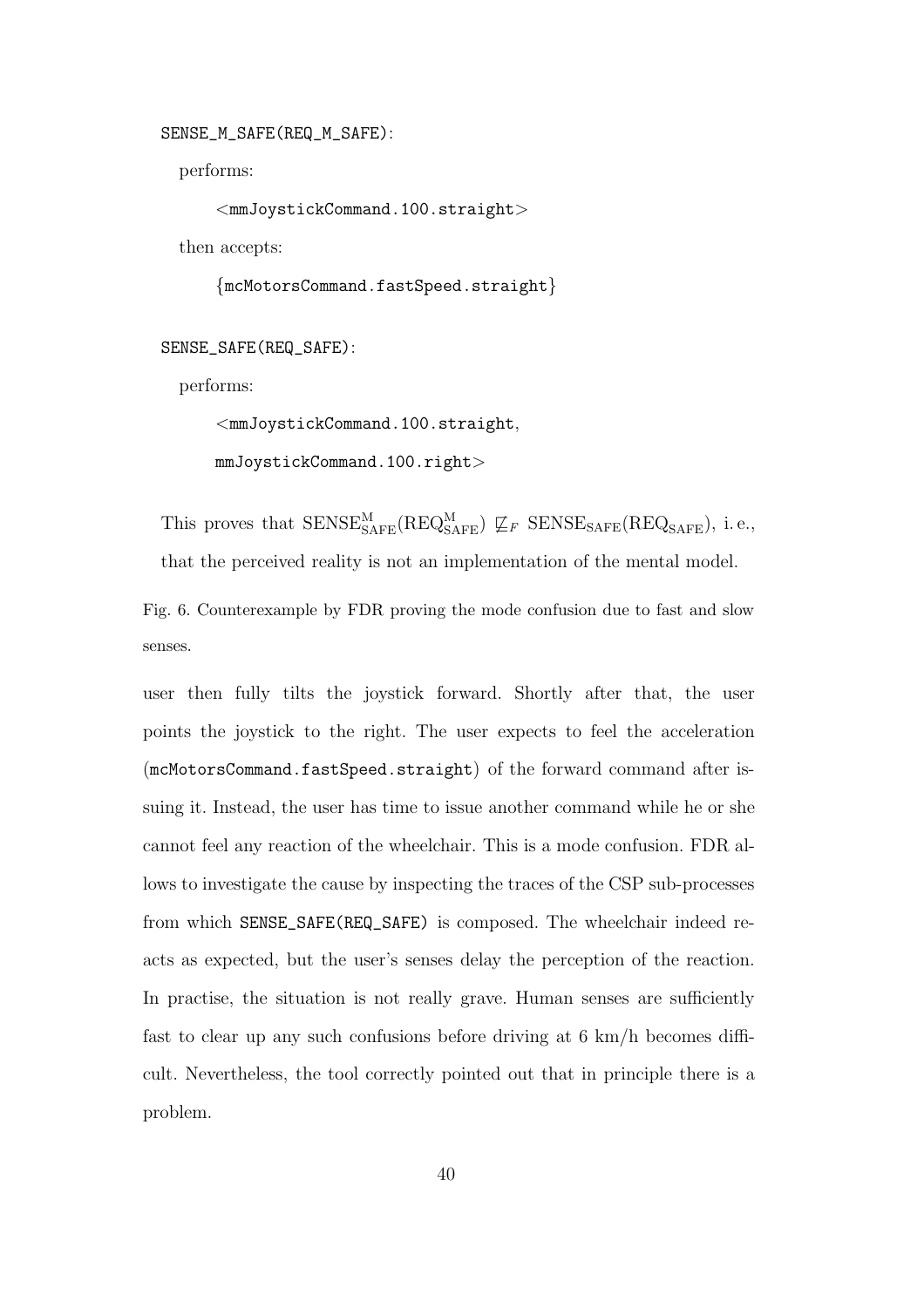SENSE_M_SAFE(REQ_M_SAFE):

performs:

<mmJoystickCommand.100.straight>

then accepts:

{mcMotorsCommand.fastSpeed.straight}

SENSE_SAFE(REQ_SAFE):

performs:

<mmJoystickCommand.100.straight,

mmJoystickCommand.100.right>

This proves that $\mathrm{SENSE}^{\mathrm{M}}_{\mathrm{SAFE}}(\mathrm{REQ}^{\mathrm{M}}_{\mathrm{SAFE}}) \not\sqsubseteq_F \mathrm{SENSE}_{\mathrm{SAFE}}(\mathrm{REQ}_{\mathrm{SAFE}})$, i. e., that the perceived reality is not an implementation of the mental model.

Fig. 6. Counterexample by FDR proving the mode confusion due to fast and slow senses.

user then fully tilts the joystick forward. Shortly after that, the user points the joystick to the right. The user expects to feel the acceleration (mcMotorsCommand.fastSpeed.straight) of the forward command after issuing it. Instead, the user has time to issue another command while he or she cannot feel any reaction of the wheelchair. This is a mode confusion. FDR allows to investigate the cause by inspecting the traces of the CSP sub-processes from which SENSE_SAFE(REQ_SAFE) is composed. The wheelchair indeed reacts as expected, but the user's senses delay the perception of the reaction. In practise, the situation is not really grave. Human senses are sufficiently fast to clear up any such confusions before driving at 6 km/h becomes difficult. Nevertheless, the tool correctly pointed out that in principle there is a problem.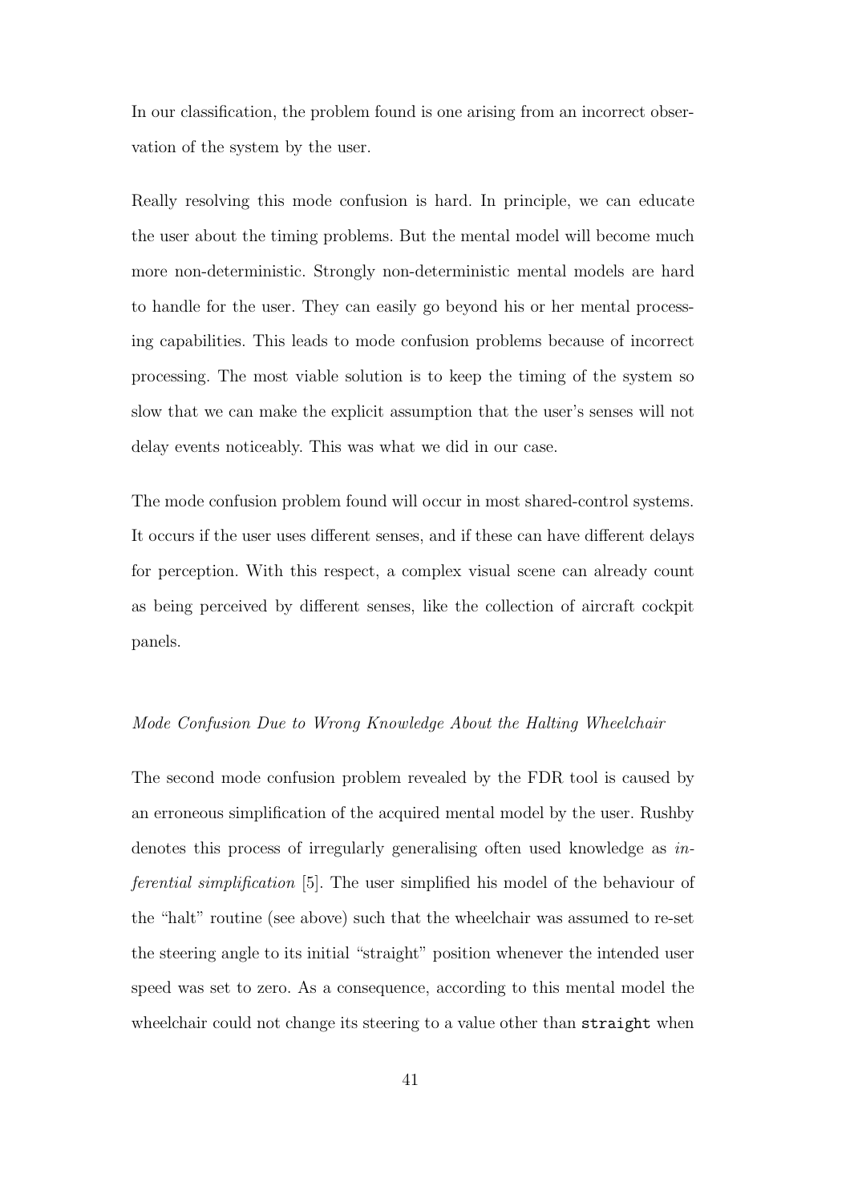In our classification, the problem found is one arising from an incorrect observation of the system by the user.

Really resolving this mode confusion is hard. In principle, we can educate the user about the timing problems. But the mental model will become much more non-deterministic. Strongly non-deterministic mental models are hard to handle for the user. They can easily go beyond his or her mental processing capabilities. This leads to mode confusion problems because of incorrect processing. The most viable solution is to keep the timing of the system so slow that we can make the explicit assumption that the user's senses will not delay events noticeably. This was what we did in our case.

The mode confusion problem found will occur in most shared-control systems. It occurs if the user uses different senses, and if these can have different delays for perception. With this respect, a complex visual scene can already count as being perceived by different senses, like the collection of aircraft cockpit panels.

*Mode Confusion Due to Wrong Knowledge About the Halting Wheelchair*

The second mode confusion problem revealed by the FDR tool is caused by an erroneous simplification of the acquired mental model by the user. Rushby denotes this process of irregularly generalising often used knowledge as *inferential simplification* [5]. The user simplified his model of the behaviour of the "halt" routine (see above) such that the wheelchair was assumed to re-set the steering angle to its initial "straight" position whenever the intended user speed was set to zero. As a consequence, according to this mental model the wheelchair could not change its steering to a value other than `straight` when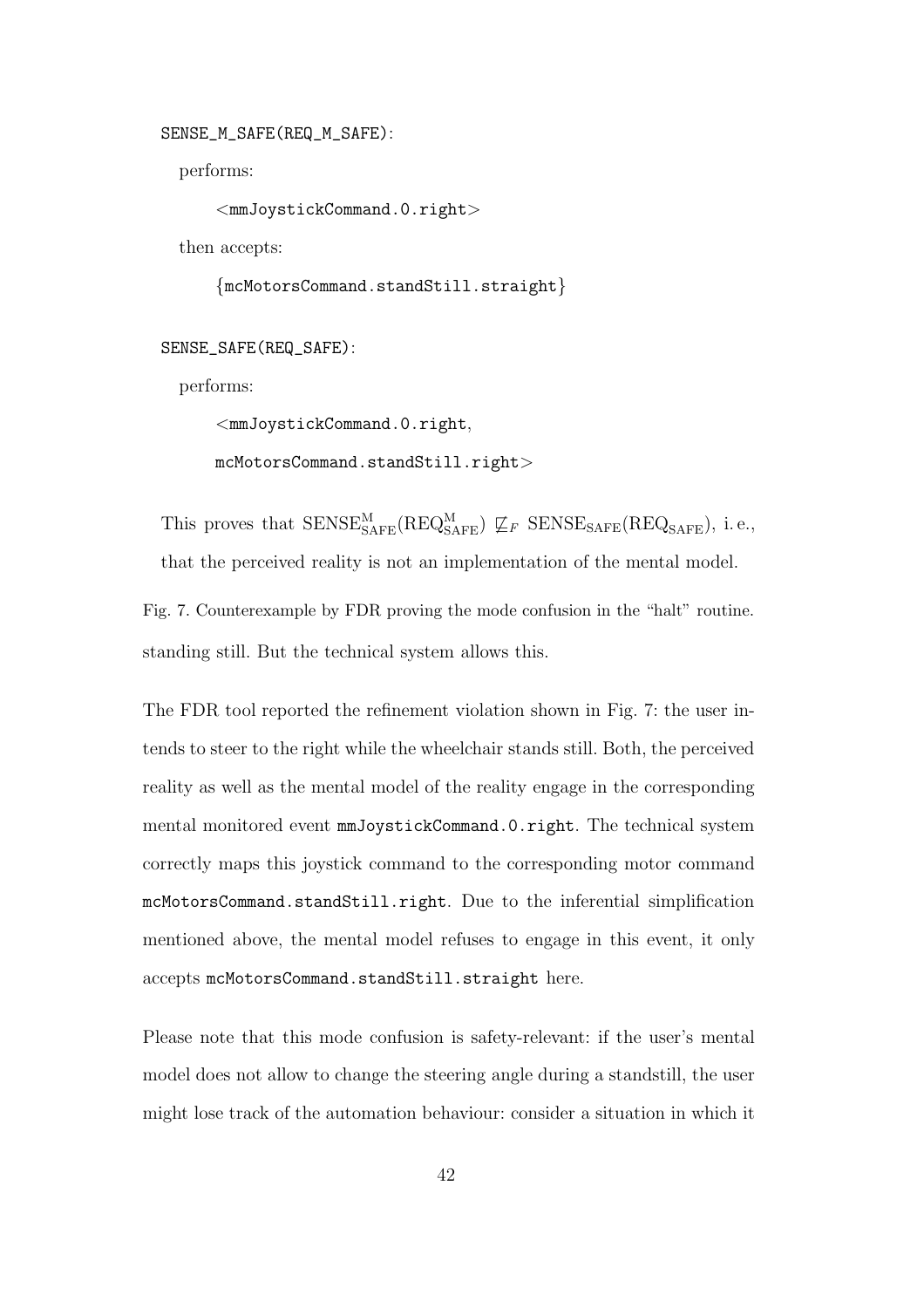```
SENSE_M_SAFE(REQ_M_SAFE):
   performs:
        <mmJoystickCommand.0.right>
   then accepts:
        {mcMotorsCommand.standStill.straight}

SENSE_SAFE(REQ_SAFE):
   performs:
        <mmJoystickCommand.0.right,
        mcMotorsCommand.standStill.right>
```

This proves that $\mathrm{SENSE}^{\mathrm{M}}_{\mathrm{SAFE}}(\mathrm{REQ}^{\mathrm{M}}_{\mathrm{SAFE}}) \not\sqsubseteq_F \mathrm{SENSE}_{\mathrm{SAFE}}(\mathrm{REQ}_{\mathrm{SAFE}})$, i. e., that the perceived reality is not an implementation of the mental model.

Fig. 7. Counterexample by FDR proving the mode confusion in the "halt" routine.

standing still. But the technical system allows this.

The FDR tool reported the refinement violation shown in Fig. 7: the user intends to steer to the right while the wheelchair stands still. Both, the perceived reality as well as the mental model of the reality engage in the corresponding mental monitored event `mmJoystickCommand.0.right`. The technical system correctly maps this joystick command to the corresponding motor command `mcMotorsCommand.standStill.right`. Due to the inferential simplification mentioned above, the mental model refuses to engage in this event, it only accepts `mcMotorsCommand.standStill.straight` here.

Please note that this mode confusion is safety-relevant: if the user's mental model does not allow to change the steering angle during a standstill, the user might lose track of the automation behaviour: consider a situation in which it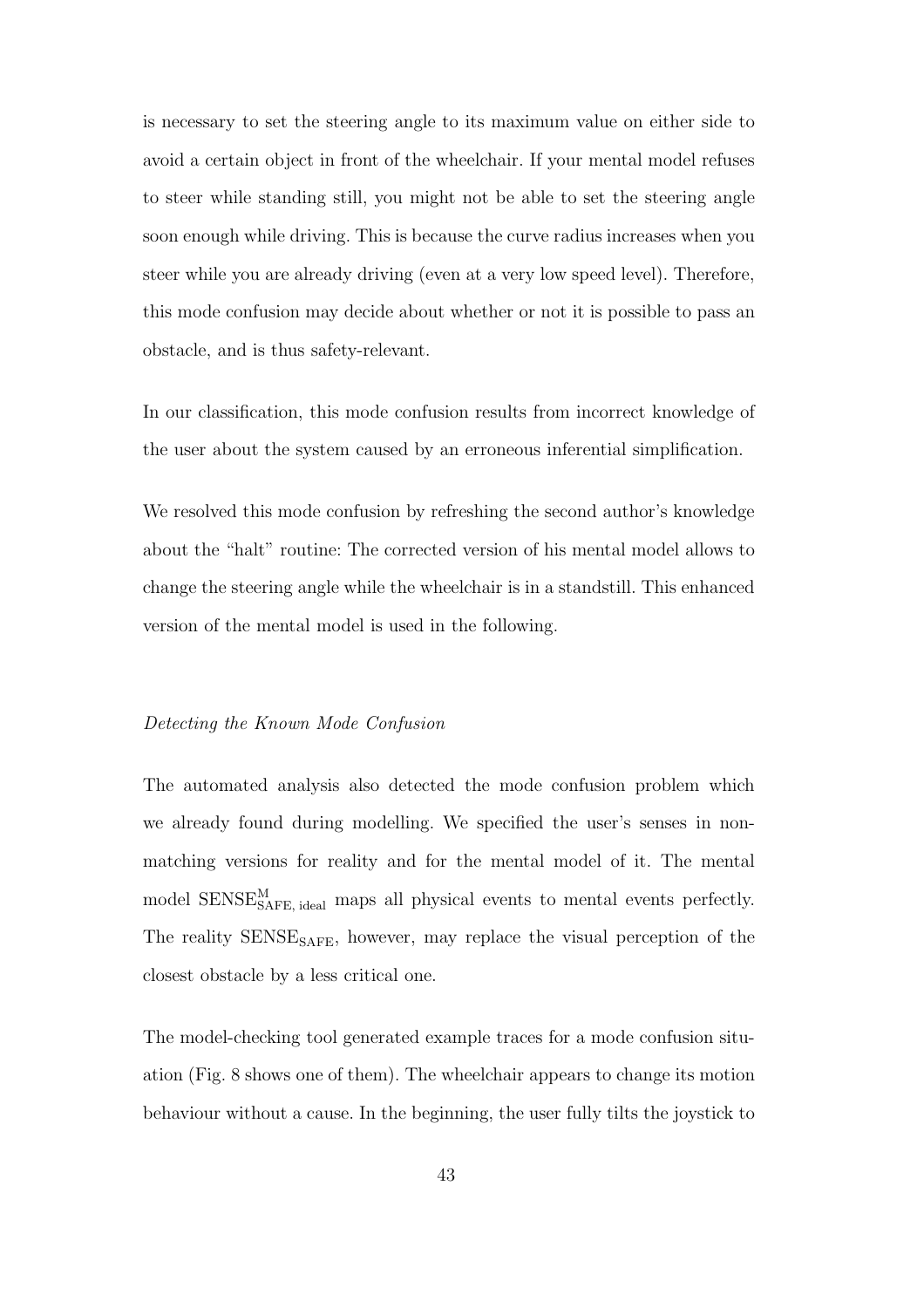is necessary to set the steering angle to its maximum value on either side to avoid a certain object in front of the wheelchair. If your mental model refuses to steer while standing still, you might not be able to set the steering angle soon enough while driving. This is because the curve radius increases when you steer while you are already driving (even at a very low speed level). Therefore, this mode confusion may decide about whether or not it is possible to pass an obstacle, and is thus safety-relevant.

In our classification, this mode confusion results from incorrect knowledge of the user about the system caused by an erroneous inferential simplification.

We resolved this mode confusion by refreshing the second author's knowledge about the "halt" routine: The corrected version of his mental model allows to change the steering angle while the wheelchair is in a standstill. This enhanced version of the mental model is used in the following.

### *Detecting the Known Mode Confusion*

The automated analysis also detected the mode confusion problem which we already found during modelling. We specified the user's senses in non-matching versions for reality and for the mental model of it. The mental model $\text{SENSE}^{\text{M}}_{\text{SAFE, ideal}}$ maps all physical events to mental events perfectly. The reality $\text{SENSE}_{\text{SAFE}}$, however, may replace the visual perception of the closest obstacle by a less critical one.

The model-checking tool generated example traces for a mode confusion situation (Fig. 8 shows one of them). The wheelchair appears to change its motion behaviour without a cause. In the beginning, the user fully tilts the joystick to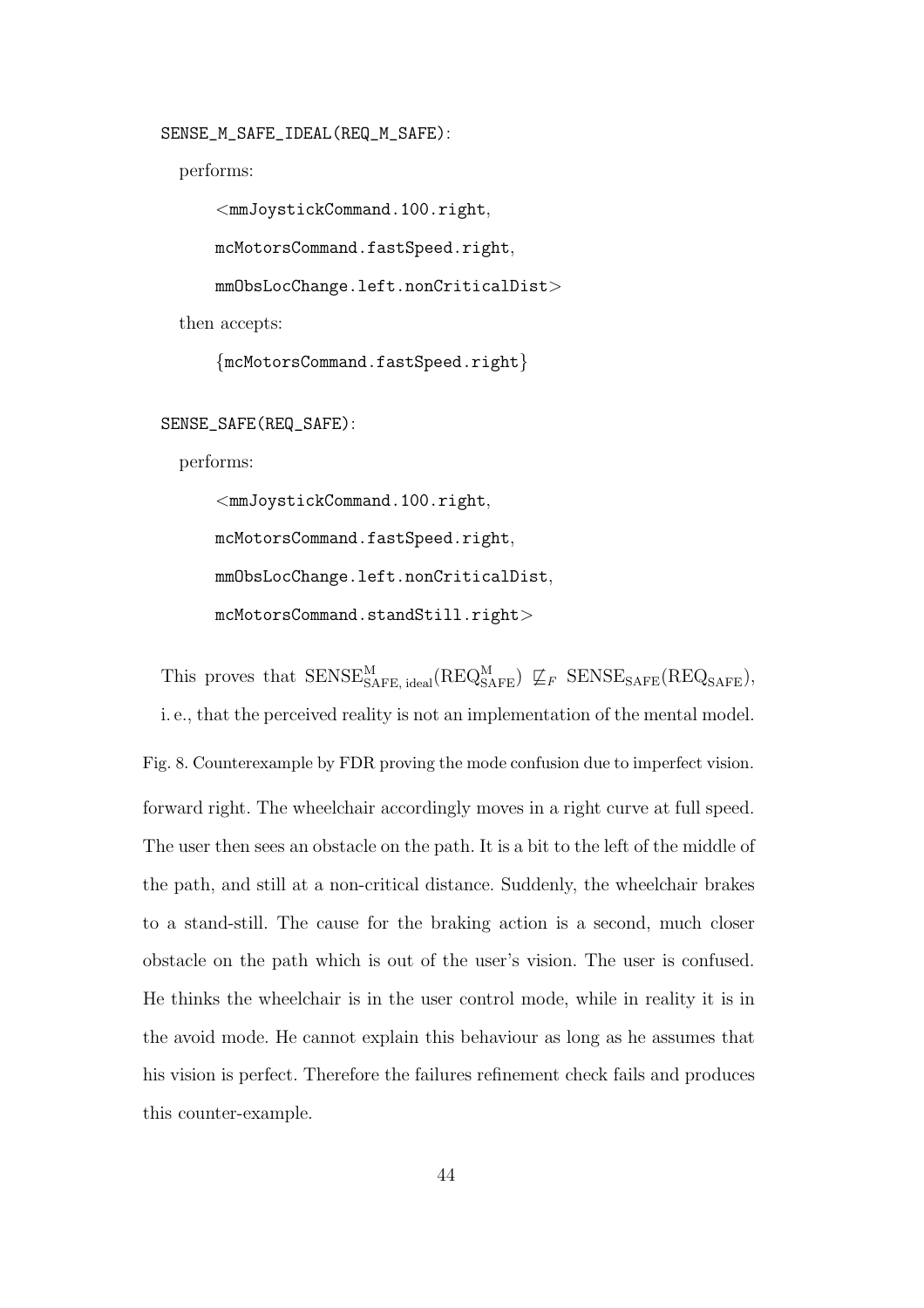```
SENSE_M_SAFE_IDEAL(REQ_M_SAFE):
  performs:
      <mmJoystickCommand.100.right,
      mcMotorsCommand.fastSpeed.right,
      mmObsLocChange.left.nonCriticalDist>
  then accepts:
      {mcMotorsCommand.fastSpeed.right}

SENSE_SAFE(REQ_SAFE):
  performs:
      <mmJoystickCommand.100.right,
      mcMotorsCommand.fastSpeed.right,
      mmObsLocChange.left.nonCriticalDist,
      mcMotorsCommand.standStill.right>
```

This proves that $\text{SENSE}^{\text{M}}_{\text{SAFE, ideal}}(\text{REQ}^{\text{M}}_{\text{SAFE}}) \not\sqsubseteq_F \text{SENSE}_{\text{SAFE}}(\text{REQ}_{\text{SAFE}})$, i. e., that the perceived reality is not an implementation of the mental model.

Fig. 8. Counterexample by FDR proving the mode confusion due to imperfect vision.

forward right. The wheelchair accordingly moves in a right curve at full speed. The user then sees an obstacle on the path. It is a bit to the left of the middle of the path, and still at a non-critical distance. Suddenly, the wheelchair brakes to a stand-still. The cause for the braking action is a second, much closer obstacle on the path which is out of the user's vision. The user is confused. He thinks the wheelchair is in the user control mode, while in reality it is in the avoid mode. He cannot explain this behaviour as long as he assumes that his vision is perfect. Therefore the failures refinement check fails and produces this counter-example.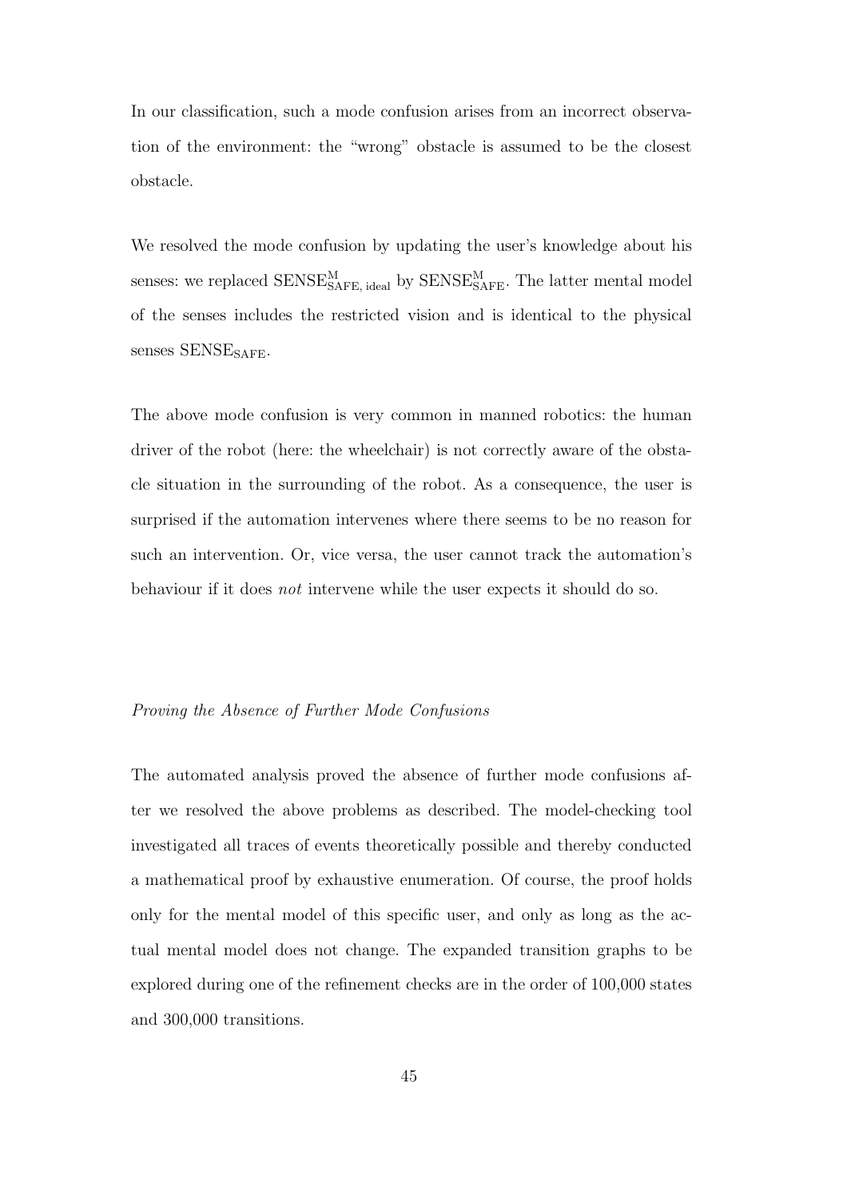In our classification, such a mode confusion arises from an incorrect observation of the environment: the "wrong" obstacle is assumed to be the closest obstacle.

We resolved the mode confusion by updating the user's knowledge about his senses: we replaced $\mathrm{SENSE}^{\mathrm{M}}_{\mathrm{SAFE,\ ideal}}$ by $\mathrm{SENSE}^{\mathrm{M}}_{\mathrm{SAFE}}$. The latter mental model of the senses includes the restricted vision and is identical to the physical senses $\mathrm{SENSE}_{\mathrm{SAFE}}$.

The above mode confusion is very common in manned robotics: the human driver of the robot (here: the wheelchair) is not correctly aware of the obstacle situation in the surrounding of the robot. As a consequence, the user is surprised if the automation intervenes where there seems to be no reason for such an intervention. Or, vice versa, the user cannot track the automation's behaviour if it does *not* intervene while the user expects it should do so.

*Proving the Absence of Further Mode Confusions*

The automated analysis proved the absence of further mode confusions after we resolved the above problems as described. The model-checking tool investigated all traces of events theoretically possible and thereby conducted a mathematical proof by exhaustive enumeration. Of course, the proof holds only for the mental model of this specific user, and only as long as the actual mental model does not change. The expanded transition graphs to be explored during one of the refinement checks are in the order of 100,000 states and 300,000 transitions.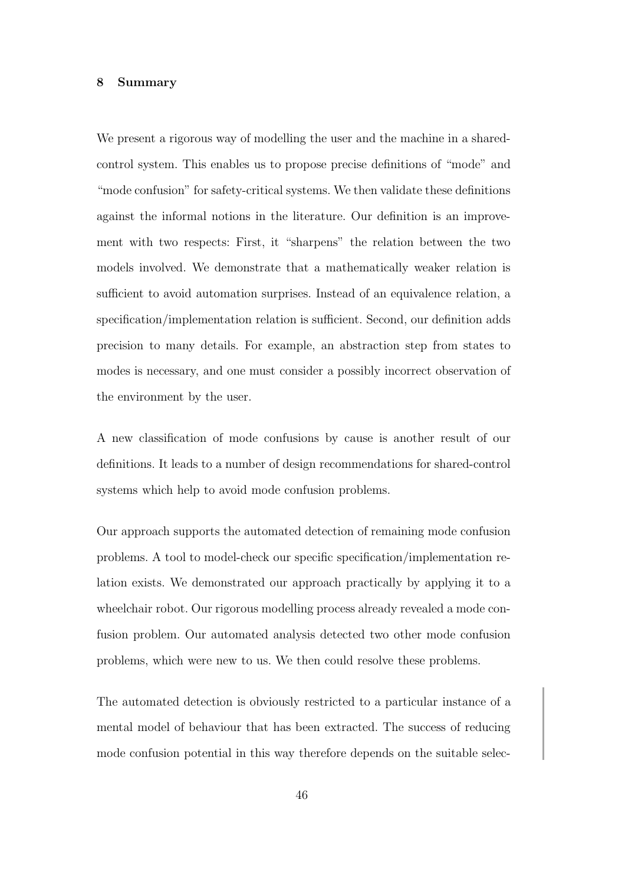## 8 Summary

We present a rigorous way of modelling the user and the machine in a shared-control system. This enables us to propose precise definitions of "mode" and "mode confusion" for safety-critical systems. We then validate these definitions against the informal notions in the literature. Our definition is an improvement with two respects: First, it "sharpens" the relation between the two models involved. We demonstrate that a mathematically weaker relation is sufficient to avoid automation surprises. Instead of an equivalence relation, a specification/implementation relation is sufficient. Second, our definition adds precision to many details. For example, an abstraction step from states to modes is necessary, and one must consider a possibly incorrect observation of the environment by the user.

A new classification of mode confusions by cause is another result of our definitions. It leads to a number of design recommendations for shared-control systems which help to avoid mode confusion problems.

Our approach supports the automated detection of remaining mode confusion problems. A tool to model-check our specific specification/implementation relation exists. We demonstrated our approach practically by applying it to a wheelchair robot. Our rigorous modelling process already revealed a mode confusion problem. Our automated analysis detected two other mode confusion problems, which were new to us. We then could resolve these problems.

The automated detection is obviously restricted to a particular instance of a mental model of behaviour that has been extracted. The success of reducing mode confusion potential in this way therefore depends on the suitable selec-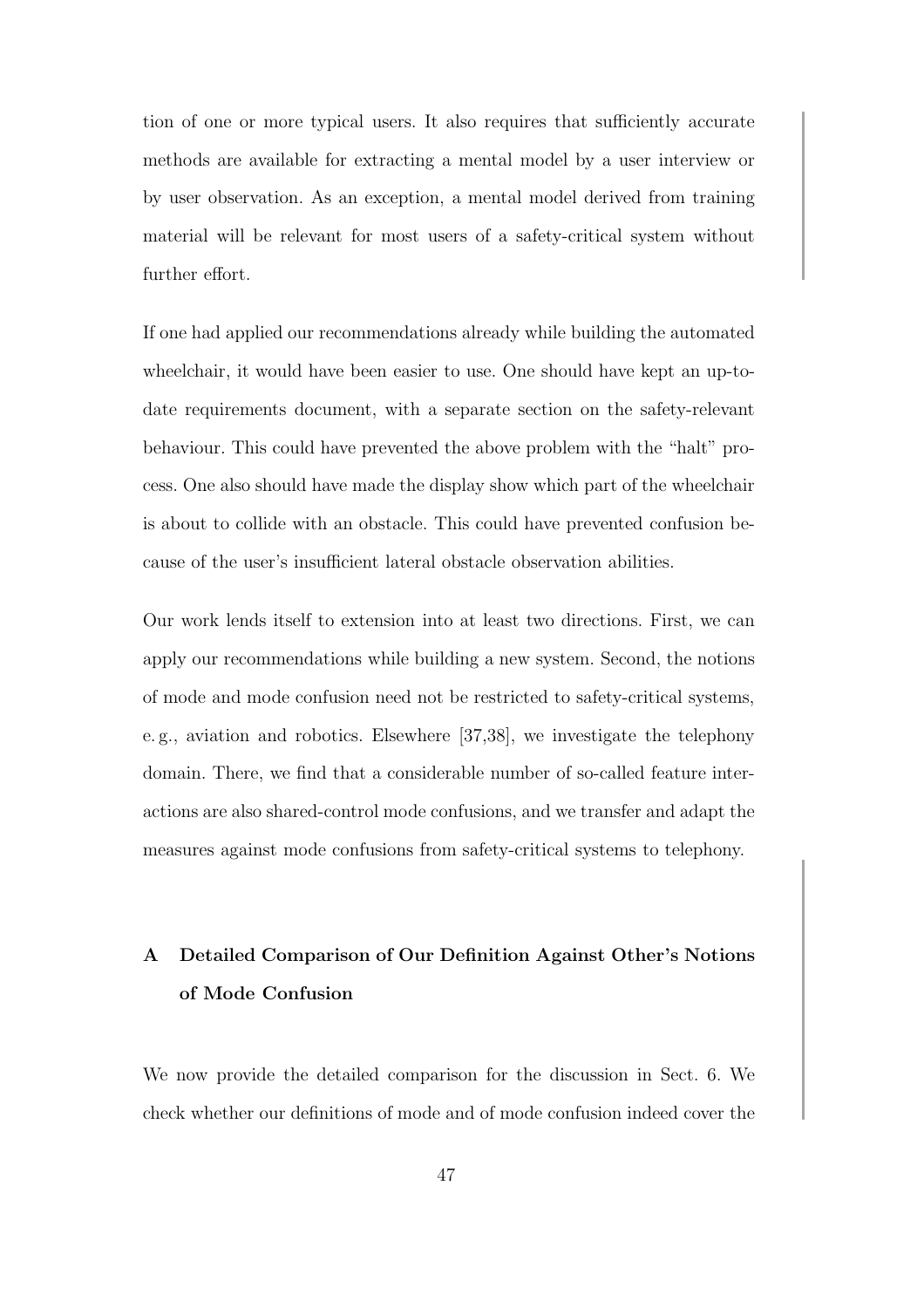tion of one or more typical users. It also requires that sufficiently accurate methods are available for extracting a mental model by a user interview or by user observation. As an exception, a mental model derived from training material will be relevant for most users of a safety-critical system without further effort.

If one had applied our recommendations already while building the automated wheelchair, it would have been easier to use. One should have kept an up-to-date requirements document, with a separate section on the safety-relevant behaviour. This could have prevented the above problem with the "halt" process. One also should have made the display show which part of the wheelchair is about to collide with an obstacle. This could have prevented confusion because of the user's insufficient lateral obstacle observation abilities.

Our work lends itself to extension into at least two directions. First, we can apply our recommendations while building a new system. Second, the notions of mode and mode confusion need not be restricted to safety-critical systems, e. g., aviation and robotics. Elsewhere [37,38], we investigate the telephony domain. There, we find that a considerable number of so-called feature interactions are also shared-control mode confusions, and we transfer and adapt the measures against mode confusions from safety-critical systems to telephony.

## A Detailed Comparison of Our Definition Against Other's Notions of Mode Confusion

We now provide the detailed comparison for the discussion in Sect. 6. We check whether our definitions of mode and of mode confusion indeed cover the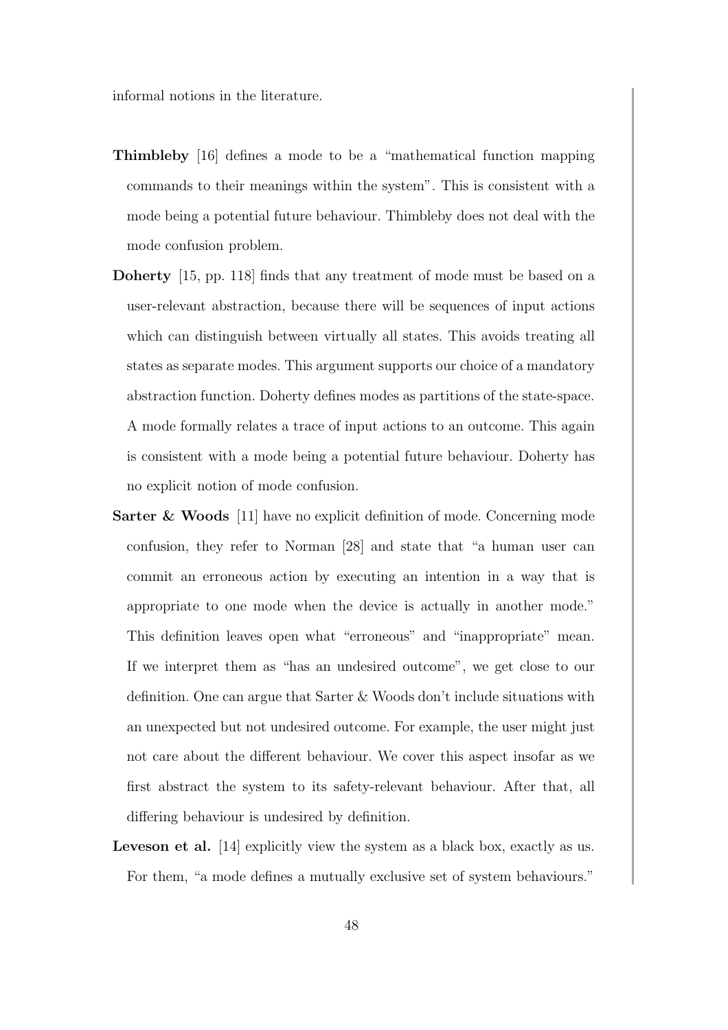informal notions in the literature.

**Thimbleby** [16] defines a mode to be a “mathematical function mapping commands to their meanings within the system”. This is consistent with a mode being a potential future behaviour. Thimbleby does not deal with the mode confusion problem.

**Doherty** [15, pp. 118] finds that any treatment of mode must be based on a user-relevant abstraction, because there will be sequences of input actions which can distinguish between virtually all states. This avoids treating all states as separate modes. This argument supports our choice of a mandatory abstraction function. Doherty defines modes as partitions of the state-space. A mode formally relates a trace of input actions to an outcome. This again is consistent with a mode being a potential future behaviour. Doherty has no explicit notion of mode confusion.

**Sarter & Woods** [11] have no explicit definition of mode. Concerning mode confusion, they refer to Norman [28] and state that “a human user can commit an erroneous action by executing an intention in a way that is appropriate to one mode when the device is actually in another mode.” This definition leaves open what “erroneous” and “inappropriate” mean. If we interpret them as “has an undesired outcome”, we get close to our definition. One can argue that Sarter & Woods don’t include situations with an unexpected but not undesired outcome. For example, the user might just not care about the different behaviour. We cover this aspect insofar as we first abstract the system to its safety-relevant behaviour. After that, all differing behaviour is undesired by definition.

**Leveson et al.** [14] explicitly view the system as a black box, exactly as us. For them, “a mode defines a mutually exclusive set of system behaviours.”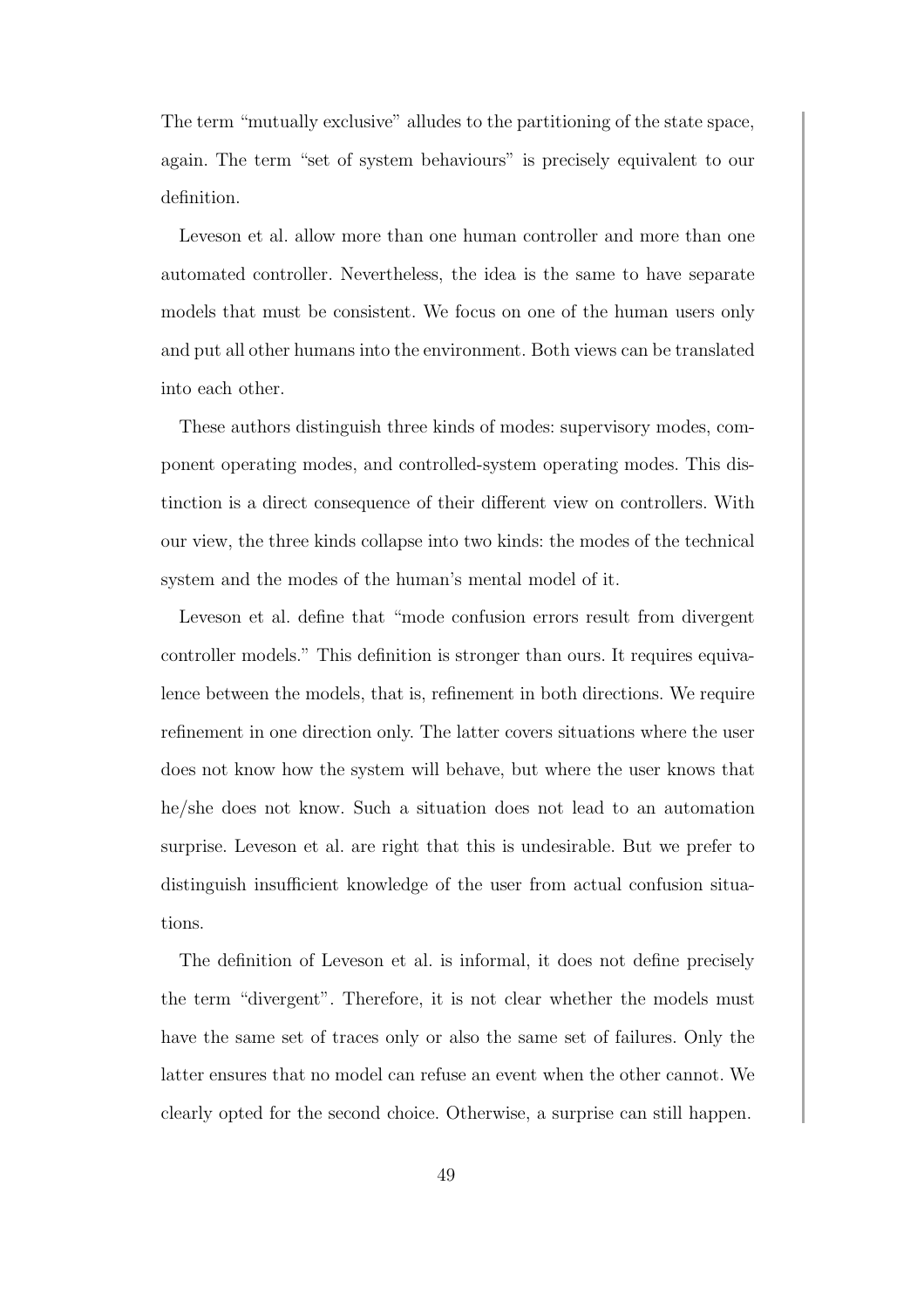The term "mutually exclusive" alludes to the partitioning of the state space, again. The term "set of system behaviours" is precisely equivalent to our definition.

Leveson et al. allow more than one human controller and more than one automated controller. Nevertheless, the idea is the same to have separate models that must be consistent. We focus on one of the human users only and put all other humans into the environment. Both views can be translated into each other.

These authors distinguish three kinds of modes: supervisory modes, component operating modes, and controlled-system operating modes. This distinction is a direct consequence of their different view on controllers. With our view, the three kinds collapse into two kinds: the modes of the technical system and the modes of the human's mental model of it.

Leveson et al. define that "mode confusion errors result from divergent controller models." This definition is stronger than ours. It requires equivalence between the models, that is, refinement in both directions. We require refinement in one direction only. The latter covers situations where the user does not know how the system will behave, but where the user knows that he/she does not know. Such a situation does not lead to an automation surprise. Leveson et al. are right that this is undesirable. But we prefer to distinguish insufficient knowledge of the user from actual confusion situations.

The definition of Leveson et al. is informal, it does not define precisely the term "divergent". Therefore, it is not clear whether the models must have the same set of traces only or also the same set of failures. Only the latter ensures that no model can refuse an event when the other cannot. We clearly opted for the second choice. Otherwise, a surprise can still happen.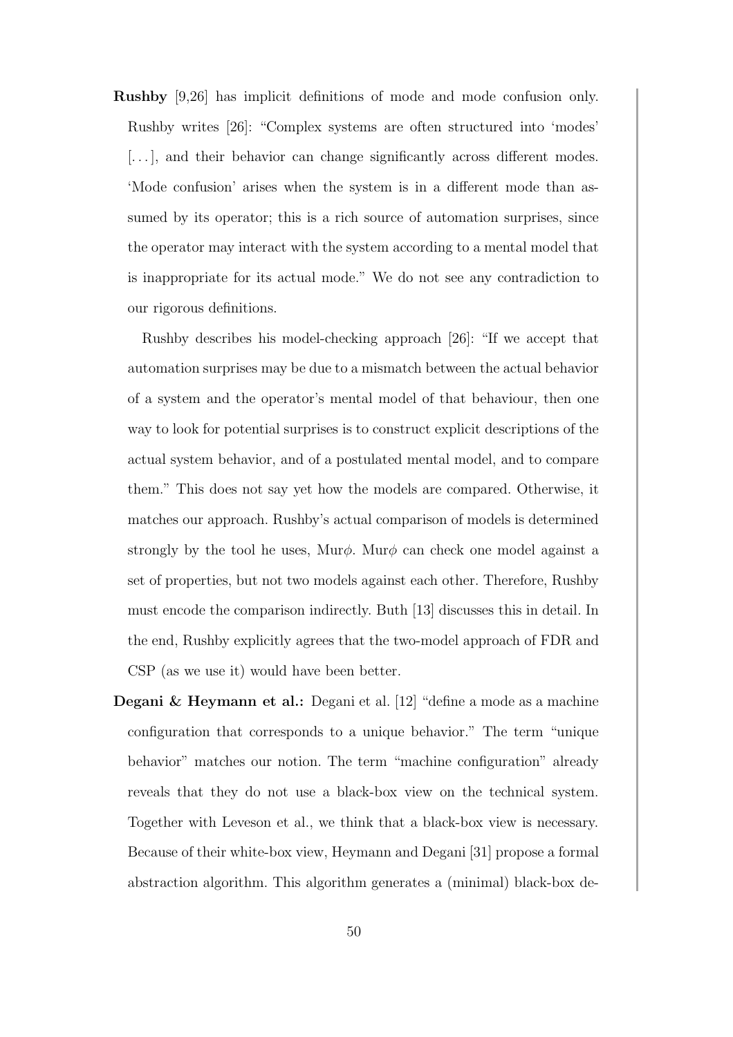**Rushby** [9,26] has implicit definitions of mode and mode confusion only. Rushby writes [26]: "Complex systems are often structured into 'modes' [...], and their behavior can change significantly across different modes. 'Mode confusion' arises when the system is in a different mode than assumed by its operator; this is a rich source of automation surprises, since the operator may interact with the system according to a mental model that is inappropriate for its actual mode." We do not see any contradiction to our rigorous definitions.

Rushby describes his model-checking approach [26]: "If we accept that automation surprises may be due to a mismatch between the actual behavior of a system and the operator's mental model of that behaviour, then one way to look for potential surprises is to construct explicit descriptions of the actual system behavior, and of a postulated mental model, and to compare them." This does not say yet how the models are compared. Otherwise, it matches our approach. Rushby's actual comparison of models is determined strongly by the tool he uses, Mur$\phi$. Mur$\phi$ can check one model against a set of properties, but not two models against each other. Therefore, Rushby must encode the comparison indirectly. Buth [13] discusses this in detail. In the end, Rushby explicitly agrees that the two-model approach of FDR and CSP (as we use it) would have been better.

**Degani & Heymann et al.:** Degani et al. [12] "define a mode as a machine configuration that corresponds to a unique behavior." The term "unique behavior" matches our notion. The term "machine configuration" already reveals that they do not use a black-box view on the technical system. Together with Leveson et al., we think that a black-box view is necessary. Because of their white-box view, Heymann and Degani [31] propose a formal abstraction algorithm. This algorithm generates a (minimal) black-box de-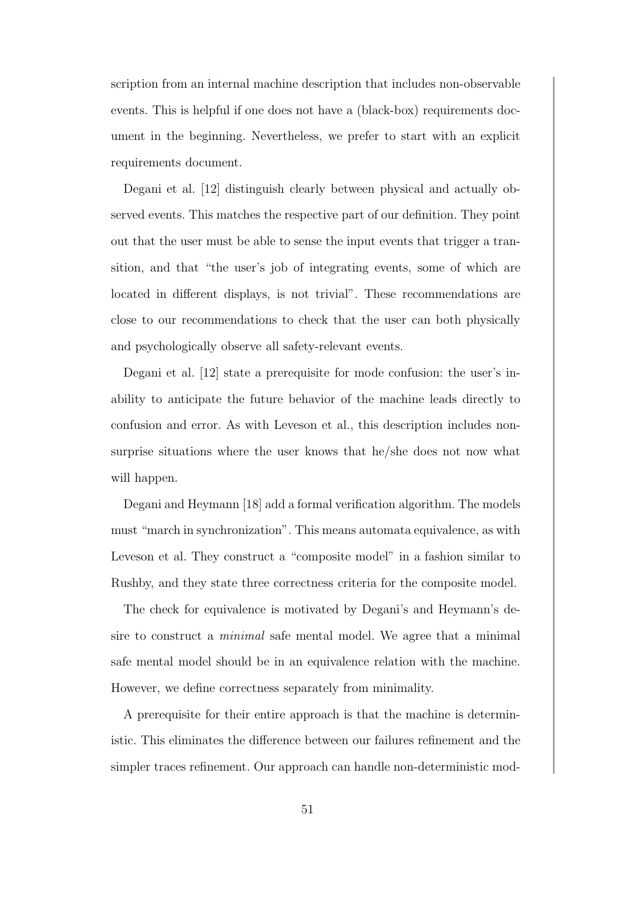scription from an internal machine description that includes non-observable events. This is helpful if one does not have a (black-box) requirements document in the beginning. Nevertheless, we prefer to start with an explicit requirements document.

Degani et al. [12] distinguish clearly between physical and actually observed events. This matches the respective part of our definition. They point out that the user must be able to sense the input events that trigger a transition, and that "the user's job of integrating events, some of which are located in different displays, is not trivial". These recommendations are close to our recommendations to check that the user can both physically and psychologically observe all safety-relevant events.

Degani et al. [12] state a prerequisite for mode confusion: the user's inability to anticipate the future behavior of the machine leads directly to confusion and error. As with Leveson et al., this description includes non-surprise situations where the user knows that he/she does not now what will happen.

Degani and Heymann [18] add a formal verification algorithm. The models must "march in synchronization". This means automata equivalence, as with Leveson et al. They construct a "composite model" in a fashion similar to Rushby, and they state three correctness criteria for the composite model.

The check for equivalence is motivated by Degani's and Heymann's desire to construct a *minimal* safe mental model. We agree that a minimal safe mental model should be in an equivalence relation with the machine. However, we define correctness separately from minimality.

A prerequisite for their entire approach is that the machine is deterministic. This eliminates the difference between our failures refinement and the simpler traces refinement. Our approach can handle non-deterministic mod-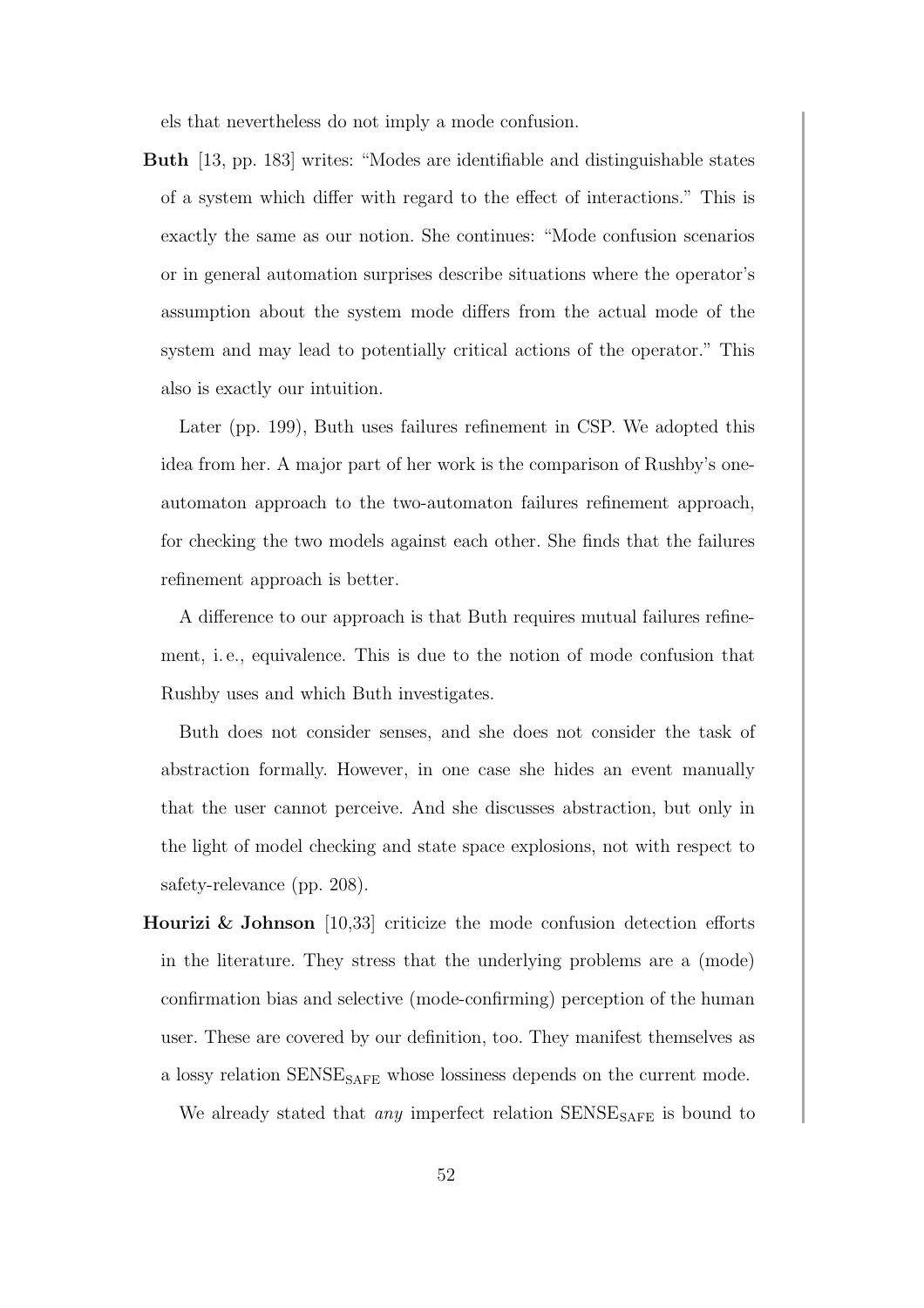els that nevertheless do not imply a mode confusion.

**Buth** [13, pp. 183] writes: "Modes are identifiable and distinguishable states of a system which differ with regard to the effect of interactions." This is exactly the same as our notion. She continues: "Mode confusion scenarios or in general automation surprises describe situations where the operator's assumption about the system mode differs from the actual mode of the system and may lead to potentially critical actions of the operator." This also is exactly our intuition.

Later (pp. 199), Buth uses failures refinement in CSP. We adopted this idea from her. A major part of her work is the comparison of Rushby's one-automaton approach to the two-automaton failures refinement approach, for checking the two models against each other. She finds that the failures refinement approach is better.

A difference to our approach is that Buth requires mutual failures refinement, i. e., equivalence. This is due to the notion of mode confusion that Rushby uses and which Buth investigates.

Buth does not consider senses, and she does not consider the task of abstraction formally. However, in one case she hides an event manually that the user cannot perceive. And she discusses abstraction, but only in the light of model checking and state space explosions, not with respect to safety-relevance (pp. 208).

**Hourizi & Johnson** [10,33] criticize the mode confusion detection efforts in the literature. They stress that the underlying problems are a (mode) confirmation bias and selective (mode-confirming) perception of the human user. These are covered by our definition, too. They manifest themselves as a lossy relation $\mathrm{SENSE}_{\mathrm{SAFE}}$ whose lossiness depends on the current mode.

We already stated that *any* imperfect relation $\mathrm{SENSE}_{\mathrm{SAFE}}$ is bound to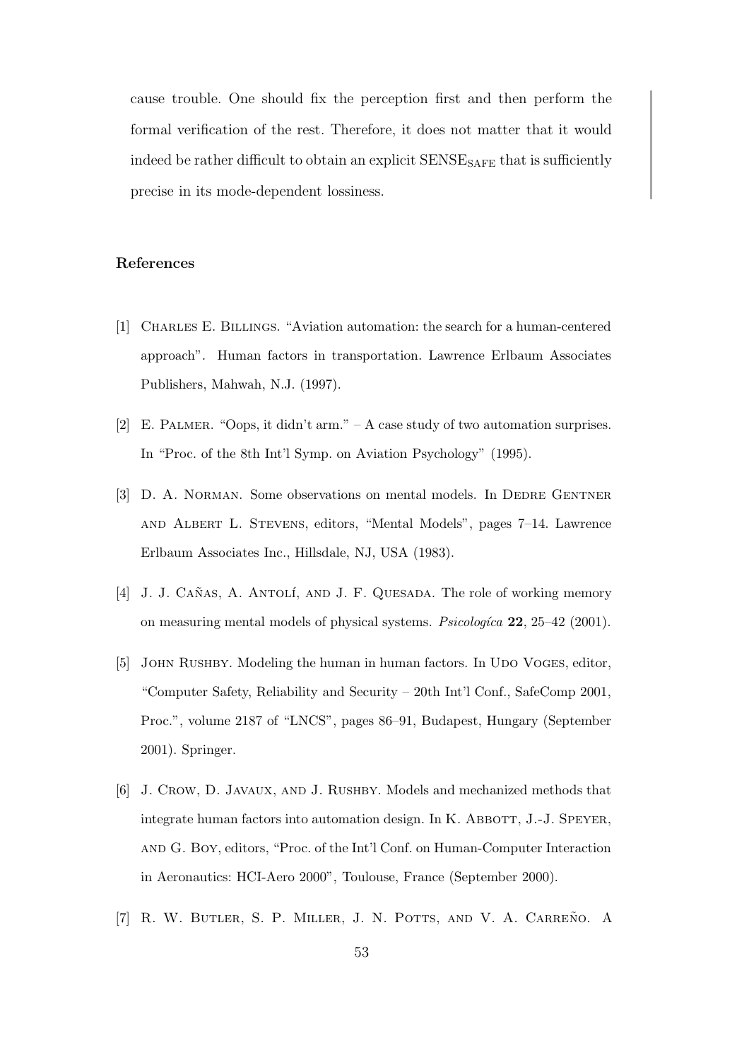cause trouble. One should fix the perception first and then perform the formal verification of the rest. Therefore, it does not matter that it would indeed be rather difficult to obtain an explicit $\text{SENSE}_{\text{SAFE}}$ that is sufficiently precise in its mode-dependent lossiness.

## References

[1] Charles E. Billings. "Aviation automation: the search for a human-centered approach". Human factors in transportation. Lawrence Erlbaum Associates Publishers, Mahwah, N.J. (1997).

[2] E. Palmer. "Oops, it didn't arm." – A case study of two automation surprises. In "Proc. of the 8th Int'l Symp. on Aviation Psychology" (1995).

[3] D. A. Norman. Some observations on mental models. In Dedre Gentner and Albert L. Stevens, editors, "Mental Models", pages 7–14. Lawrence Erlbaum Associates Inc., Hillsdale, NJ, USA (1983).

[4] J. J. Cañas, A. Antolí, and J. F. Quesada. The role of working memory on measuring mental models of physical systems. *Psicologíca* **22**, 25–42 (2001).

[5] John Rushby. Modeling the human in human factors. In Udo Voges, editor, "Computer Safety, Reliability and Security – 20th Int'l Conf., SafeComp 2001, Proc.", volume 2187 of "LNCS", pages 86–91, Budapest, Hungary (September 2001). Springer.

[6] J. Crow, D. Javaux, and J. Rushby. Models and mechanized methods that integrate human factors into automation design. In K. Abbott, J.-J. Speyer, and G. Boy, editors, "Proc. of the Int'l Conf. on Human-Computer Interaction in Aeronautics: HCI-Aero 2000", Toulouse, France (September 2000).

[7] R. W. Butler, S. P. Miller, J. N. Potts, and V. A. Carreño. A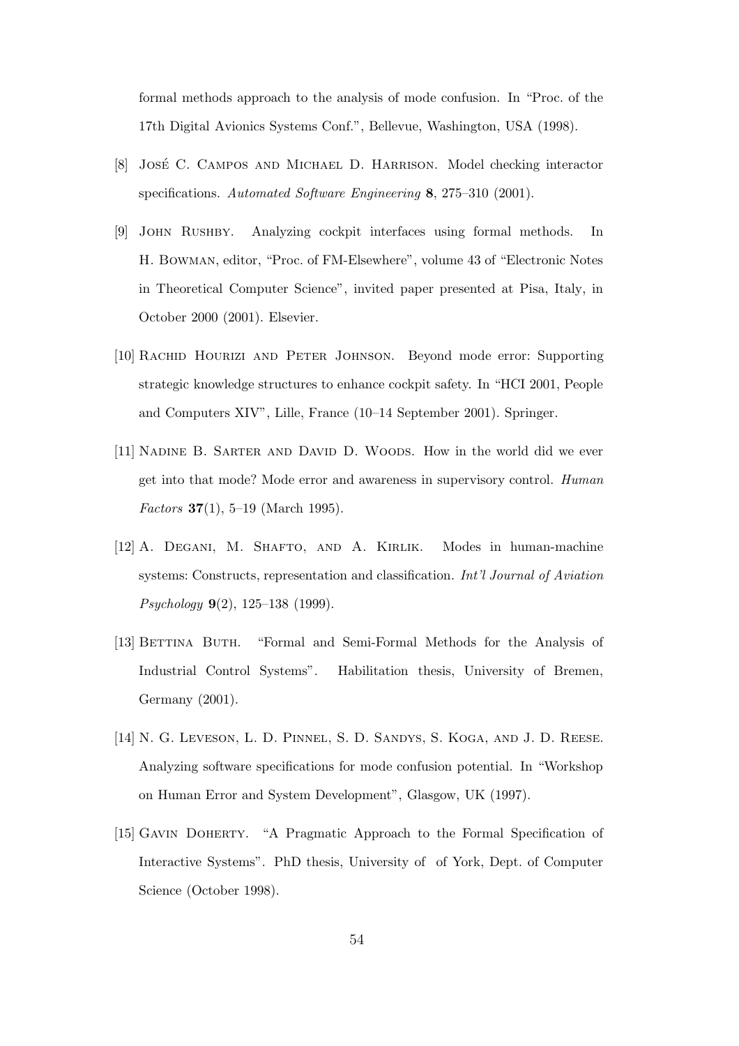formal methods approach to the analysis of mode confusion. In "Proc. of the 17th Digital Avionics Systems Conf.", Bellevue, Washington, USA (1998).

[8] José C. Campos and Michael D. Harrison. Model checking interactor specifications. *Automated Software Engineering* **8**, 275–310 (2001).

[9] John Rushby. Analyzing cockpit interfaces using formal methods. In H. Bowman, editor, "Proc. of FM-Elsewhere", volume 43 of "Electronic Notes in Theoretical Computer Science", invited paper presented at Pisa, Italy, in October 2000 (2001). Elsevier.

[10] Rachid Hourizi and Peter Johnson. Beyond mode error: Supporting strategic knowledge structures to enhance cockpit safety. In "HCI 2001, People and Computers XIV", Lille, France (10–14 September 2001). Springer.

[11] Nadine B. Sarter and David D. Woods. How in the world did we ever get into that mode? Mode error and awareness in supervisory control. *Human Factors* **37**(1), 5–19 (March 1995).

[12] A. Degani, M. Shafto, and A. Kirlik. Modes in human-machine systems: Constructs, representation and classification. *Int'l Journal of Aviation Psychology* **9**(2), 125–138 (1999).

[13] Bettina Buth. "Formal and Semi-Formal Methods for the Analysis of Industrial Control Systems". Habilitation thesis, University of Bremen, Germany (2001).

[14] N. G. Leveson, L. D. Pinnel, S. D. Sandys, S. Koga, and J. D. Reese. Analyzing software specifications for mode confusion potential. In "Workshop on Human Error and System Development", Glasgow, UK (1997).

[15] Gavin Doherty. "A Pragmatic Approach to the Formal Specification of Interactive Systems". PhD thesis, University of of York, Dept. of Computer Science (October 1998).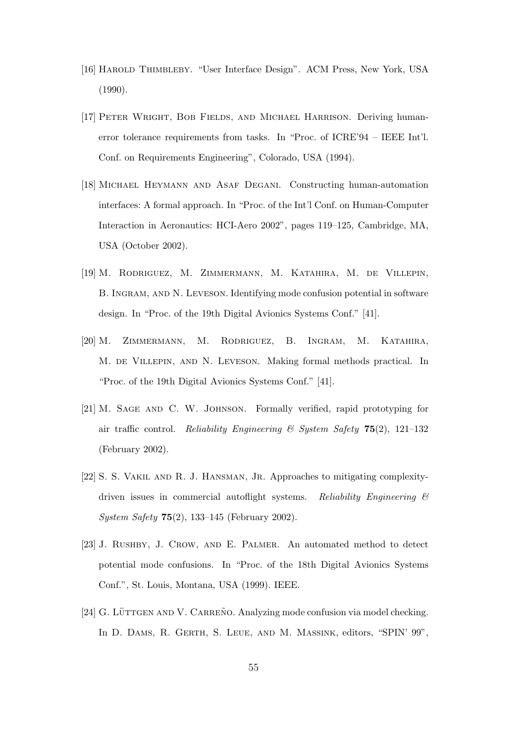[16] Harold Thimbleby. "User Interface Design". ACM Press, New York, USA (1990).

[17] Peter Wright, Bob Fields, and Michael Harrison. Deriving human-error tolerance requirements from tasks. In "Proc. of ICRE'94 – IEEE Int'l. Conf. on Requirements Engineering", Colorado, USA (1994).

[18] Michael Heymann and Asaf Degani. Constructing human-automation interfaces: A formal approach. In "Proc. of the Int'l Conf. on Human-Computer Interaction in Aeronautics: HCI-Aero 2002", pages 119–125, Cambridge, MA, USA (October 2002).

[19] M. Rodriguez, M. Zimmermann, M. Katahira, M. de Villepin, B. Ingram, and N. Leveson. Identifying mode confusion potential in software design. In "Proc. of the 19th Digital Avionics Systems Conf." [41].

[20] M. Zimmermann, M. Rodriguez, B. Ingram, M. Katahira, M. de Villepin, and N. Leveson. Making formal methods practical. In "Proc. of the 19th Digital Avionics Systems Conf." [41].

[21] M. Sage and C. W. Johnson. Formally verified, rapid prototyping for air traffic control. *Reliability Engineering & System Safety* **75**(2), 121–132 (February 2002).

[22] S. S. Vakil and R. J. Hansman, Jr. Approaches to mitigating complexity-driven issues in commercial autoflight systems. *Reliability Engineering & System Safety* **75**(2), 133–145 (February 2002).

[23] J. Rushby, J. Crow, and E. Palmer. An automated method to detect potential mode confusions. In "Proc. of the 18th Digital Avionics Systems Conf.", St. Louis, Montana, USA (1999). IEEE.

[24] G. Lüttgen and V. Carreño. Analyzing mode confusion via model checking. In D. Dams, R. Gerth, S. Leue, and M. Massink, editors, "SPIN' 99",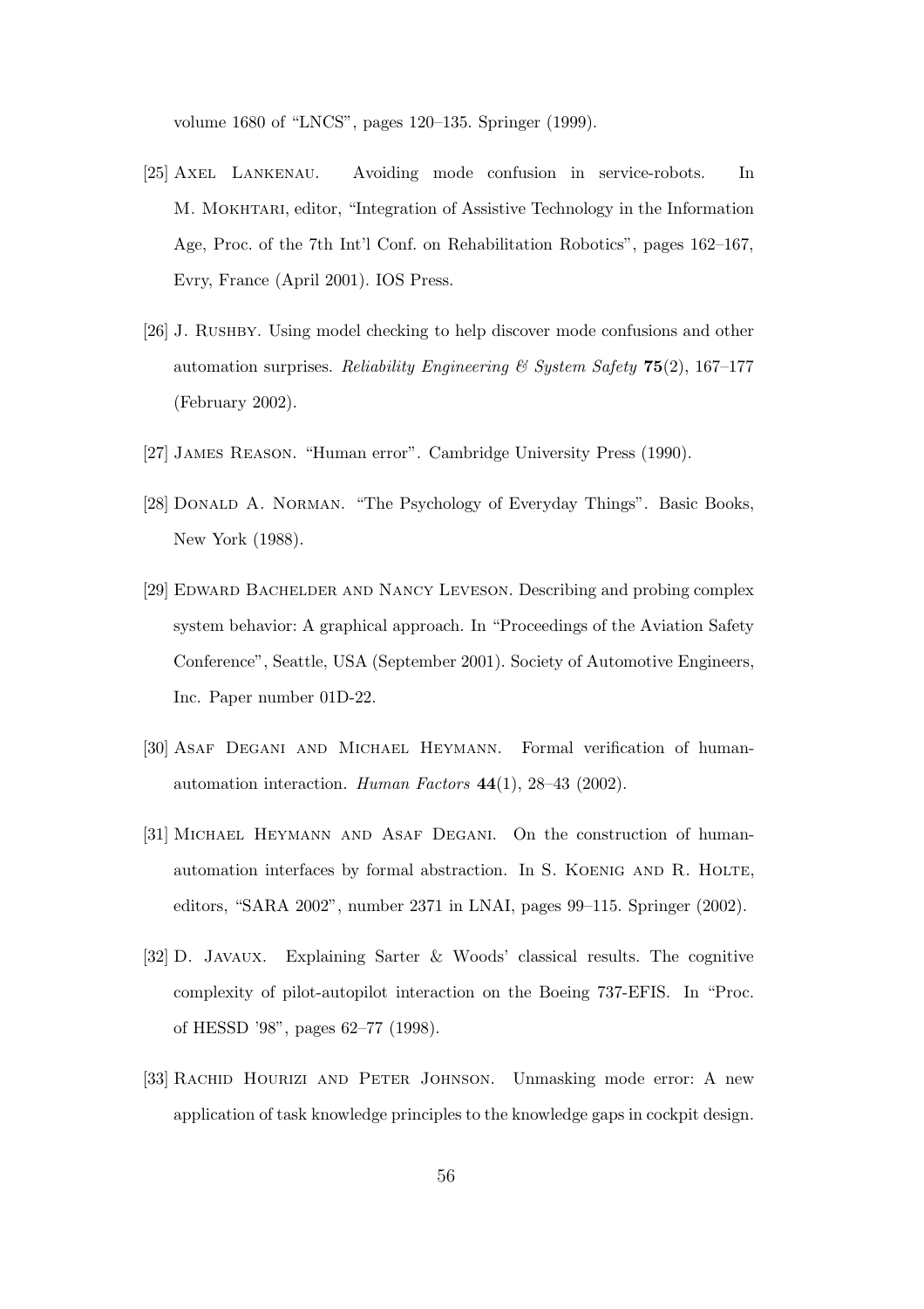volume 1680 of “LNCS”, pages 120–135. Springer (1999).

[25] Axel Lankenau. Avoiding mode confusion in service-robots. In M. Mokhtari, editor, “Integration of Assistive Technology in the Information Age, Proc. of the 7th Int’l Conf. on Rehabilitation Robotics”, pages 162–167, Evry, France (April 2001). IOS Press.

[26] J. Rushby. Using model checking to help discover mode confusions and other automation surprises. *Reliability Engineering & System Safety* **75**(2), 167–177 (February 2002).

[27] James Reason. “Human error”. Cambridge University Press (1990).

[28] Donald A. Norman. “The Psychology of Everyday Things”. Basic Books, New York (1988).

[29] Edward Bachelder and Nancy Leveson. Describing and probing complex system behavior: A graphical approach. In “Proceedings of the Aviation Safety Conference”, Seattle, USA (September 2001). Society of Automotive Engineers, Inc. Paper number 01D-22.

[30] Asaf Degani and Michael Heymann. Formal verification of human-automation interaction. *Human Factors* **44**(1), 28–43 (2002).

[31] Michael Heymann and Asaf Degani. On the construction of human-automation interfaces by formal abstraction. In S. Koenig and R. Holte, editors, “SARA 2002”, number 2371 in LNAI, pages 99–115. Springer (2002).

[32] D. Javaux. Explaining Sarter & Woods’ classical results. The cognitive complexity of pilot-autopilot interaction on the Boeing 737-EFIS. In “Proc. of HESSD ’98”, pages 62–77 (1998).

[33] Rachid Hourizi and Peter Johnson. Unmasking mode error: A new application of task knowledge principles to the knowledge gaps in cockpit design.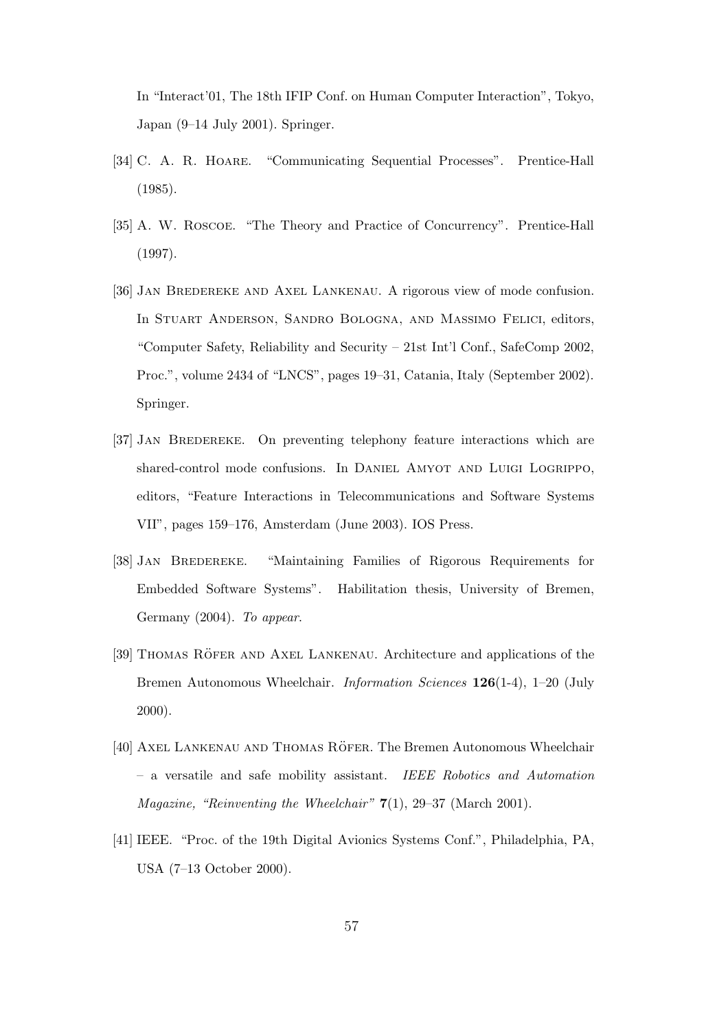In "Interact'01, The 18th IFIP Conf. on Human Computer Interaction", Tokyo, Japan (9–14 July 2001). Springer.

[34] C. A. R. Hoare. "Communicating Sequential Processes". Prentice-Hall (1985).

[35] A. W. Roscoe. "The Theory and Practice of Concurrency". Prentice-Hall (1997).

[36] Jan Bredereke and Axel Lankenau. A rigorous view of mode confusion. In Stuart Anderson, Sandro Bologna, and Massimo Felici, editors, "Computer Safety, Reliability and Security – 21st Int'l Conf., SafeComp 2002, Proc.", volume 2434 of "LNCS", pages 19–31, Catania, Italy (September 2002). Springer.

[37] Jan Bredereke. On preventing telephony feature interactions which are shared-control mode confusions. In Daniel Amyot and Luigi Logrippo, editors, "Feature Interactions in Telecommunications and Software Systems VII", pages 159–176, Amsterdam (June 2003). IOS Press.

[38] Jan Bredereke. "Maintaining Families of Rigorous Requirements for Embedded Software Systems". Habilitation thesis, University of Bremen, Germany (2004). *To appear*.

[39] Thomas Röfer and Axel Lankenau. Architecture and applications of the Bremen Autonomous Wheelchair. *Information Sciences* **126**(1-4), 1–20 (July 2000).

[40] Axel Lankenau and Thomas Röfer. The Bremen Autonomous Wheelchair – a versatile and safe mobility assistant. *IEEE Robotics and Automation Magazine, "Reinventing the Wheelchair"* **7**(1), 29–37 (March 2001).

[41] IEEE. "Proc. of the 19th Digital Avionics Systems Conf.", Philadelphia, PA, USA (7–13 October 2000).